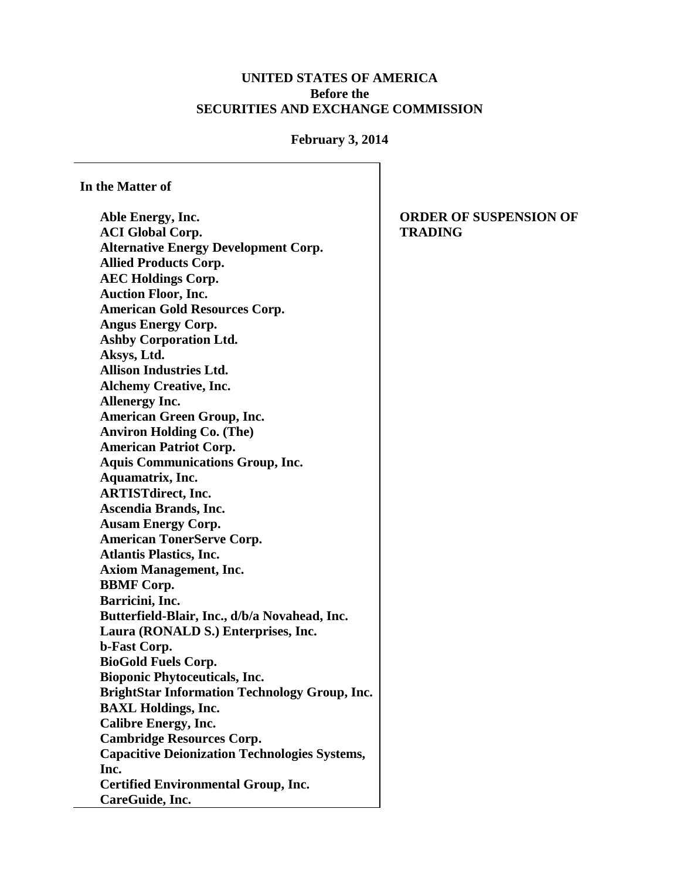**UNITED STATES OF AMERICA**
**Before the**
**SECURITIES AND EXCHANGE COMMISSION**

**February 3, 2014**

**In the Matter of**

**Able Energy, Inc.**
**ACI Global Corp.**
**Alternative Energy Development Corp.**
**Allied Products Corp.**
**AEC Holdings Corp.**
**Auction Floor, Inc.**
**American Gold Resources Corp.**
**Angus Energy Corp.**
**Ashby Corporation Ltd.**
**Aksys, Ltd.**
**Allison Industries Ltd.**
**Alchemy Creative, Inc.**
**Allenergy Inc.**
**American Green Group, Inc.**
**Anviron Holding Co. (The)**
**American Patriot Corp.**
**Aquis Communications Group, Inc.**
**Aquamatrix, Inc.**
**ARTISTdirect, Inc.**
**Ascendia Brands, Inc.**
**Ausam Energy Corp.**
**American TonerServe Corp.**
**Atlantis Plastics, Inc.**
**Axiom Management, Inc.**
**BBMF Corp.**
**Barricini, Inc.**
**Butterfield-Blair, Inc., d/b/a Novahead, Inc.**
**Laura (RONALD S.) Enterprises, Inc.**
**b-Fast Corp.**
**BioGold Fuels Corp.**
**Bioponic Phytoceuticals, Inc.**
**BrightStar Information Technology Group, Inc.**
**BAXL Holdings, Inc.**
**Calibre Energy, Inc.**
**Cambridge Resources Corp.**
**Capacitive Deionization Technologies Systems, Inc.**
**Certified Environmental Group, Inc.**
**CareGuide, Inc.**

**ORDER OF SUSPENSION OF TRADING**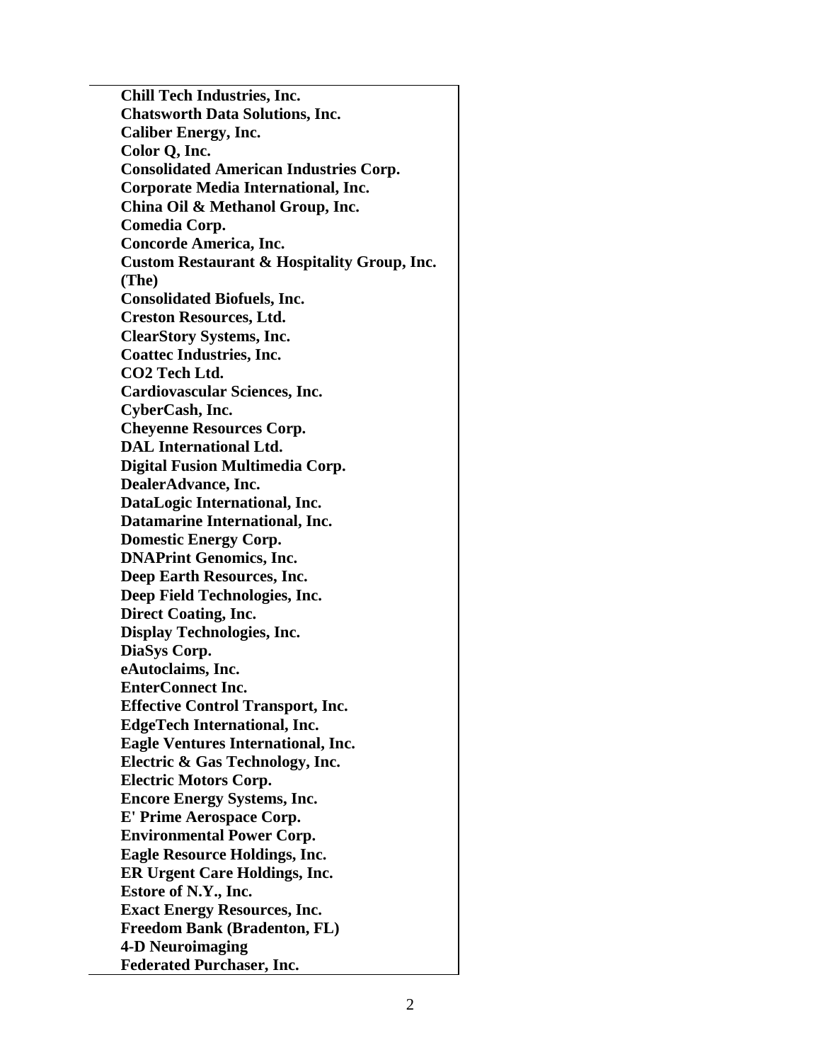| |
|---|
| **Chill Tech Industries, Inc.** |
| **Chatsworth Data Solutions, Inc.** |
| **Caliber Energy, Inc.** |
| **Color Q, Inc.** |
| **Consolidated American Industries Corp.** |
| **Corporate Media International, Inc.** |
| **China Oil & Methanol Group, Inc.** |
| **Comedia Corp.** |
| **Concorde America, Inc.** |
| **Custom Restaurant & Hospitality Group, Inc. (The)** |
| **Consolidated Biofuels, Inc.** |
| **Creston Resources, Ltd.** |
| **ClearStory Systems, Inc.** |
| **Coattec Industries, Inc.** |
| **CO2 Tech Ltd.** |
| **Cardiovascular Sciences, Inc.** |
| **CyberCash, Inc.** |
| **Cheyenne Resources Corp.** |
| **DAL International Ltd.** |
| **Digital Fusion Multimedia Corp.** |
| **DealerAdvance, Inc.** |
| **DataLogic International, Inc.** |
| **Datamarine International, Inc.** |
| **Domestic Energy Corp.** |
| **DNAPrint Genomics, Inc.** |
| **Deep Earth Resources, Inc.** |
| **Deep Field Technologies, Inc.** |
| **Direct Coating, Inc.** |
| **Display Technologies, Inc.** |
| **DiaSys Corp.** |
| **eAutoclaims, Inc.** |
| **EnterConnect Inc.** |
| **Effective Control Transport, Inc.** |
| **EdgeTech International, Inc.** |
| **Eagle Ventures International, Inc.** |
| **Electric & Gas Technology, Inc.** |
| **Electric Motors Corp.** |
| **Encore Energy Systems, Inc.** |
| **E' Prime Aerospace Corp.** |
| **Environmental Power Corp.** |
| **Eagle Resource Holdings, Inc.** |
| **ER Urgent Care Holdings, Inc.** |
| **Estore of N.Y., Inc.** |
| **Exact Energy Resources, Inc.** |
| **Freedom Bank (Bradenton, FL)** |
| **4-D Neuroimaging** |
| **Federated Purchaser, Inc.** |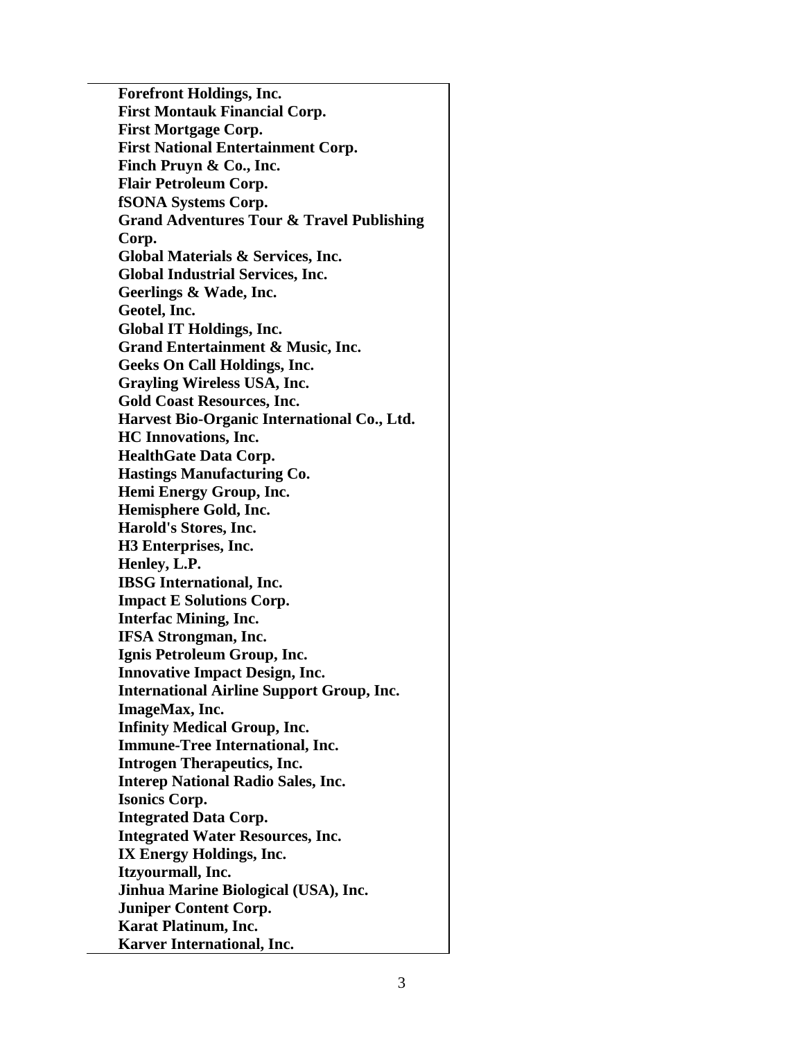**Forefront Holdings, Inc.**
**First Montauk Financial Corp.**
**First Mortgage Corp.**
**First National Entertainment Corp.**
**Finch Pruyn & Co., Inc.**
**Flair Petroleum Corp.**
**fSONA Systems Corp.**
**Grand Adventures Tour & Travel Publishing Corp.**
**Global Materials & Services, Inc.**
**Global Industrial Services, Inc.**
**Geerlings & Wade, Inc.**
**Geotel, Inc.**
**Global IT Holdings, Inc.**
**Grand Entertainment & Music, Inc.**
**Geeks On Call Holdings, Inc.**
**Grayling Wireless USA, Inc.**
**Gold Coast Resources, Inc.**
**Harvest Bio-Organic International Co., Ltd.**
**HC Innovations, Inc.**
**HealthGate Data Corp.**
**Hastings Manufacturing Co.**
**Hemi Energy Group, Inc.**
**Hemisphere Gold, Inc.**
**Harold's Stores, Inc.**
**H3 Enterprises, Inc.**
**Henley, L.P.**
**IBSG International, Inc.**
**Impact E Solutions Corp.**
**Interfac Mining, Inc.**
**IFSA Strongman, Inc.**
**Ignis Petroleum Group, Inc.**
**Innovative Impact Design, Inc.**
**International Airline Support Group, Inc.**
**ImageMax, Inc.**
**Infinity Medical Group, Inc.**
**Immune-Tree International, Inc.**
**Introgen Therapeutics, Inc.**
**Interep National Radio Sales, Inc.**
**Isonics Corp.**
**Integrated Data Corp.**
**Integrated Water Resources, Inc.**
**IX Energy Holdings, Inc.**
**Itzyourmall, Inc.**
**Jinhua Marine Biological (USA), Inc.**
**Juniper Content Corp.**
**Karat Platinum, Inc.**
**Karver International, Inc.**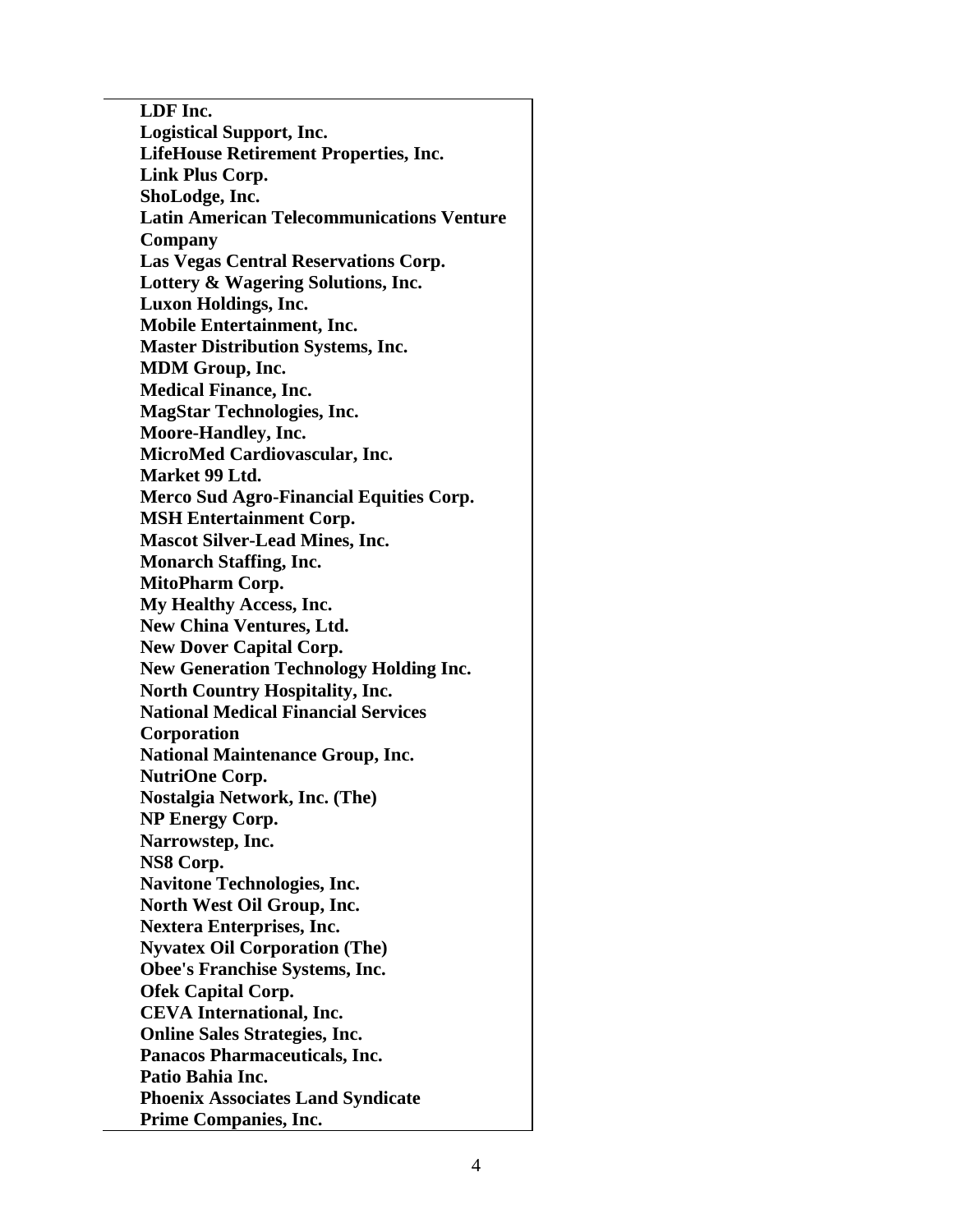**LDF Inc.**
**Logistical Support, Inc.**
**LifeHouse Retirement Properties, Inc.**
**Link Plus Corp.**
**ShoLodge, Inc.**
**Latin American Telecommunications Venture Company**
**Las Vegas Central Reservations Corp.**
**Lottery & Wagering Solutions, Inc.**
**Luxon Holdings, Inc.**
**Mobile Entertainment, Inc.**
**Master Distribution Systems, Inc.**
**MDM Group, Inc.**
**Medical Finance, Inc.**
**MagStar Technologies, Inc.**
**Moore-Handley, Inc.**
**MicroMed Cardiovascular, Inc.**
**Market 99 Ltd.**
**Merco Sud Agro-Financial Equities Corp.**
**MSH Entertainment Corp.**
**Mascot Silver-Lead Mines, Inc.**
**Monarch Staffing, Inc.**
**MitoPharm Corp.**
**My Healthy Access, Inc.**
**New China Ventures, Ltd.**
**New Dover Capital Corp.**
**New Generation Technology Holding Inc.**
**North Country Hospitality, Inc.**
**National Medical Financial Services Corporation**
**National Maintenance Group, Inc.**
**NutriOne Corp.**
**Nostalgia Network, Inc. (The)**
**NP Energy Corp.**
**Narrowstep, Inc.**
**NS8 Corp.**
**Navitone Technologies, Inc.**
**North West Oil Group, Inc.**
**Nextera Enterprises, Inc.**
**Nyvatex Oil Corporation (The)**
**Obee's Franchise Systems, Inc.**
**Ofek Capital Corp.**
**CEVA International, Inc.**
**Online Sales Strategies, Inc.**
**Panacos Pharmaceuticals, Inc.**
**Patio Bahia Inc.**
**Phoenix Associates Land Syndicate**
**Prime Companies, Inc.**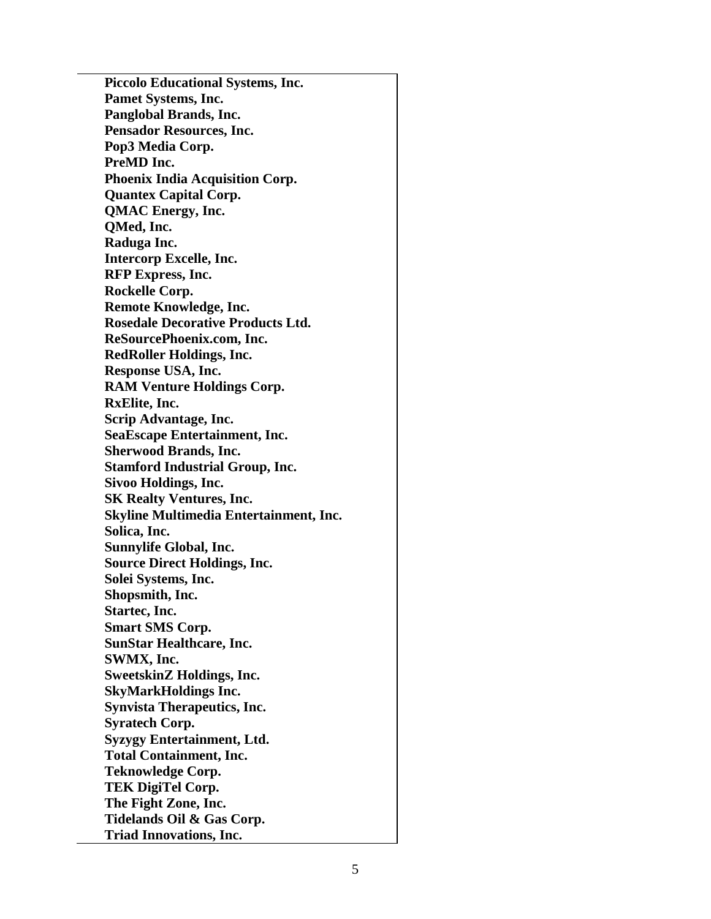**Piccolo Educational Systems, Inc.**
**Pamet Systems, Inc.**
**Panglobal Brands, Inc.**
**Pensador Resources, Inc.**
**Pop3 Media Corp.**
**PreMD Inc.**
**Phoenix India Acquisition Corp.**
**Quantex Capital Corp.**
**QMAC Energy, Inc.**
**QMed, Inc.**
**Raduga Inc.**
**Intercorp Excelle, Inc.**
**RFP Express, Inc.**
**Rockelle Corp.**
**Remote Knowledge, Inc.**
**Rosedale Decorative Products Ltd.**
**ReSourcePhoenix.com, Inc.**
**RedRoller Holdings, Inc.**
**Response USA, Inc.**
**RAM Venture Holdings Corp.**
**RxElite, Inc.**
**Scrip Advantage, Inc.**
**SeaEscape Entertainment, Inc.**
**Sherwood Brands, Inc.**
**Stamford Industrial Group, Inc.**
**Sivoo Holdings, Inc.**
**SK Realty Ventures, Inc.**
**Skyline Multimedia Entertainment, Inc.**
**Solica, Inc.**
**Sunnylife Global, Inc.**
**Source Direct Holdings, Inc.**
**Solei Systems, Inc.**
**Shopsmith, Inc.**
**Startec, Inc.**
**Smart SMS Corp.**
**SunStar Healthcare, Inc.**
**SWMX, Inc.**
**SweetskinZ Holdings, Inc.**
**SkyMarkHoldings Inc.**
**Synvista Therapeutics, Inc.**
**Syratech Corp.**
**Syzygy Entertainment, Ltd.**
**Total Containment, Inc.**
**Teknowledge Corp.**
**TEK DigiTel Corp.**
**The Fight Zone, Inc.**
**Tidelands Oil & Gas Corp.**
**Triad Innovations, Inc.**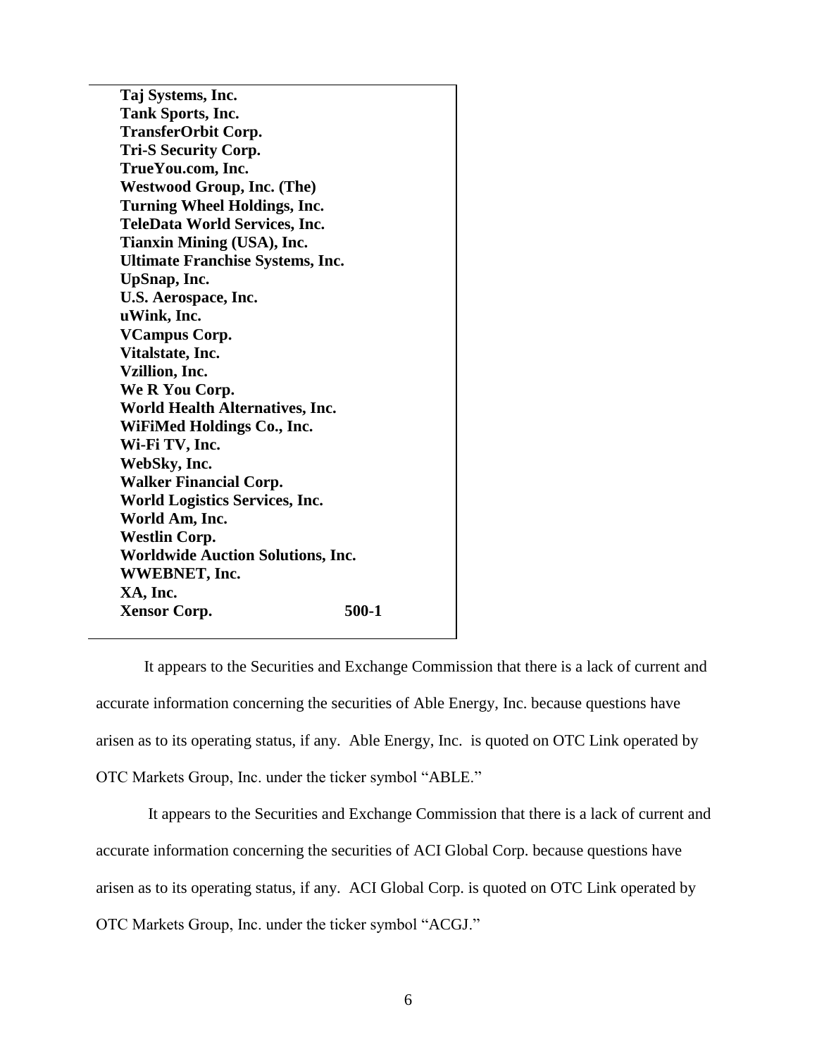**Taj Systems, Inc.**
**Tank Sports, Inc.**
**TransferOrbit Corp.**
**Tri-S Security Corp.**
**TrueYou.com, Inc.**
**Westwood Group, Inc. (The)**
**Turning Wheel Holdings, Inc.**
**TeleData World Services, Inc.**
**Tianxin Mining (USA), Inc.**
**Ultimate Franchise Systems, Inc.**
**UpSnap, Inc.**
**U.S. Aerospace, Inc.**
**uWink, Inc.**
**VCampus Corp.**
**Vitalstate, Inc.**
**Vzillion, Inc.**
**We R You Corp.**
**World Health Alternatives, Inc.**
**WiFiMed Holdings Co., Inc.**
**Wi-Fi TV, Inc.**
**WebSky, Inc.**
**Walker Financial Corp.**
**World Logistics Services, Inc.**
**World Am, Inc.**
**Westlin Corp.**
**Worldwide Auction Solutions, Inc.**
**WWEBNET, Inc.**
**XA, Inc.**
**Xensor Corp.** **500-1**

It appears to the Securities and Exchange Commission that there is a lack of current and accurate information concerning the securities of Able Energy, Inc. because questions have arisen as to its operating status, if any. Able Energy, Inc. is quoted on OTC Link operated by OTC Markets Group, Inc. under the ticker symbol "ABLE."

It appears to the Securities and Exchange Commission that there is a lack of current and accurate information concerning the securities of ACI Global Corp. because questions have arisen as to its operating status, if any. ACI Global Corp. is quoted on OTC Link operated by OTC Markets Group, Inc. under the ticker symbol "ACGJ."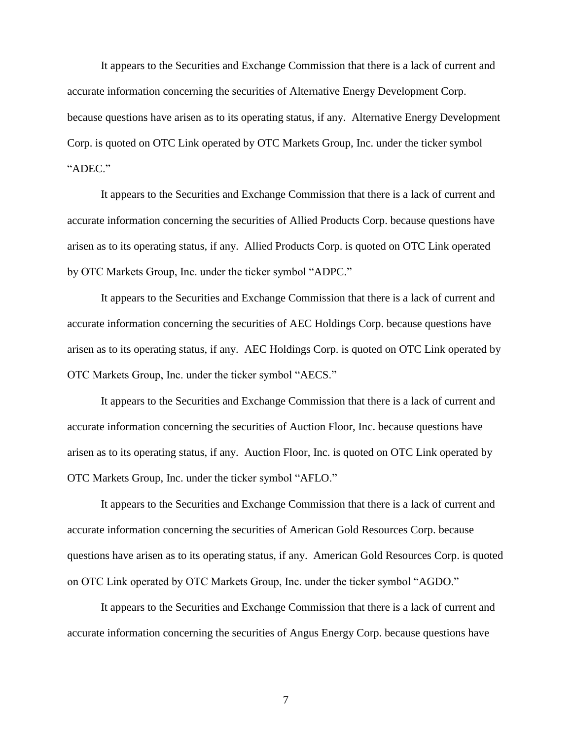It appears to the Securities and Exchange Commission that there is a lack of current and accurate information concerning the securities of Alternative Energy Development Corp. because questions have arisen as to its operating status, if any. Alternative Energy Development Corp. is quoted on OTC Link operated by OTC Markets Group, Inc. under the ticker symbol "ADEC."

It appears to the Securities and Exchange Commission that there is a lack of current and accurate information concerning the securities of Allied Products Corp. because questions have arisen as to its operating status, if any. Allied Products Corp. is quoted on OTC Link operated by OTC Markets Group, Inc. under the ticker symbol "ADPC."

It appears to the Securities and Exchange Commission that there is a lack of current and accurate information concerning the securities of AEC Holdings Corp. because questions have arisen as to its operating status, if any. AEC Holdings Corp. is quoted on OTC Link operated by OTC Markets Group, Inc. under the ticker symbol "AECS."

It appears to the Securities and Exchange Commission that there is a lack of current and accurate information concerning the securities of Auction Floor, Inc. because questions have arisen as to its operating status, if any. Auction Floor, Inc. is quoted on OTC Link operated by OTC Markets Group, Inc. under the ticker symbol "AFLO."

It appears to the Securities and Exchange Commission that there is a lack of current and accurate information concerning the securities of American Gold Resources Corp. because questions have arisen as to its operating status, if any. American Gold Resources Corp. is quoted on OTC Link operated by OTC Markets Group, Inc. under the ticker symbol "AGDO."

It appears to the Securities and Exchange Commission that there is a lack of current and accurate information concerning the securities of Angus Energy Corp. because questions have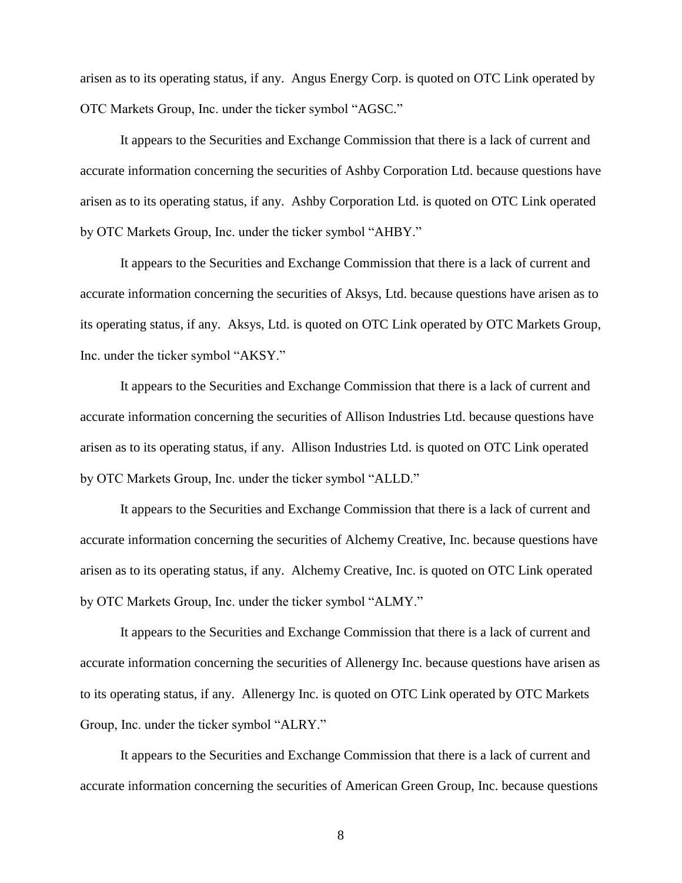arisen as to its operating status, if any. Angus Energy Corp. is quoted on OTC Link operated by OTC Markets Group, Inc. under the ticker symbol "AGSC."

It appears to the Securities and Exchange Commission that there is a lack of current and accurate information concerning the securities of Ashby Corporation Ltd. because questions have arisen as to its operating status, if any. Ashby Corporation Ltd. is quoted on OTC Link operated by OTC Markets Group, Inc. under the ticker symbol "AHBY."

It appears to the Securities and Exchange Commission that there is a lack of current and accurate information concerning the securities of Aksys, Ltd. because questions have arisen as to its operating status, if any. Aksys, Ltd. is quoted on OTC Link operated by OTC Markets Group, Inc. under the ticker symbol "AKSY."

It appears to the Securities and Exchange Commission that there is a lack of current and accurate information concerning the securities of Allison Industries Ltd. because questions have arisen as to its operating status, if any. Allison Industries Ltd. is quoted on OTC Link operated by OTC Markets Group, Inc. under the ticker symbol "ALLD."

It appears to the Securities and Exchange Commission that there is a lack of current and accurate information concerning the securities of Alchemy Creative, Inc. because questions have arisen as to its operating status, if any. Alchemy Creative, Inc. is quoted on OTC Link operated by OTC Markets Group, Inc. under the ticker symbol "ALMY."

It appears to the Securities and Exchange Commission that there is a lack of current and accurate information concerning the securities of Allenergy Inc. because questions have arisen as to its operating status, if any. Allenergy Inc. is quoted on OTC Link operated by OTC Markets Group, Inc. under the ticker symbol "ALRY."

It appears to the Securities and Exchange Commission that there is a lack of current and accurate information concerning the securities of American Green Group, Inc. because questions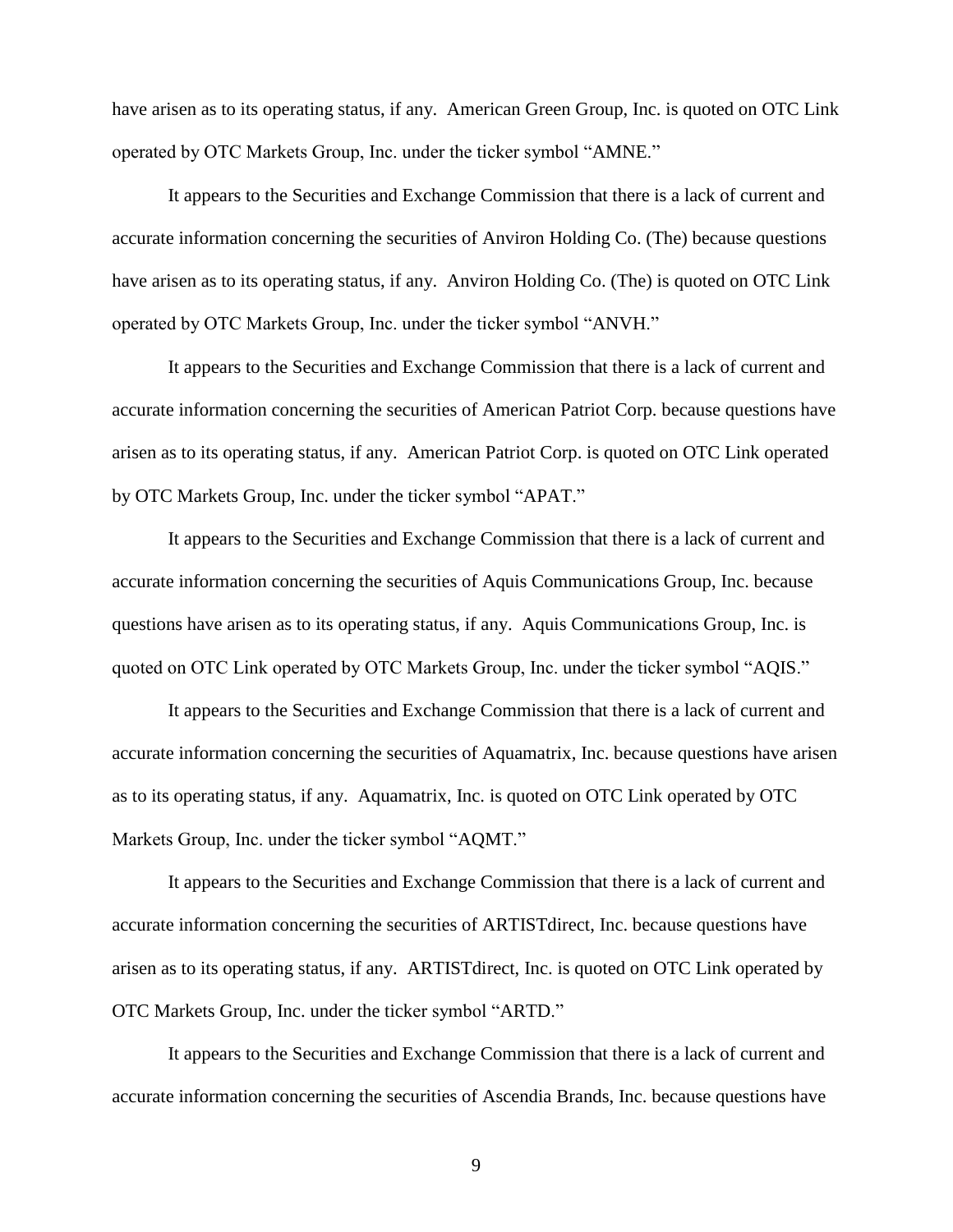have arisen as to its operating status, if any. American Green Group, Inc. is quoted on OTC Link operated by OTC Markets Group, Inc. under the ticker symbol "AMNE."

It appears to the Securities and Exchange Commission that there is a lack of current and accurate information concerning the securities of Anviron Holding Co. (The) because questions have arisen as to its operating status, if any. Anviron Holding Co. (The) is quoted on OTC Link operated by OTC Markets Group, Inc. under the ticker symbol "ANVH."

It appears to the Securities and Exchange Commission that there is a lack of current and accurate information concerning the securities of American Patriot Corp. because questions have arisen as to its operating status, if any. American Patriot Corp. is quoted on OTC Link operated by OTC Markets Group, Inc. under the ticker symbol "APAT."

It appears to the Securities and Exchange Commission that there is a lack of current and accurate information concerning the securities of Aquis Communications Group, Inc. because questions have arisen as to its operating status, if any. Aquis Communications Group, Inc. is quoted on OTC Link operated by OTC Markets Group, Inc. under the ticker symbol "AQIS."

It appears to the Securities and Exchange Commission that there is a lack of current and accurate information concerning the securities of Aquamatrix, Inc. because questions have arisen as to its operating status, if any. Aquamatrix, Inc. is quoted on OTC Link operated by OTC Markets Group, Inc. under the ticker symbol "AQMT."

It appears to the Securities and Exchange Commission that there is a lack of current and accurate information concerning the securities of ARTISTdirect, Inc. because questions have arisen as to its operating status, if any. ARTISTdirect, Inc. is quoted on OTC Link operated by OTC Markets Group, Inc. under the ticker symbol "ARTD."

It appears to the Securities and Exchange Commission that there is a lack of current and accurate information concerning the securities of Ascendia Brands, Inc. because questions have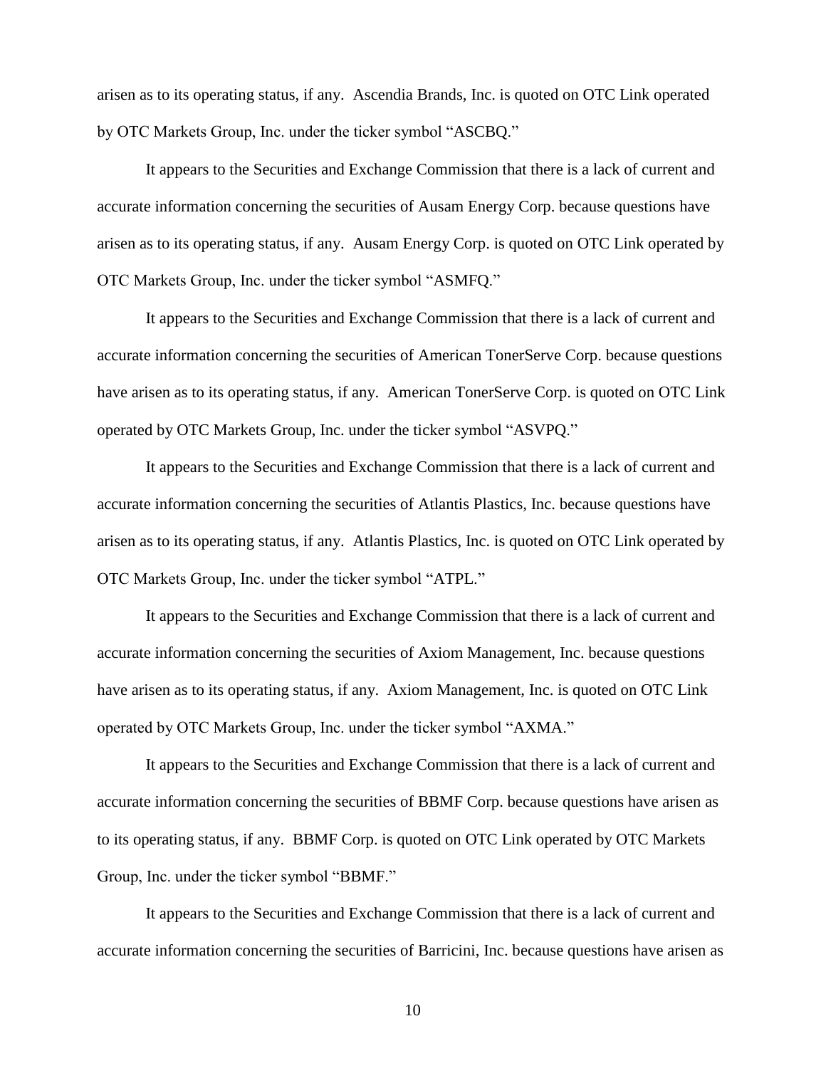arisen as to its operating status, if any. Ascendia Brands, Inc. is quoted on OTC Link operated by OTC Markets Group, Inc. under the ticker symbol "ASCBQ."

It appears to the Securities and Exchange Commission that there is a lack of current and accurate information concerning the securities of Ausam Energy Corp. because questions have arisen as to its operating status, if any. Ausam Energy Corp. is quoted on OTC Link operated by OTC Markets Group, Inc. under the ticker symbol "ASMFQ."

It appears to the Securities and Exchange Commission that there is a lack of current and accurate information concerning the securities of American TonerServe Corp. because questions have arisen as to its operating status, if any. American TonerServe Corp. is quoted on OTC Link operated by OTC Markets Group, Inc. under the ticker symbol "ASVPQ."

It appears to the Securities and Exchange Commission that there is a lack of current and accurate information concerning the securities of Atlantis Plastics, Inc. because questions have arisen as to its operating status, if any. Atlantis Plastics, Inc. is quoted on OTC Link operated by OTC Markets Group, Inc. under the ticker symbol "ATPL."

It appears to the Securities and Exchange Commission that there is a lack of current and accurate information concerning the securities of Axiom Management, Inc. because questions have arisen as to its operating status, if any. Axiom Management, Inc. is quoted on OTC Link operated by OTC Markets Group, Inc. under the ticker symbol "AXMA."

It appears to the Securities and Exchange Commission that there is a lack of current and accurate information concerning the securities of BBMF Corp. because questions have arisen as to its operating status, if any. BBMF Corp. is quoted on OTC Link operated by OTC Markets Group, Inc. under the ticker symbol "BBMF."

It appears to the Securities and Exchange Commission that there is a lack of current and accurate information concerning the securities of Barricini, Inc. because questions have arisen as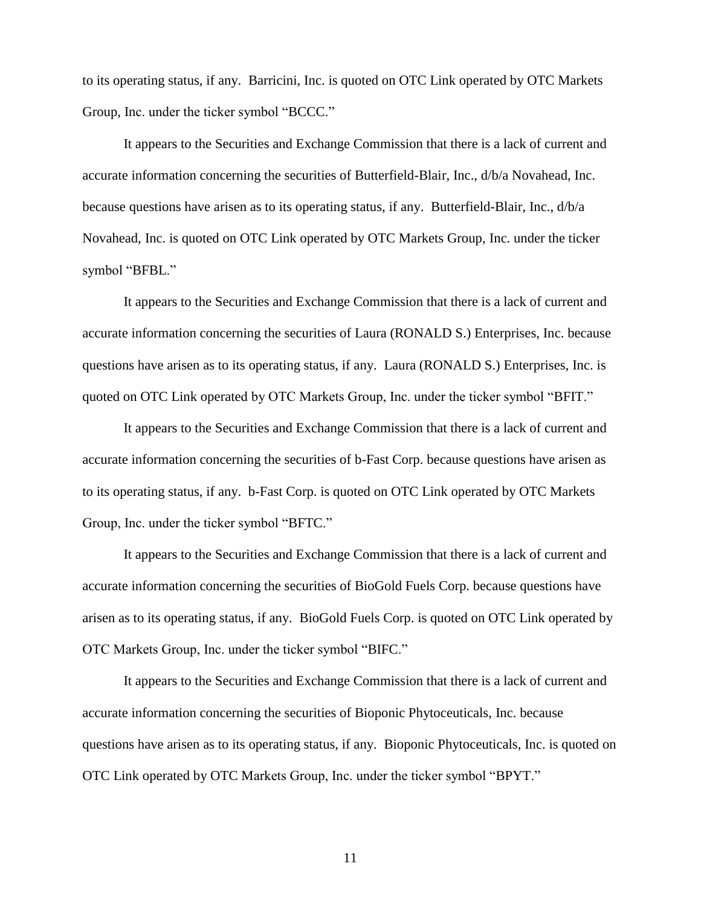to its operating status, if any. Barricini, Inc. is quoted on OTC Link operated by OTC Markets Group, Inc. under the ticker symbol "BCCC."

It appears to the Securities and Exchange Commission that there is a lack of current and accurate information concerning the securities of Butterfield-Blair, Inc., d/b/a Novahead, Inc. because questions have arisen as to its operating status, if any. Butterfield-Blair, Inc., d/b/a Novahead, Inc. is quoted on OTC Link operated by OTC Markets Group, Inc. under the ticker symbol "BFBL."

It appears to the Securities and Exchange Commission that there is a lack of current and accurate information concerning the securities of Laura (RONALD S.) Enterprises, Inc. because questions have arisen as to its operating status, if any. Laura (RONALD S.) Enterprises, Inc. is quoted on OTC Link operated by OTC Markets Group, Inc. under the ticker symbol "BFIT."

It appears to the Securities and Exchange Commission that there is a lack of current and accurate information concerning the securities of b-Fast Corp. because questions have arisen as to its operating status, if any. b-Fast Corp. is quoted on OTC Link operated by OTC Markets Group, Inc. under the ticker symbol "BFTC."

It appears to the Securities and Exchange Commission that there is a lack of current and accurate information concerning the securities of BioGold Fuels Corp. because questions have arisen as to its operating status, if any. BioGold Fuels Corp. is quoted on OTC Link operated by OTC Markets Group, Inc. under the ticker symbol "BIFC."

It appears to the Securities and Exchange Commission that there is a lack of current and accurate information concerning the securities of Bioponic Phytoceuticals, Inc. because questions have arisen as to its operating status, if any. Bioponic Phytoceuticals, Inc. is quoted on OTC Link operated by OTC Markets Group, Inc. under the ticker symbol "BPYT."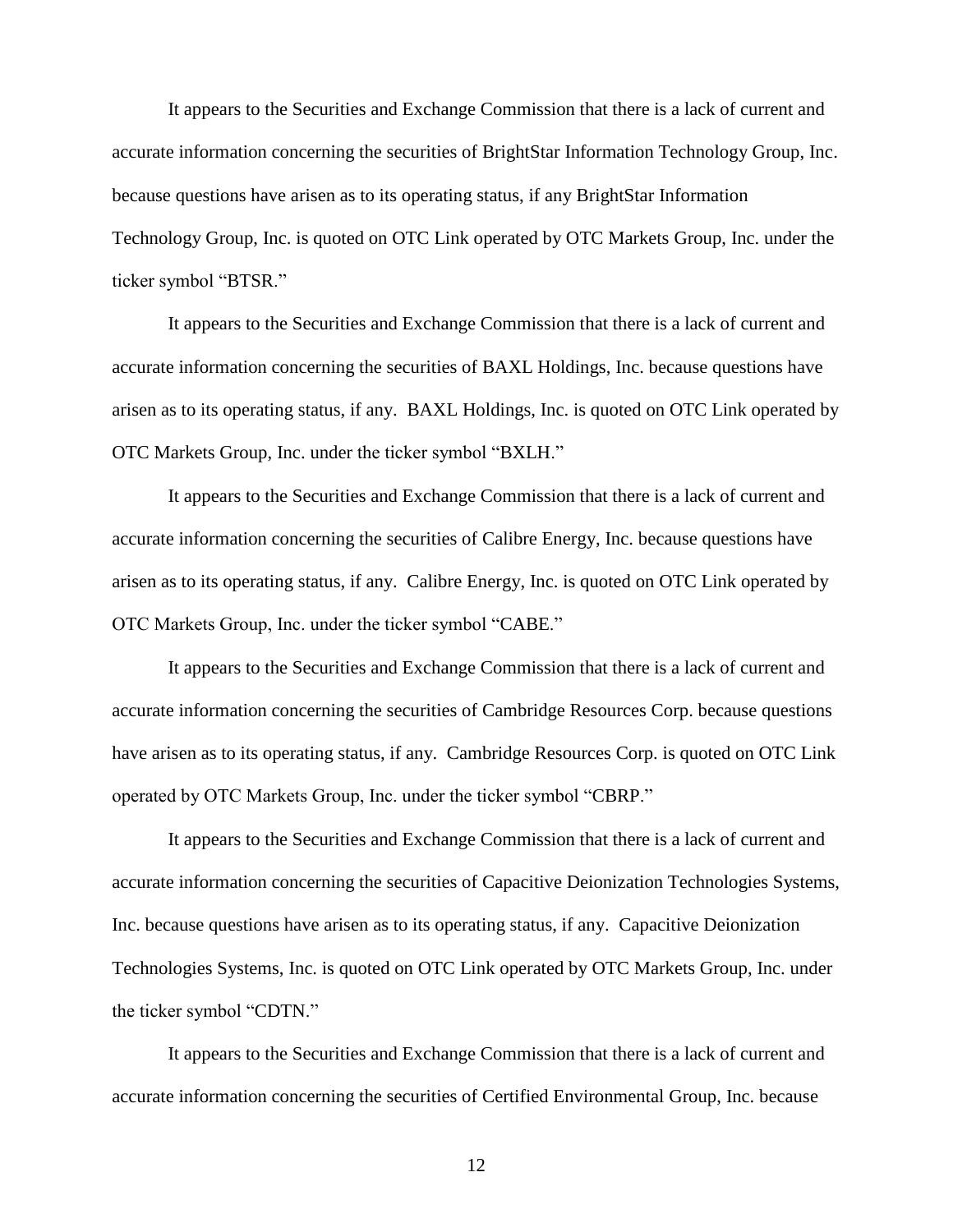It appears to the Securities and Exchange Commission that there is a lack of current and accurate information concerning the securities of BrightStar Information Technology Group, Inc. because questions have arisen as to its operating status, if any BrightStar Information Technology Group, Inc. is quoted on OTC Link operated by OTC Markets Group, Inc. under the ticker symbol "BTSR."

It appears to the Securities and Exchange Commission that there is a lack of current and accurate information concerning the securities of BAXL Holdings, Inc. because questions have arisen as to its operating status, if any. BAXL Holdings, Inc. is quoted on OTC Link operated by OTC Markets Group, Inc. under the ticker symbol "BXLH."

It appears to the Securities and Exchange Commission that there is a lack of current and accurate information concerning the securities of Calibre Energy, Inc. because questions have arisen as to its operating status, if any. Calibre Energy, Inc. is quoted on OTC Link operated by OTC Markets Group, Inc. under the ticker symbol "CABE."

It appears to the Securities and Exchange Commission that there is a lack of current and accurate information concerning the securities of Cambridge Resources Corp. because questions have arisen as to its operating status, if any. Cambridge Resources Corp. is quoted on OTC Link operated by OTC Markets Group, Inc. under the ticker symbol "CBRP."

It appears to the Securities and Exchange Commission that there is a lack of current and accurate information concerning the securities of Capacitive Deionization Technologies Systems, Inc. because questions have arisen as to its operating status, if any. Capacitive Deionization Technologies Systems, Inc. is quoted on OTC Link operated by OTC Markets Group, Inc. under the ticker symbol "CDTN."

It appears to the Securities and Exchange Commission that there is a lack of current and accurate information concerning the securities of Certified Environmental Group, Inc. because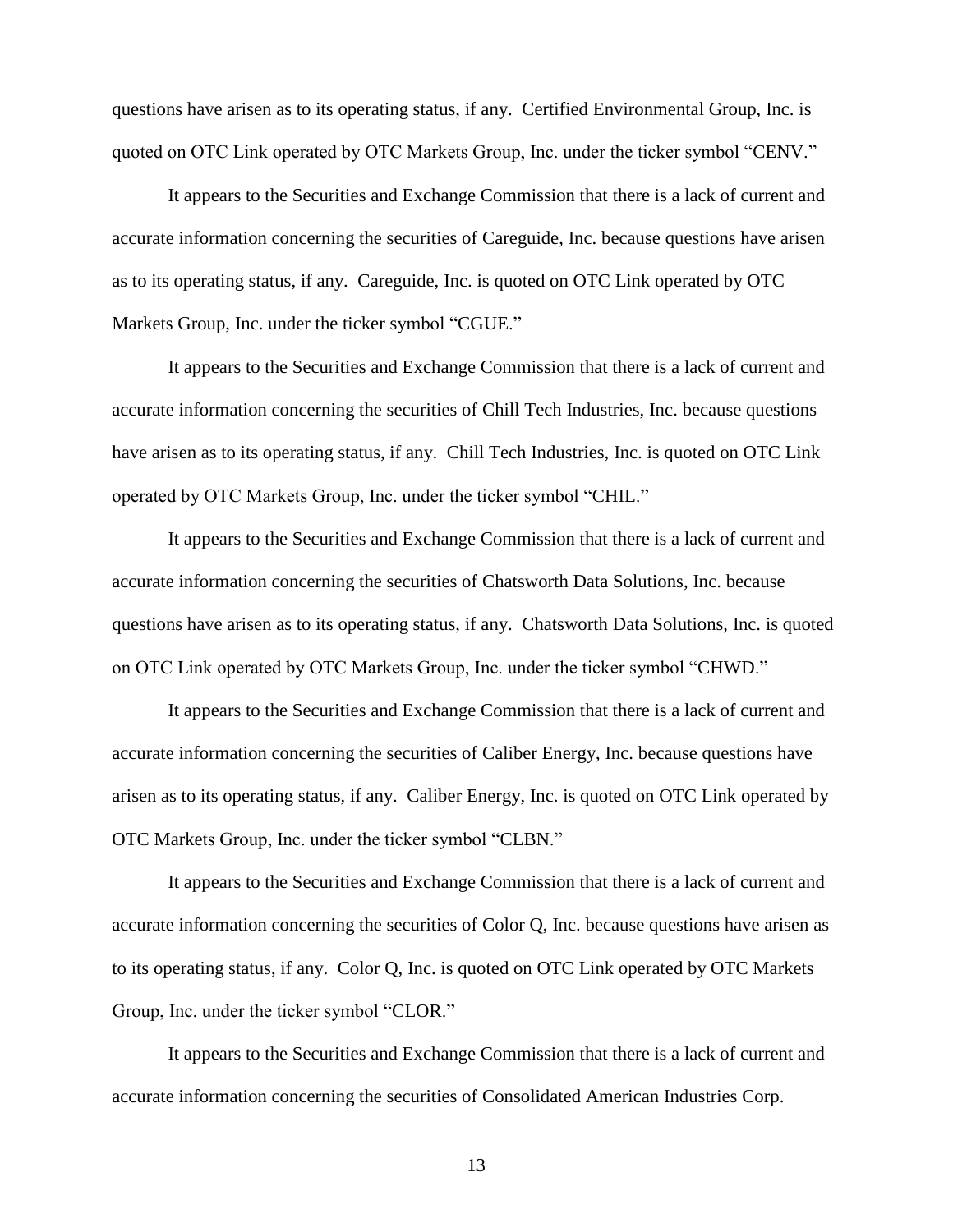questions have arisen as to its operating status, if any. Certified Environmental Group, Inc. is quoted on OTC Link operated by OTC Markets Group, Inc. under the ticker symbol "CENV."

It appears to the Securities and Exchange Commission that there is a lack of current and accurate information concerning the securities of Careguide, Inc. because questions have arisen as to its operating status, if any. Careguide, Inc. is quoted on OTC Link operated by OTC Markets Group, Inc. under the ticker symbol "CGUE."

It appears to the Securities and Exchange Commission that there is a lack of current and accurate information concerning the securities of Chill Tech Industries, Inc. because questions have arisen as to its operating status, if any. Chill Tech Industries, Inc. is quoted on OTC Link operated by OTC Markets Group, Inc. under the ticker symbol "CHIL."

It appears to the Securities and Exchange Commission that there is a lack of current and accurate information concerning the securities of Chatsworth Data Solutions, Inc. because questions have arisen as to its operating status, if any. Chatsworth Data Solutions, Inc. is quoted on OTC Link operated by OTC Markets Group, Inc. under the ticker symbol "CHWD."

It appears to the Securities and Exchange Commission that there is a lack of current and accurate information concerning the securities of Caliber Energy, Inc. because questions have arisen as to its operating status, if any. Caliber Energy, Inc. is quoted on OTC Link operated by OTC Markets Group, Inc. under the ticker symbol "CLBN."

It appears to the Securities and Exchange Commission that there is a lack of current and accurate information concerning the securities of Color Q, Inc. because questions have arisen as to its operating status, if any. Color Q, Inc. is quoted on OTC Link operated by OTC Markets Group, Inc. under the ticker symbol "CLOR."

It appears to the Securities and Exchange Commission that there is a lack of current and accurate information concerning the securities of Consolidated American Industries Corp.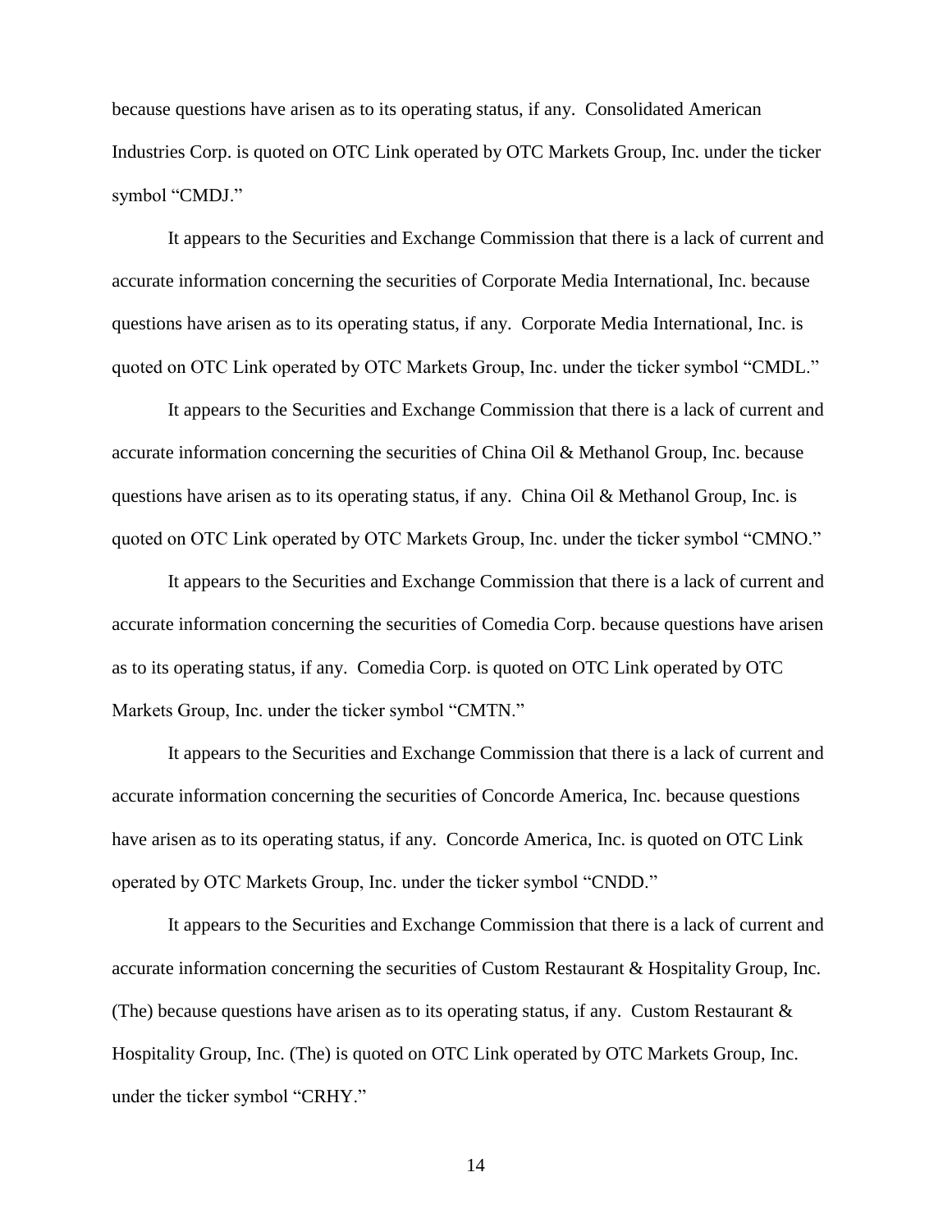because questions have arisen as to its operating status, if any. Consolidated American Industries Corp. is quoted on OTC Link operated by OTC Markets Group, Inc. under the ticker symbol "CMDJ."

It appears to the Securities and Exchange Commission that there is a lack of current and accurate information concerning the securities of Corporate Media International, Inc. because questions have arisen as to its operating status, if any. Corporate Media International, Inc. is quoted on OTC Link operated by OTC Markets Group, Inc. under the ticker symbol "CMDL."

It appears to the Securities and Exchange Commission that there is a lack of current and accurate information concerning the securities of China Oil & Methanol Group, Inc. because questions have arisen as to its operating status, if any. China Oil & Methanol Group, Inc. is quoted on OTC Link operated by OTC Markets Group, Inc. under the ticker symbol "CMNO."

It appears to the Securities and Exchange Commission that there is a lack of current and accurate information concerning the securities of Comedia Corp. because questions have arisen as to its operating status, if any. Comedia Corp. is quoted on OTC Link operated by OTC Markets Group, Inc. under the ticker symbol "CMTN."

It appears to the Securities and Exchange Commission that there is a lack of current and accurate information concerning the securities of Concorde America, Inc. because questions have arisen as to its operating status, if any. Concorde America, Inc. is quoted on OTC Link operated by OTC Markets Group, Inc. under the ticker symbol "CNDD."

It appears to the Securities and Exchange Commission that there is a lack of current and accurate information concerning the securities of Custom Restaurant & Hospitality Group, Inc. (The) because questions have arisen as to its operating status, if any. Custom Restaurant & Hospitality Group, Inc. (The) is quoted on OTC Link operated by OTC Markets Group, Inc. under the ticker symbol "CRHY."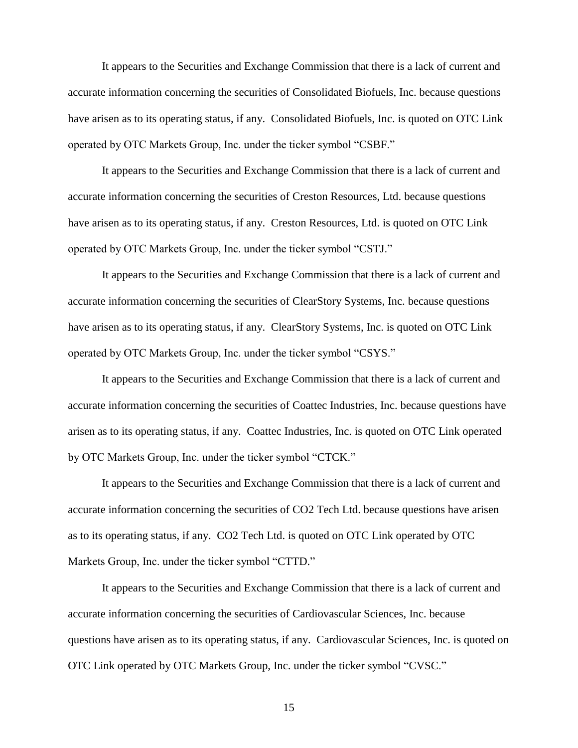It appears to the Securities and Exchange Commission that there is a lack of current and accurate information concerning the securities of Consolidated Biofuels, Inc. because questions have arisen as to its operating status, if any. Consolidated Biofuels, Inc. is quoted on OTC Link operated by OTC Markets Group, Inc. under the ticker symbol "CSBF."

It appears to the Securities and Exchange Commission that there is a lack of current and accurate information concerning the securities of Creston Resources, Ltd. because questions have arisen as to its operating status, if any. Creston Resources, Ltd. is quoted on OTC Link operated by OTC Markets Group, Inc. under the ticker symbol "CSTJ."

It appears to the Securities and Exchange Commission that there is a lack of current and accurate information concerning the securities of ClearStory Systems, Inc. because questions have arisen as to its operating status, if any. ClearStory Systems, Inc. is quoted on OTC Link operated by OTC Markets Group, Inc. under the ticker symbol "CSYS."

It appears to the Securities and Exchange Commission that there is a lack of current and accurate information concerning the securities of Coattec Industries, Inc. because questions have arisen as to its operating status, if any. Coattec Industries, Inc. is quoted on OTC Link operated by OTC Markets Group, Inc. under the ticker symbol "CTCK."

It appears to the Securities and Exchange Commission that there is a lack of current and accurate information concerning the securities of CO2 Tech Ltd. because questions have arisen as to its operating status, if any. CO2 Tech Ltd. is quoted on OTC Link operated by OTC Markets Group, Inc. under the ticker symbol "CTTD."

It appears to the Securities and Exchange Commission that there is a lack of current and accurate information concerning the securities of Cardiovascular Sciences, Inc. because questions have arisen as to its operating status, if any. Cardiovascular Sciences, Inc. is quoted on OTC Link operated by OTC Markets Group, Inc. under the ticker symbol "CVSC."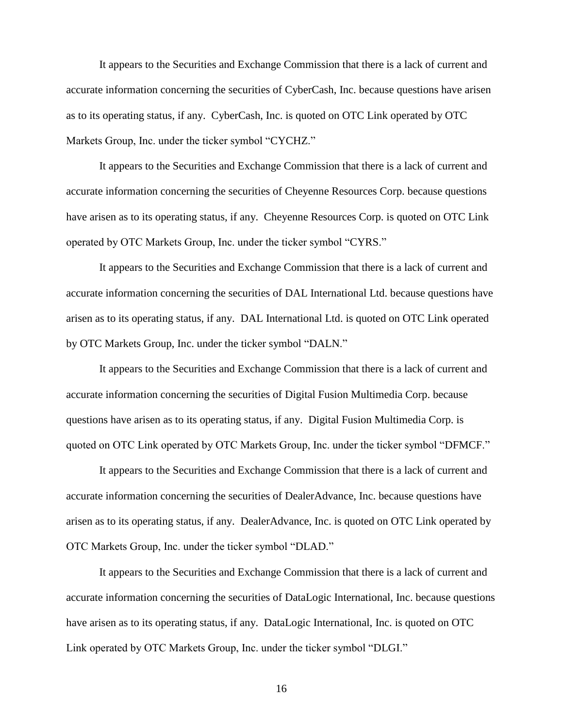It appears to the Securities and Exchange Commission that there is a lack of current and accurate information concerning the securities of CyberCash, Inc. because questions have arisen as to its operating status, if any. CyberCash, Inc. is quoted on OTC Link operated by OTC Markets Group, Inc. under the ticker symbol "CYCHZ."

It appears to the Securities and Exchange Commission that there is a lack of current and accurate information concerning the securities of Cheyenne Resources Corp. because questions have arisen as to its operating status, if any. Cheyenne Resources Corp. is quoted on OTC Link operated by OTC Markets Group, Inc. under the ticker symbol "CYRS."

It appears to the Securities and Exchange Commission that there is a lack of current and accurate information concerning the securities of DAL International Ltd. because questions have arisen as to its operating status, if any. DAL International Ltd. is quoted on OTC Link operated by OTC Markets Group, Inc. under the ticker symbol "DALN."

It appears to the Securities and Exchange Commission that there is a lack of current and accurate information concerning the securities of Digital Fusion Multimedia Corp. because questions have arisen as to its operating status, if any. Digital Fusion Multimedia Corp. is quoted on OTC Link operated by OTC Markets Group, Inc. under the ticker symbol "DFMCF."

It appears to the Securities and Exchange Commission that there is a lack of current and accurate information concerning the securities of DealerAdvance, Inc. because questions have arisen as to its operating status, if any. DealerAdvance, Inc. is quoted on OTC Link operated by OTC Markets Group, Inc. under the ticker symbol "DLAD."

It appears to the Securities and Exchange Commission that there is a lack of current and accurate information concerning the securities of DataLogic International, Inc. because questions have arisen as to its operating status, if any. DataLogic International, Inc. is quoted on OTC Link operated by OTC Markets Group, Inc. under the ticker symbol "DLGI."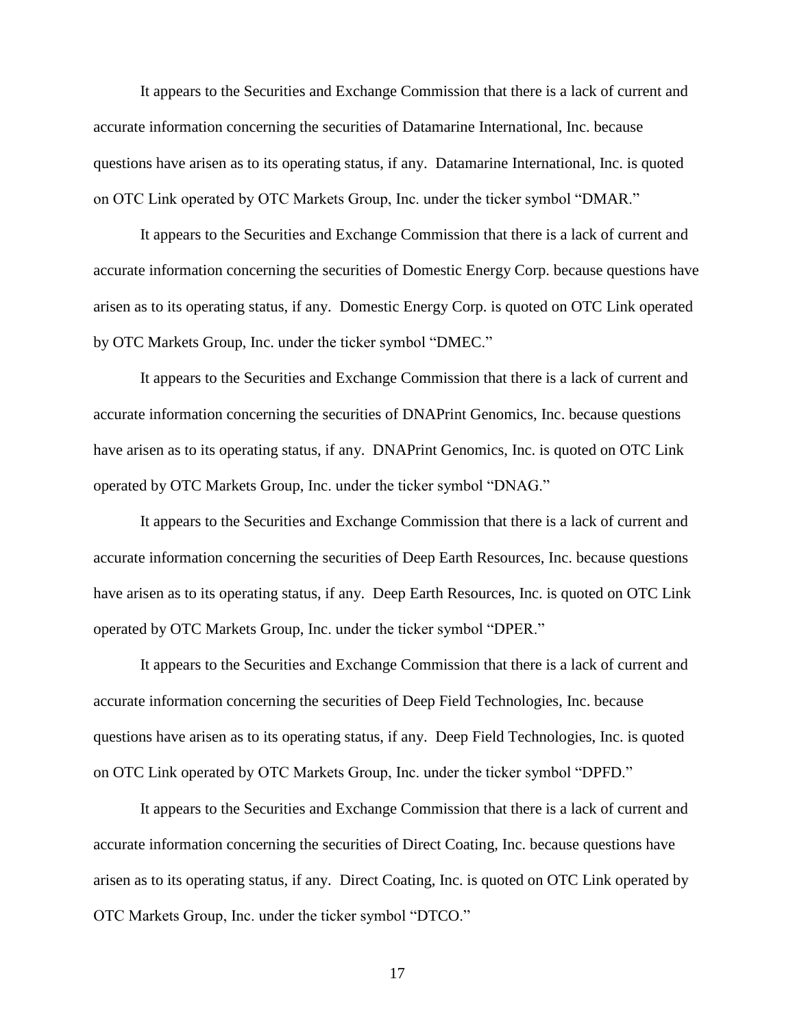It appears to the Securities and Exchange Commission that there is a lack of current and accurate information concerning the securities of Datamarine International, Inc. because questions have arisen as to its operating status, if any. Datamarine International, Inc. is quoted on OTC Link operated by OTC Markets Group, Inc. under the ticker symbol "DMAR."

It appears to the Securities and Exchange Commission that there is a lack of current and accurate information concerning the securities of Domestic Energy Corp. because questions have arisen as to its operating status, if any. Domestic Energy Corp. is quoted on OTC Link operated by OTC Markets Group, Inc. under the ticker symbol "DMEC."

It appears to the Securities and Exchange Commission that there is a lack of current and accurate information concerning the securities of DNAPrint Genomics, Inc. because questions have arisen as to its operating status, if any. DNAPrint Genomics, Inc. is quoted on OTC Link operated by OTC Markets Group, Inc. under the ticker symbol "DNAG."

It appears to the Securities and Exchange Commission that there is a lack of current and accurate information concerning the securities of Deep Earth Resources, Inc. because questions have arisen as to its operating status, if any. Deep Earth Resources, Inc. is quoted on OTC Link operated by OTC Markets Group, Inc. under the ticker symbol "DPER."

It appears to the Securities and Exchange Commission that there is a lack of current and accurate information concerning the securities of Deep Field Technologies, Inc. because questions have arisen as to its operating status, if any. Deep Field Technologies, Inc. is quoted on OTC Link operated by OTC Markets Group, Inc. under the ticker symbol "DPFD."

It appears to the Securities and Exchange Commission that there is a lack of current and accurate information concerning the securities of Direct Coating, Inc. because questions have arisen as to its operating status, if any. Direct Coating, Inc. is quoted on OTC Link operated by OTC Markets Group, Inc. under the ticker symbol "DTCO."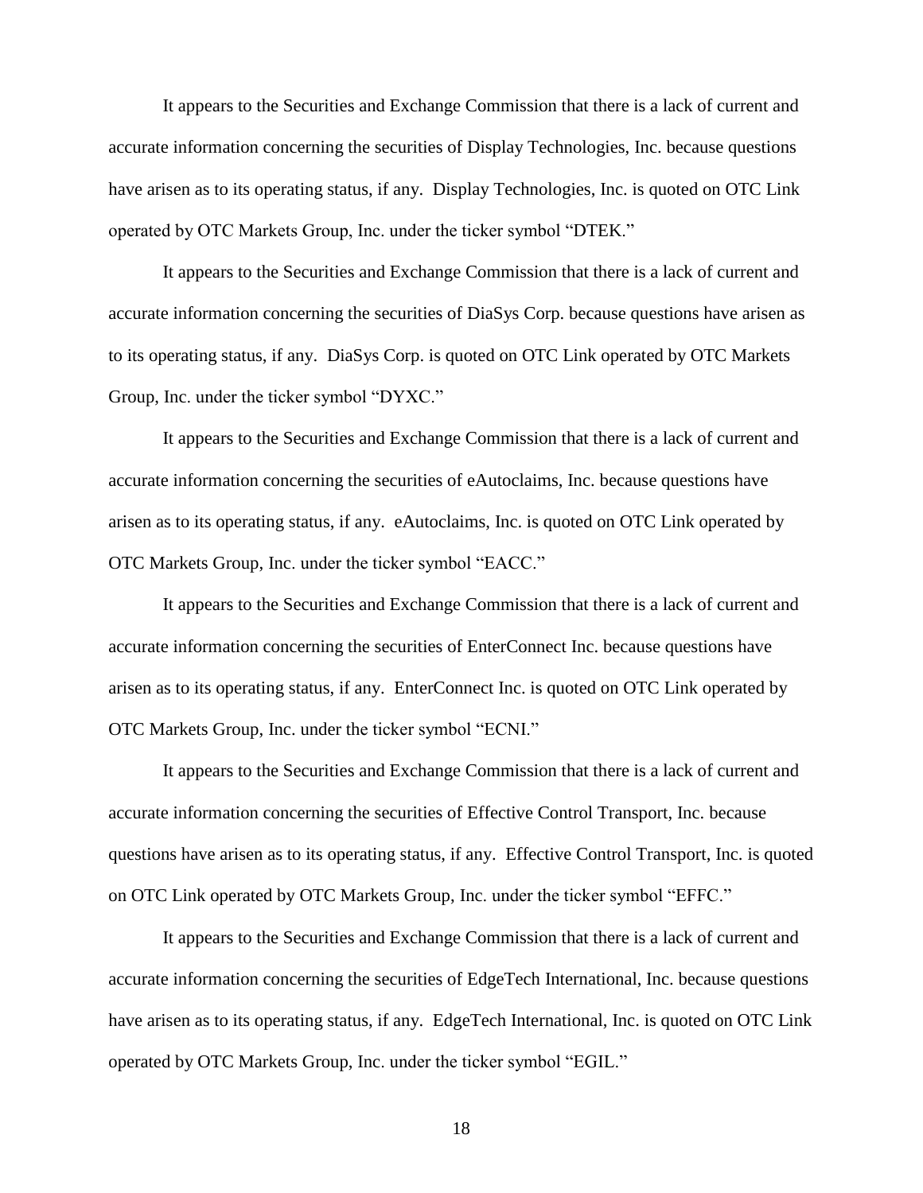It appears to the Securities and Exchange Commission that there is a lack of current and accurate information concerning the securities of Display Technologies, Inc. because questions have arisen as to its operating status, if any. Display Technologies, Inc. is quoted on OTC Link operated by OTC Markets Group, Inc. under the ticker symbol "DTEK."

It appears to the Securities and Exchange Commission that there is a lack of current and accurate information concerning the securities of DiaSys Corp. because questions have arisen as to its operating status, if any. DiaSys Corp. is quoted on OTC Link operated by OTC Markets Group, Inc. under the ticker symbol "DYXC."

It appears to the Securities and Exchange Commission that there is a lack of current and accurate information concerning the securities of eAutoclaims, Inc. because questions have arisen as to its operating status, if any. eAutoclaims, Inc. is quoted on OTC Link operated by OTC Markets Group, Inc. under the ticker symbol "EACC."

It appears to the Securities and Exchange Commission that there is a lack of current and accurate information concerning the securities of EnterConnect Inc. because questions have arisen as to its operating status, if any. EnterConnect Inc. is quoted on OTC Link operated by OTC Markets Group, Inc. under the ticker symbol "ECNI."

It appears to the Securities and Exchange Commission that there is a lack of current and accurate information concerning the securities of Effective Control Transport, Inc. because questions have arisen as to its operating status, if any. Effective Control Transport, Inc. is quoted on OTC Link operated by OTC Markets Group, Inc. under the ticker symbol "EFFC."

It appears to the Securities and Exchange Commission that there is a lack of current and accurate information concerning the securities of EdgeTech International, Inc. because questions have arisen as to its operating status, if any. EdgeTech International, Inc. is quoted on OTC Link operated by OTC Markets Group, Inc. under the ticker symbol "EGIL."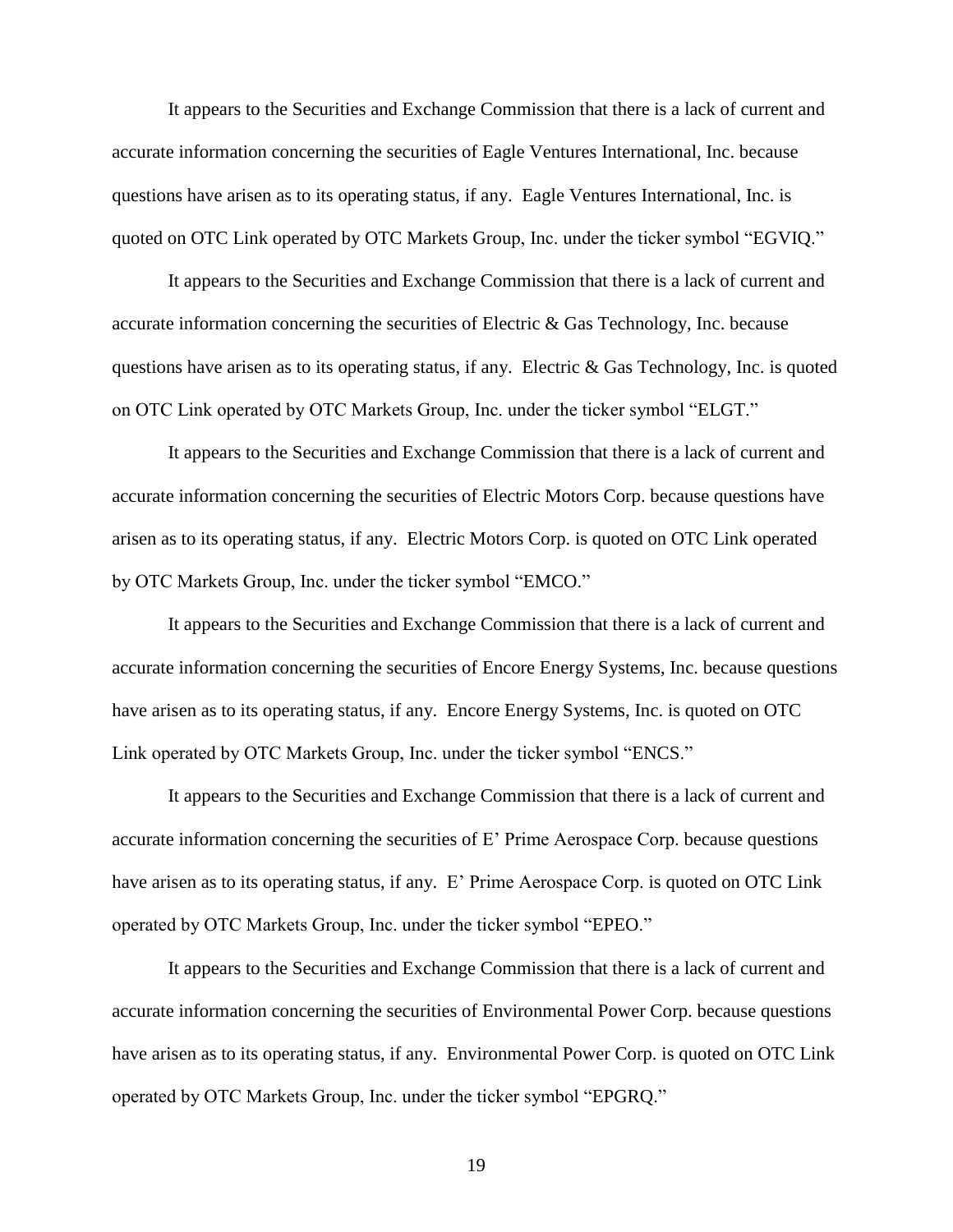It appears to the Securities and Exchange Commission that there is a lack of current and accurate information concerning the securities of Eagle Ventures International, Inc. because questions have arisen as to its operating status, if any. Eagle Ventures International, Inc. is quoted on OTC Link operated by OTC Markets Group, Inc. under the ticker symbol "EGVIQ."

It appears to the Securities and Exchange Commission that there is a lack of current and accurate information concerning the securities of Electric & Gas Technology, Inc. because questions have arisen as to its operating status, if any. Electric & Gas Technology, Inc. is quoted on OTC Link operated by OTC Markets Group, Inc. under the ticker symbol "ELGT."

It appears to the Securities and Exchange Commission that there is a lack of current and accurate information concerning the securities of Electric Motors Corp. because questions have arisen as to its operating status, if any. Electric Motors Corp. is quoted on OTC Link operated by OTC Markets Group, Inc. under the ticker symbol "EMCO."

It appears to the Securities and Exchange Commission that there is a lack of current and accurate information concerning the securities of Encore Energy Systems, Inc. because questions have arisen as to its operating status, if any. Encore Energy Systems, Inc. is quoted on OTC Link operated by OTC Markets Group, Inc. under the ticker symbol "ENCS."

It appears to the Securities and Exchange Commission that there is a lack of current and accurate information concerning the securities of E' Prime Aerospace Corp. because questions have arisen as to its operating status, if any. E' Prime Aerospace Corp. is quoted on OTC Link operated by OTC Markets Group, Inc. under the ticker symbol "EPEO."

It appears to the Securities and Exchange Commission that there is a lack of current and accurate information concerning the securities of Environmental Power Corp. because questions have arisen as to its operating status, if any. Environmental Power Corp. is quoted on OTC Link operated by OTC Markets Group, Inc. under the ticker symbol "EPGRQ."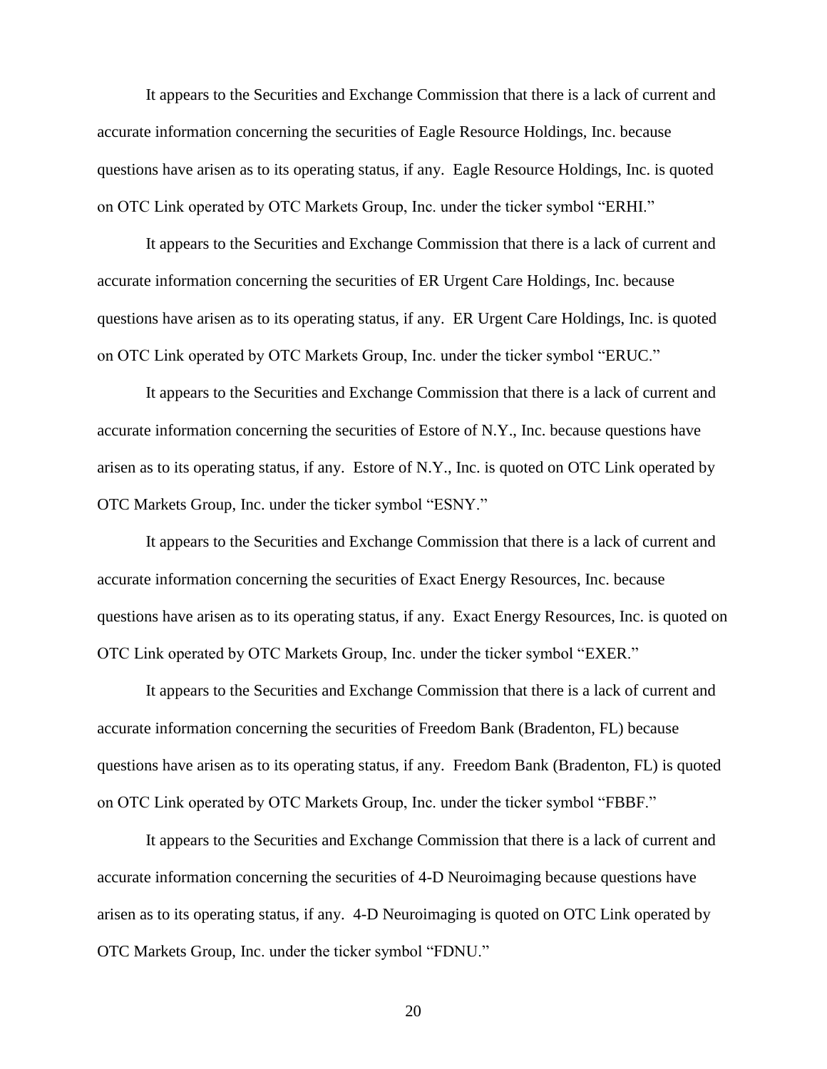It appears to the Securities and Exchange Commission that there is a lack of current and accurate information concerning the securities of Eagle Resource Holdings, Inc. because questions have arisen as to its operating status, if any. Eagle Resource Holdings, Inc. is quoted on OTC Link operated by OTC Markets Group, Inc. under the ticker symbol "ERHI."

It appears to the Securities and Exchange Commission that there is a lack of current and accurate information concerning the securities of ER Urgent Care Holdings, Inc. because questions have arisen as to its operating status, if any. ER Urgent Care Holdings, Inc. is quoted on OTC Link operated by OTC Markets Group, Inc. under the ticker symbol "ERUC."

It appears to the Securities and Exchange Commission that there is a lack of current and accurate information concerning the securities of Estore of N.Y., Inc. because questions have arisen as to its operating status, if any. Estore of N.Y., Inc. is quoted on OTC Link operated by OTC Markets Group, Inc. under the ticker symbol "ESNY."

It appears to the Securities and Exchange Commission that there is a lack of current and accurate information concerning the securities of Exact Energy Resources, Inc. because questions have arisen as to its operating status, if any. Exact Energy Resources, Inc. is quoted on OTC Link operated by OTC Markets Group, Inc. under the ticker symbol "EXER."

It appears to the Securities and Exchange Commission that there is a lack of current and accurate information concerning the securities of Freedom Bank (Bradenton, FL) because questions have arisen as to its operating status, if any. Freedom Bank (Bradenton, FL) is quoted on OTC Link operated by OTC Markets Group, Inc. under the ticker symbol "FBBF."

It appears to the Securities and Exchange Commission that there is a lack of current and accurate information concerning the securities of 4-D Neuroimaging because questions have arisen as to its operating status, if any. 4-D Neuroimaging is quoted on OTC Link operated by OTC Markets Group, Inc. under the ticker symbol "FDNU."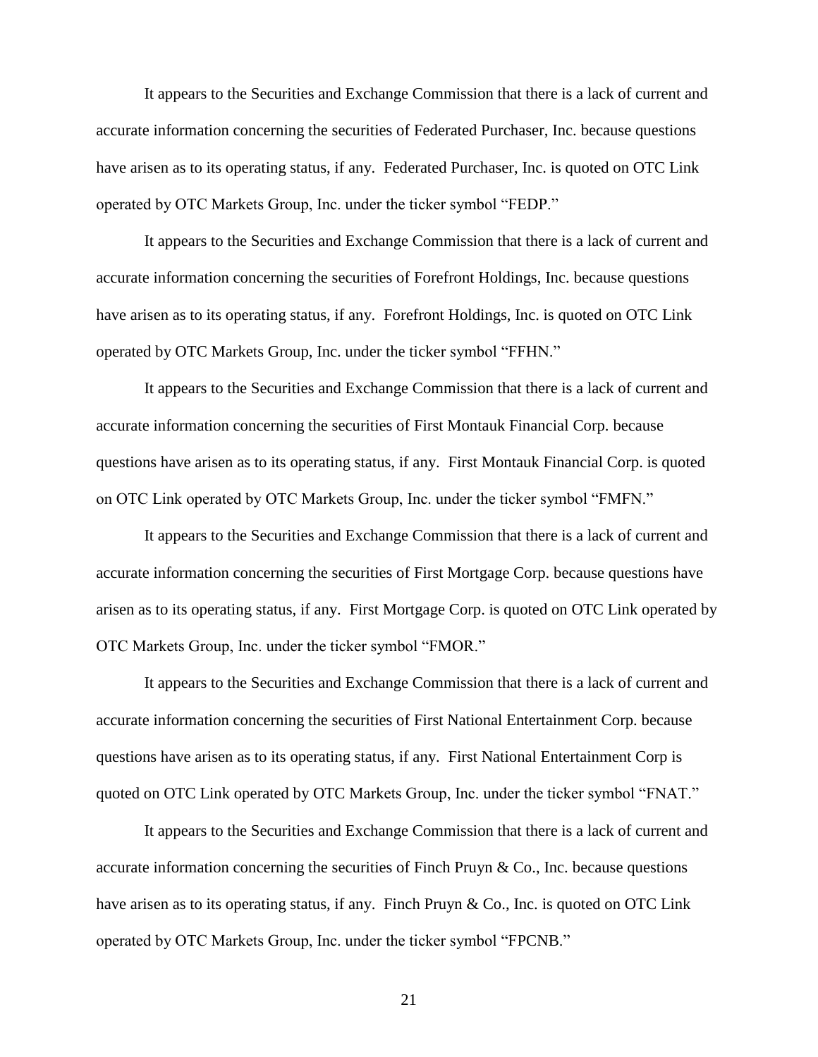It appears to the Securities and Exchange Commission that there is a lack of current and accurate information concerning the securities of Federated Purchaser, Inc. because questions have arisen as to its operating status, if any. Federated Purchaser, Inc. is quoted on OTC Link operated by OTC Markets Group, Inc. under the ticker symbol "FEDP."

It appears to the Securities and Exchange Commission that there is a lack of current and accurate information concerning the securities of Forefront Holdings, Inc. because questions have arisen as to its operating status, if any. Forefront Holdings, Inc. is quoted on OTC Link operated by OTC Markets Group, Inc. under the ticker symbol "FFHN."

It appears to the Securities and Exchange Commission that there is a lack of current and accurate information concerning the securities of First Montauk Financial Corp. because questions have arisen as to its operating status, if any. First Montauk Financial Corp. is quoted on OTC Link operated by OTC Markets Group, Inc. under the ticker symbol "FMFN."

It appears to the Securities and Exchange Commission that there is a lack of current and accurate information concerning the securities of First Mortgage Corp. because questions have arisen as to its operating status, if any. First Mortgage Corp. is quoted on OTC Link operated by OTC Markets Group, Inc. under the ticker symbol "FMOR."

It appears to the Securities and Exchange Commission that there is a lack of current and accurate information concerning the securities of First National Entertainment Corp. because questions have arisen as to its operating status, if any. First National Entertainment Corp is quoted on OTC Link operated by OTC Markets Group, Inc. under the ticker symbol "FNAT."

It appears to the Securities and Exchange Commission that there is a lack of current and accurate information concerning the securities of Finch Pruyn & Co., Inc. because questions have arisen as to its operating status, if any. Finch Pruyn & Co., Inc. is quoted on OTC Link operated by OTC Markets Group, Inc. under the ticker symbol "FPCNB."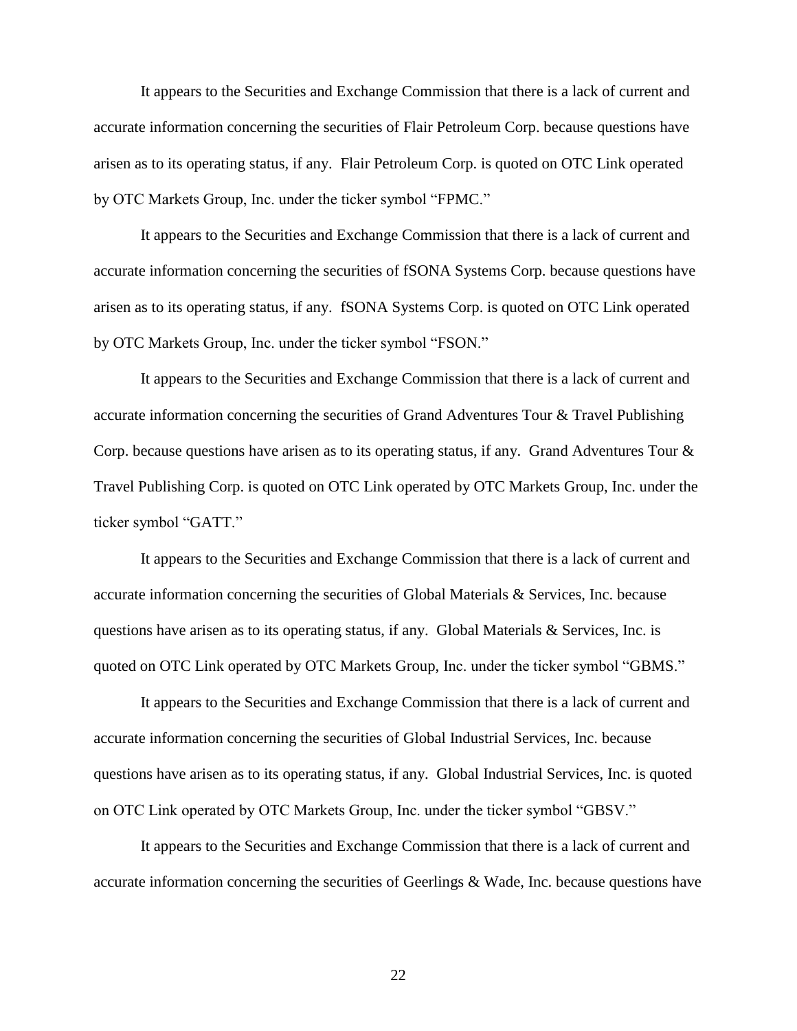It appears to the Securities and Exchange Commission that there is a lack of current and accurate information concerning the securities of Flair Petroleum Corp. because questions have arisen as to its operating status, if any. Flair Petroleum Corp. is quoted on OTC Link operated by OTC Markets Group, Inc. under the ticker symbol "FPMC."

It appears to the Securities and Exchange Commission that there is a lack of current and accurate information concerning the securities of fSONA Systems Corp. because questions have arisen as to its operating status, if any. fSONA Systems Corp. is quoted on OTC Link operated by OTC Markets Group, Inc. under the ticker symbol "FSON."

It appears to the Securities and Exchange Commission that there is a lack of current and accurate information concerning the securities of Grand Adventures Tour & Travel Publishing Corp. because questions have arisen as to its operating status, if any. Grand Adventures Tour & Travel Publishing Corp. is quoted on OTC Link operated by OTC Markets Group, Inc. under the ticker symbol "GATT."

It appears to the Securities and Exchange Commission that there is a lack of current and accurate information concerning the securities of Global Materials & Services, Inc. because questions have arisen as to its operating status, if any. Global Materials & Services, Inc. is quoted on OTC Link operated by OTC Markets Group, Inc. under the ticker symbol "GBMS."

It appears to the Securities and Exchange Commission that there is a lack of current and accurate information concerning the securities of Global Industrial Services, Inc. because questions have arisen as to its operating status, if any. Global Industrial Services, Inc. is quoted on OTC Link operated by OTC Markets Group, Inc. under the ticker symbol "GBSV."

It appears to the Securities and Exchange Commission that there is a lack of current and accurate information concerning the securities of Geerlings & Wade, Inc. because questions have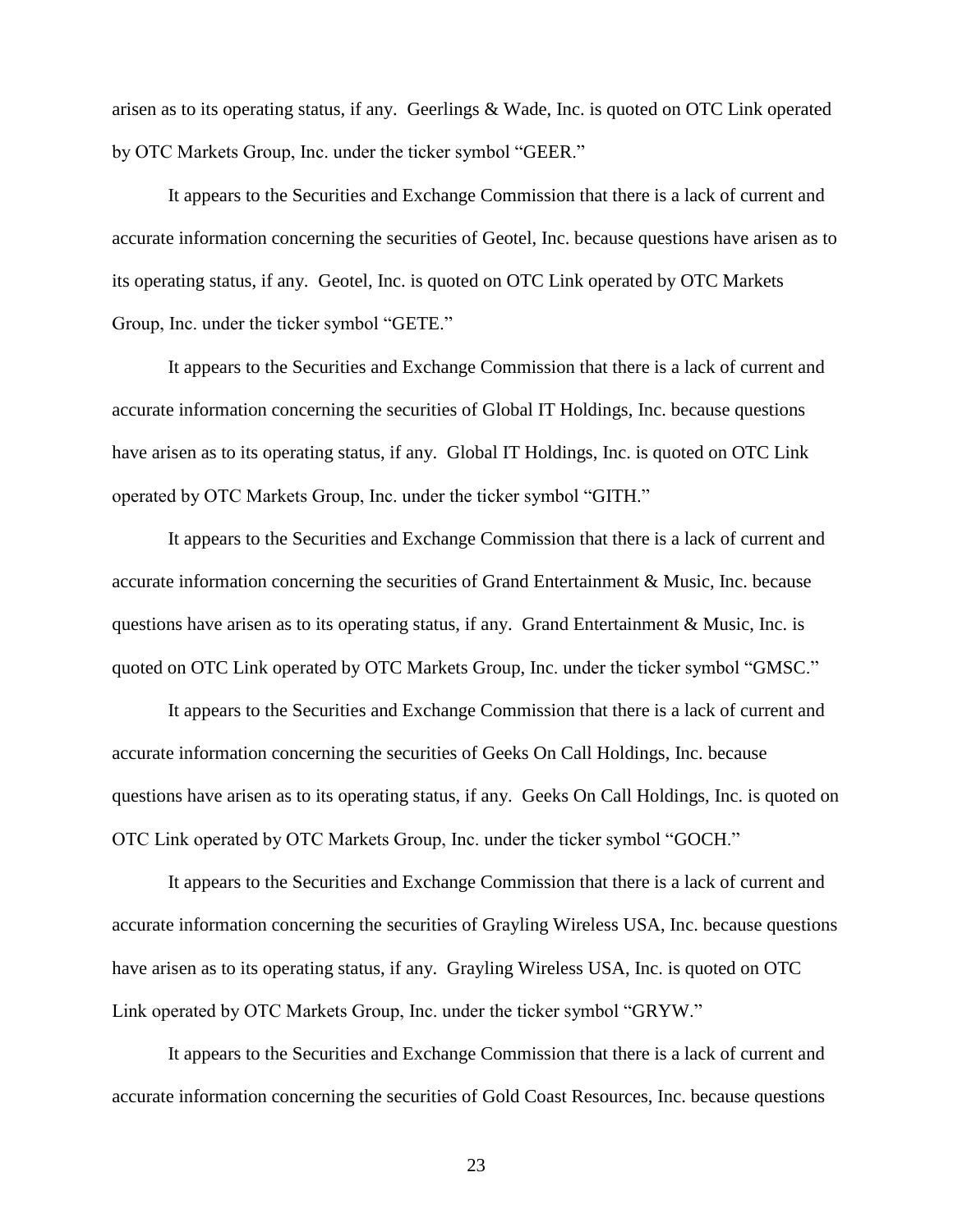arisen as to its operating status, if any. Geerlings & Wade, Inc. is quoted on OTC Link operated by OTC Markets Group, Inc. under the ticker symbol "GEER."

It appears to the Securities and Exchange Commission that there is a lack of current and accurate information concerning the securities of Geotel, Inc. because questions have arisen as to its operating status, if any. Geotel, Inc. is quoted on OTC Link operated by OTC Markets Group, Inc. under the ticker symbol "GETE."

It appears to the Securities and Exchange Commission that there is a lack of current and accurate information concerning the securities of Global IT Holdings, Inc. because questions have arisen as to its operating status, if any. Global IT Holdings, Inc. is quoted on OTC Link operated by OTC Markets Group, Inc. under the ticker symbol "GITH."

It appears to the Securities and Exchange Commission that there is a lack of current and accurate information concerning the securities of Grand Entertainment & Music, Inc. because questions have arisen as to its operating status, if any. Grand Entertainment & Music, Inc. is quoted on OTC Link operated by OTC Markets Group, Inc. under the ticker symbol "GMSC."

It appears to the Securities and Exchange Commission that there is a lack of current and accurate information concerning the securities of Geeks On Call Holdings, Inc. because questions have arisen as to its operating status, if any. Geeks On Call Holdings, Inc. is quoted on OTC Link operated by OTC Markets Group, Inc. under the ticker symbol "GOCH."

It appears to the Securities and Exchange Commission that there is a lack of current and accurate information concerning the securities of Grayling Wireless USA, Inc. because questions have arisen as to its operating status, if any. Grayling Wireless USA, Inc. is quoted on OTC Link operated by OTC Markets Group, Inc. under the ticker symbol "GRYW."

It appears to the Securities and Exchange Commission that there is a lack of current and accurate information concerning the securities of Gold Coast Resources, Inc. because questions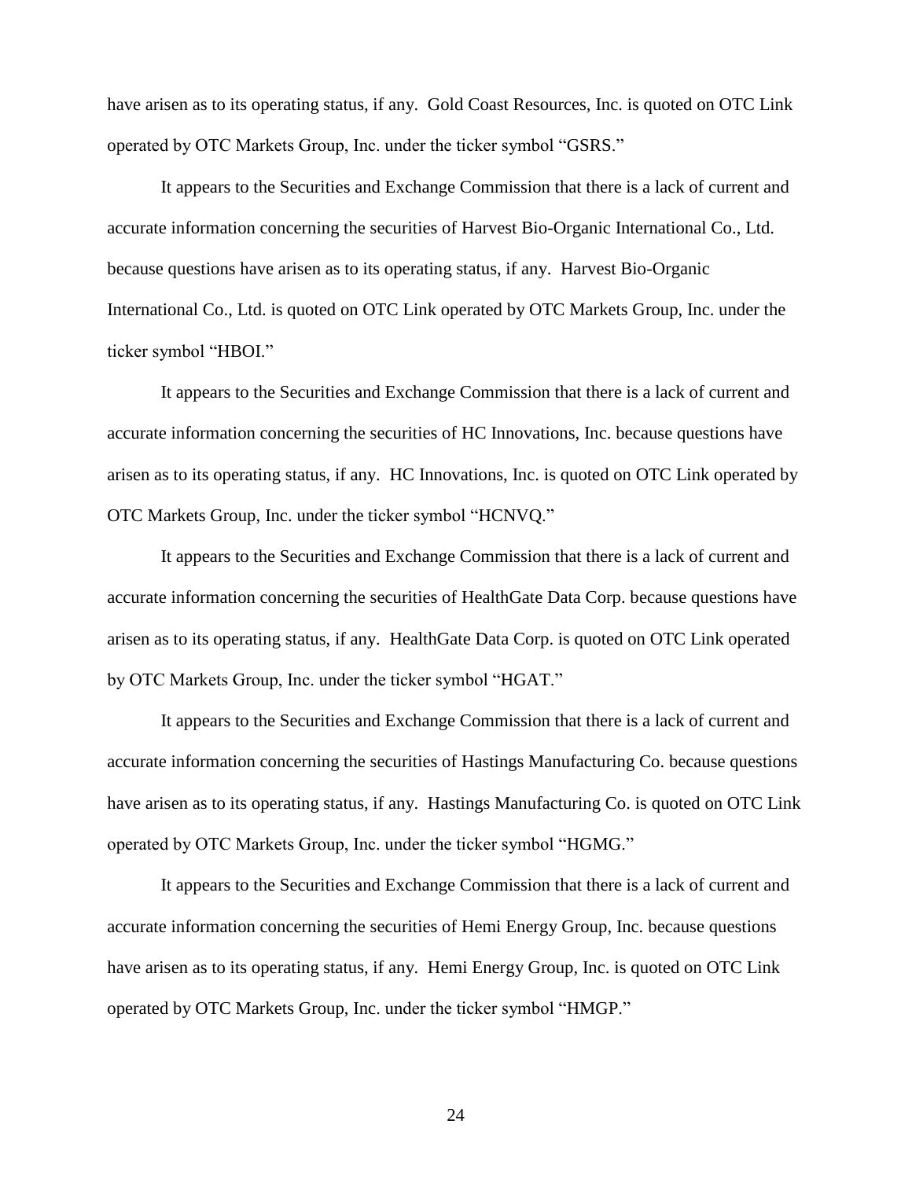have arisen as to its operating status, if any. Gold Coast Resources, Inc. is quoted on OTC Link operated by OTC Markets Group, Inc. under the ticker symbol "GSRS."

It appears to the Securities and Exchange Commission that there is a lack of current and accurate information concerning the securities of Harvest Bio-Organic International Co., Ltd. because questions have arisen as to its operating status, if any. Harvest Bio-Organic International Co., Ltd. is quoted on OTC Link operated by OTC Markets Group, Inc. under the ticker symbol "HBOI."

It appears to the Securities and Exchange Commission that there is a lack of current and accurate information concerning the securities of HC Innovations, Inc. because questions have arisen as to its operating status, if any. HC Innovations, Inc. is quoted on OTC Link operated by OTC Markets Group, Inc. under the ticker symbol "HCNVQ."

It appears to the Securities and Exchange Commission that there is a lack of current and accurate information concerning the securities of HealthGate Data Corp. because questions have arisen as to its operating status, if any. HealthGate Data Corp. is quoted on OTC Link operated by OTC Markets Group, Inc. under the ticker symbol "HGAT."

It appears to the Securities and Exchange Commission that there is a lack of current and accurate information concerning the securities of Hastings Manufacturing Co. because questions have arisen as to its operating status, if any. Hastings Manufacturing Co. is quoted on OTC Link operated by OTC Markets Group, Inc. under the ticker symbol "HGMG."

It appears to the Securities and Exchange Commission that there is a lack of current and accurate information concerning the securities of Hemi Energy Group, Inc. because questions have arisen as to its operating status, if any. Hemi Energy Group, Inc. is quoted on OTC Link operated by OTC Markets Group, Inc. under the ticker symbol "HMGP."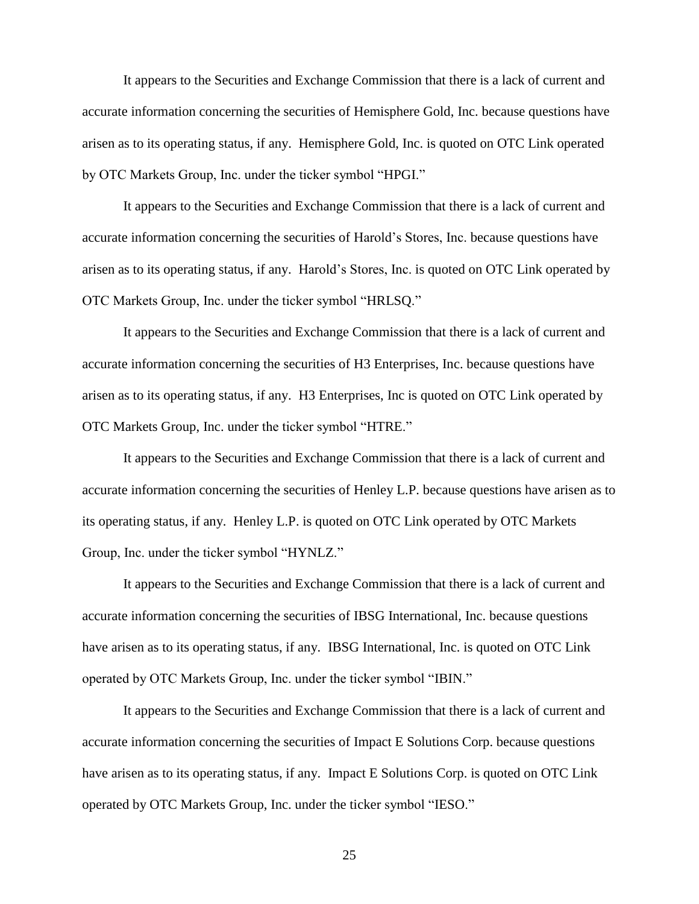It appears to the Securities and Exchange Commission that there is a lack of current and accurate information concerning the securities of Hemisphere Gold, Inc. because questions have arisen as to its operating status, if any. Hemisphere Gold, Inc. is quoted on OTC Link operated by OTC Markets Group, Inc. under the ticker symbol "HPGI."

It appears to the Securities and Exchange Commission that there is a lack of current and accurate information concerning the securities of Harold's Stores, Inc. because questions have arisen as to its operating status, if any. Harold's Stores, Inc. is quoted on OTC Link operated by OTC Markets Group, Inc. under the ticker symbol "HRLSQ."

It appears to the Securities and Exchange Commission that there is a lack of current and accurate information concerning the securities of H3 Enterprises, Inc. because questions have arisen as to its operating status, if any. H3 Enterprises, Inc is quoted on OTC Link operated by OTC Markets Group, Inc. under the ticker symbol "HTRE."

It appears to the Securities and Exchange Commission that there is a lack of current and accurate information concerning the securities of Henley L.P. because questions have arisen as to its operating status, if any. Henley L.P. is quoted on OTC Link operated by OTC Markets Group, Inc. under the ticker symbol "HYNLZ."

It appears to the Securities and Exchange Commission that there is a lack of current and accurate information concerning the securities of IBSG International, Inc. because questions have arisen as to its operating status, if any. IBSG International, Inc. is quoted on OTC Link operated by OTC Markets Group, Inc. under the ticker symbol "IBIN."

It appears to the Securities and Exchange Commission that there is a lack of current and accurate information concerning the securities of Impact E Solutions Corp. because questions have arisen as to its operating status, if any. Impact E Solutions Corp. is quoted on OTC Link operated by OTC Markets Group, Inc. under the ticker symbol "IESO."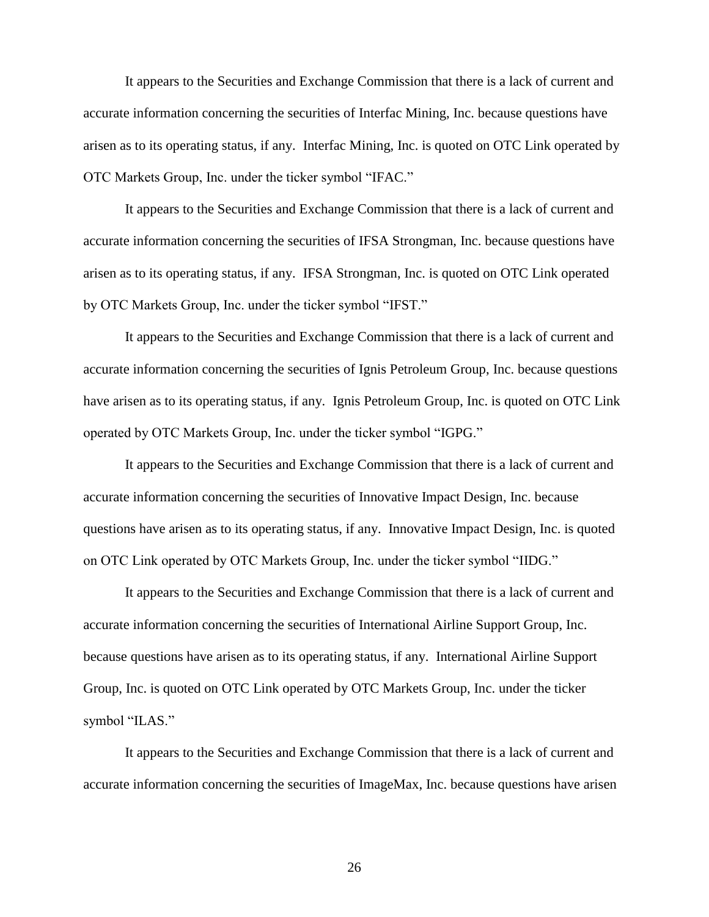It appears to the Securities and Exchange Commission that there is a lack of current and accurate information concerning the securities of Interfac Mining, Inc. because questions have arisen as to its operating status, if any. Interfac Mining, Inc. is quoted on OTC Link operated by OTC Markets Group, Inc. under the ticker symbol "IFAC."

It appears to the Securities and Exchange Commission that there is a lack of current and accurate information concerning the securities of IFSA Strongman, Inc. because questions have arisen as to its operating status, if any. IFSA Strongman, Inc. is quoted on OTC Link operated by OTC Markets Group, Inc. under the ticker symbol "IFST."

It appears to the Securities and Exchange Commission that there is a lack of current and accurate information concerning the securities of Ignis Petroleum Group, Inc. because questions have arisen as to its operating status, if any. Ignis Petroleum Group, Inc. is quoted on OTC Link operated by OTC Markets Group, Inc. under the ticker symbol "IGPG."

It appears to the Securities and Exchange Commission that there is a lack of current and accurate information concerning the securities of Innovative Impact Design, Inc. because questions have arisen as to its operating status, if any. Innovative Impact Design, Inc. is quoted on OTC Link operated by OTC Markets Group, Inc. under the ticker symbol "IIDG."

It appears to the Securities and Exchange Commission that there is a lack of current and accurate information concerning the securities of International Airline Support Group, Inc. because questions have arisen as to its operating status, if any. International Airline Support Group, Inc. is quoted on OTC Link operated by OTC Markets Group, Inc. under the ticker symbol "ILAS."

It appears to the Securities and Exchange Commission that there is a lack of current and accurate information concerning the securities of ImageMax, Inc. because questions have arisen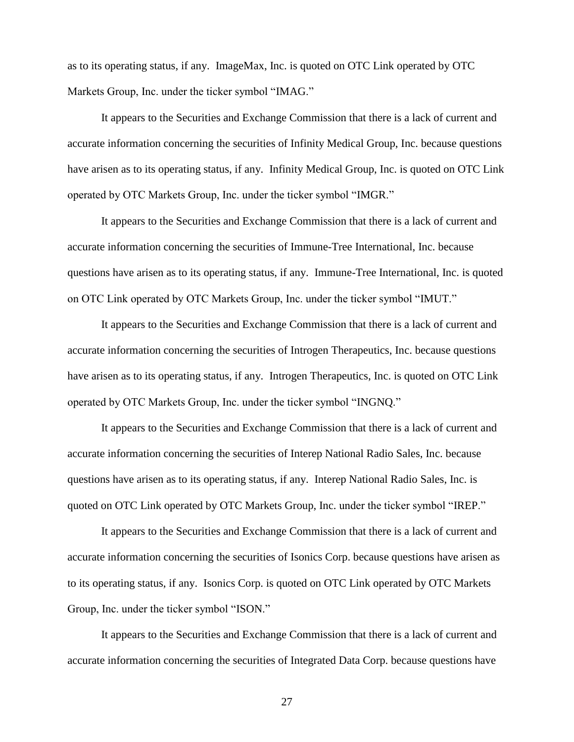as to its operating status, if any. ImageMax, Inc. is quoted on OTC Link operated by OTC Markets Group, Inc. under the ticker symbol "IMAG."

It appears to the Securities and Exchange Commission that there is a lack of current and accurate information concerning the securities of Infinity Medical Group, Inc. because questions have arisen as to its operating status, if any. Infinity Medical Group, Inc. is quoted on OTC Link operated by OTC Markets Group, Inc. under the ticker symbol "IMGR."

It appears to the Securities and Exchange Commission that there is a lack of current and accurate information concerning the securities of Immune-Tree International, Inc. because questions have arisen as to its operating status, if any. Immune-Tree International, Inc. is quoted on OTC Link operated by OTC Markets Group, Inc. under the ticker symbol "IMUT."

It appears to the Securities and Exchange Commission that there is a lack of current and accurate information concerning the securities of Introgen Therapeutics, Inc. because questions have arisen as to its operating status, if any. Introgen Therapeutics, Inc. is quoted on OTC Link operated by OTC Markets Group, Inc. under the ticker symbol "INGNQ."

It appears to the Securities and Exchange Commission that there is a lack of current and accurate information concerning the securities of Interep National Radio Sales, Inc. because questions have arisen as to its operating status, if any. Interep National Radio Sales, Inc. is quoted on OTC Link operated by OTC Markets Group, Inc. under the ticker symbol "IREP."

It appears to the Securities and Exchange Commission that there is a lack of current and accurate information concerning the securities of Isonics Corp. because questions have arisen as to its operating status, if any. Isonics Corp. is quoted on OTC Link operated by OTC Markets Group, Inc. under the ticker symbol "ISON."

It appears to the Securities and Exchange Commission that there is a lack of current and accurate information concerning the securities of Integrated Data Corp. because questions have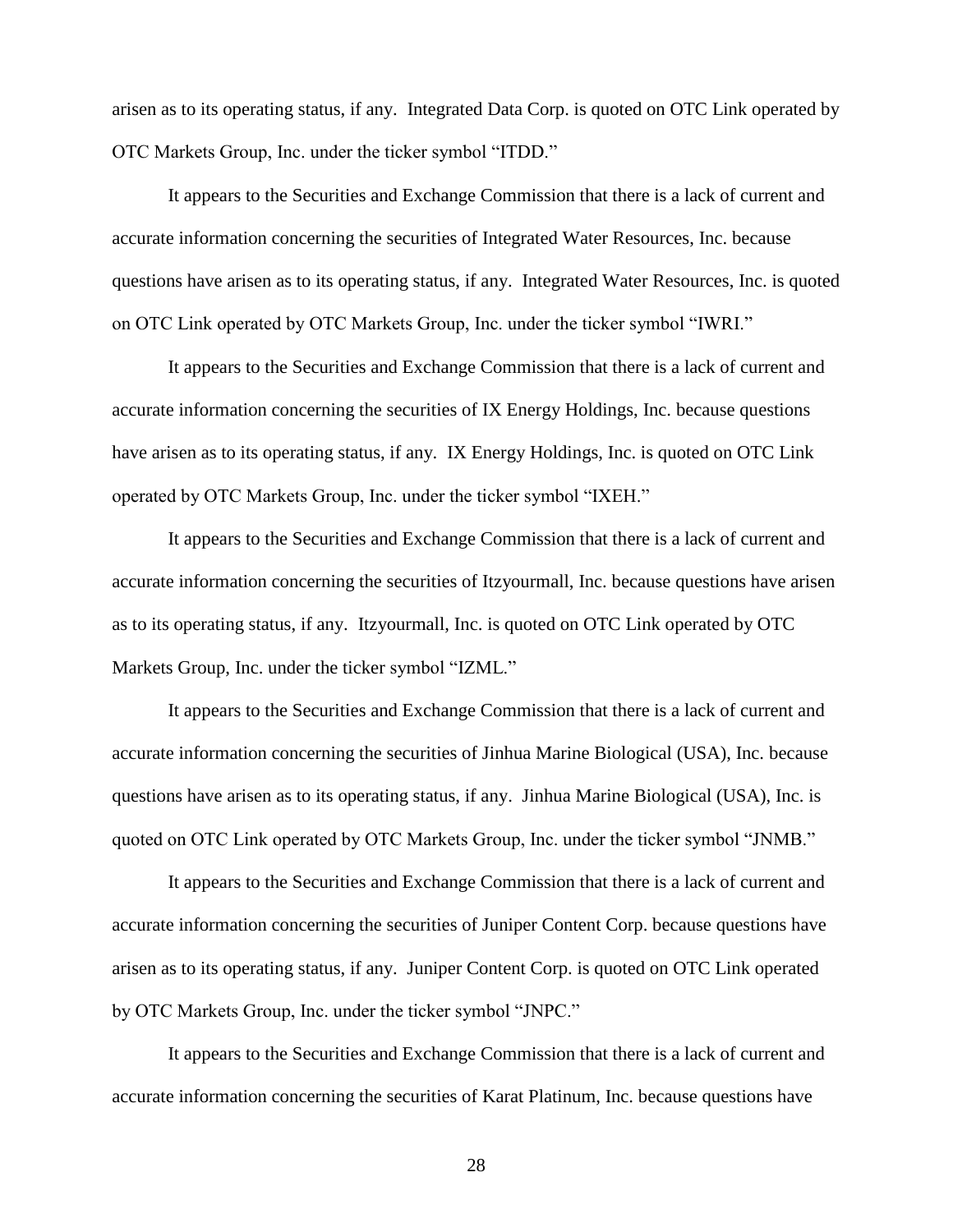arisen as to its operating status, if any. Integrated Data Corp. is quoted on OTC Link operated by OTC Markets Group, Inc. under the ticker symbol "ITDD."

It appears to the Securities and Exchange Commission that there is a lack of current and accurate information concerning the securities of Integrated Water Resources, Inc. because questions have arisen as to its operating status, if any. Integrated Water Resources, Inc. is quoted on OTC Link operated by OTC Markets Group, Inc. under the ticker symbol "IWRI."

It appears to the Securities and Exchange Commission that there is a lack of current and accurate information concerning the securities of IX Energy Holdings, Inc. because questions have arisen as to its operating status, if any. IX Energy Holdings, Inc. is quoted on OTC Link operated by OTC Markets Group, Inc. under the ticker symbol "IXEH."

It appears to the Securities and Exchange Commission that there is a lack of current and accurate information concerning the securities of Itzyourmall, Inc. because questions have arisen as to its operating status, if any. Itzyourmall, Inc. is quoted on OTC Link operated by OTC Markets Group, Inc. under the ticker symbol "IZML."

It appears to the Securities and Exchange Commission that there is a lack of current and accurate information concerning the securities of Jinhua Marine Biological (USA), Inc. because questions have arisen as to its operating status, if any. Jinhua Marine Biological (USA), Inc. is quoted on OTC Link operated by OTC Markets Group, Inc. under the ticker symbol "JNMB."

It appears to the Securities and Exchange Commission that there is a lack of current and accurate information concerning the securities of Juniper Content Corp. because questions have arisen as to its operating status, if any. Juniper Content Corp. is quoted on OTC Link operated by OTC Markets Group, Inc. under the ticker symbol "JNPC."

It appears to the Securities and Exchange Commission that there is a lack of current and accurate information concerning the securities of Karat Platinum, Inc. because questions have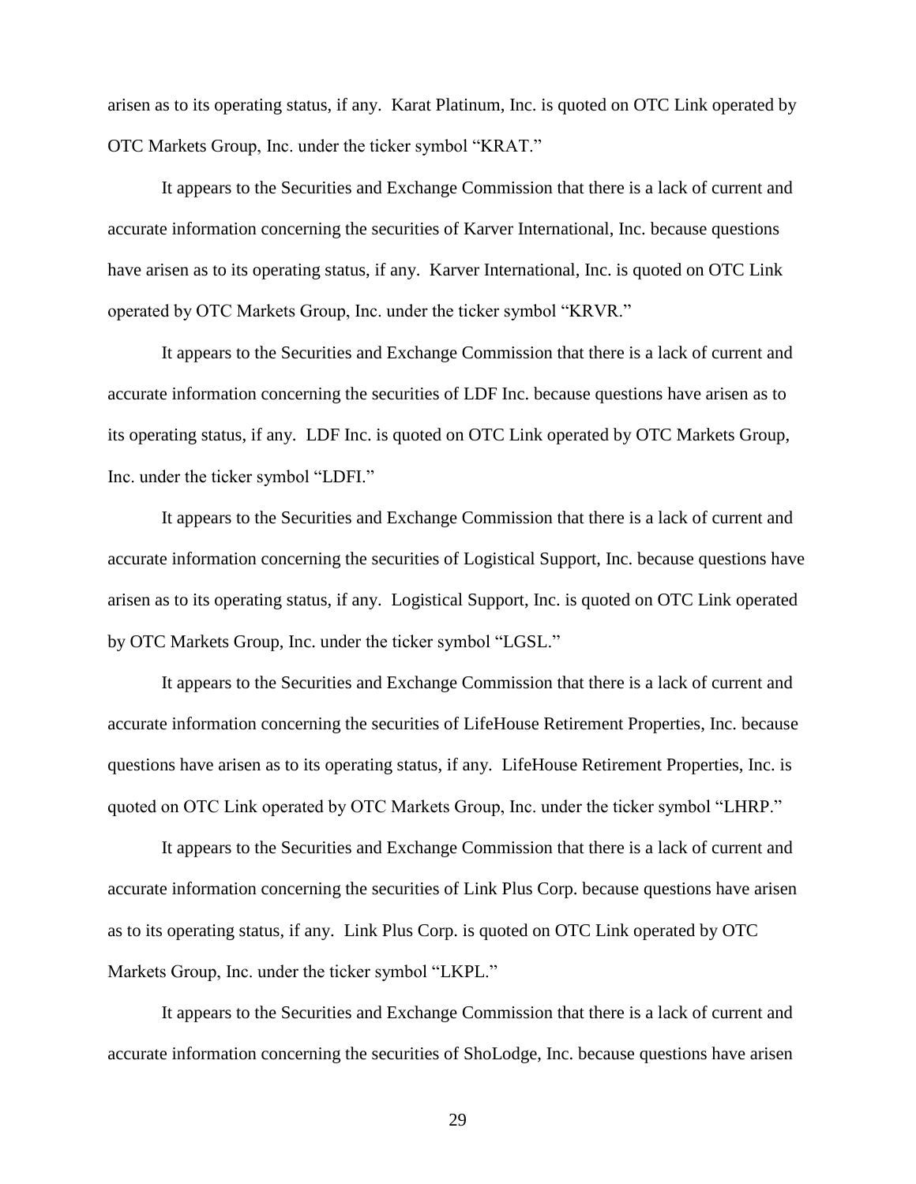arisen as to its operating status, if any. Karat Platinum, Inc. is quoted on OTC Link operated by OTC Markets Group, Inc. under the ticker symbol "KRAT."

It appears to the Securities and Exchange Commission that there is a lack of current and accurate information concerning the securities of Karver International, Inc. because questions have arisen as to its operating status, if any. Karver International, Inc. is quoted on OTC Link operated by OTC Markets Group, Inc. under the ticker symbol "KRVR."

It appears to the Securities and Exchange Commission that there is a lack of current and accurate information concerning the securities of LDF Inc. because questions have arisen as to its operating status, if any. LDF Inc. is quoted on OTC Link operated by OTC Markets Group, Inc. under the ticker symbol "LDFI."

It appears to the Securities and Exchange Commission that there is a lack of current and accurate information concerning the securities of Logistical Support, Inc. because questions have arisen as to its operating status, if any. Logistical Support, Inc. is quoted on OTC Link operated by OTC Markets Group, Inc. under the ticker symbol "LGSL."

It appears to the Securities and Exchange Commission that there is a lack of current and accurate information concerning the securities of LifeHouse Retirement Properties, Inc. because questions have arisen as to its operating status, if any. LifeHouse Retirement Properties, Inc. is quoted on OTC Link operated by OTC Markets Group, Inc. under the ticker symbol "LHRP."

It appears to the Securities and Exchange Commission that there is a lack of current and accurate information concerning the securities of Link Plus Corp. because questions have arisen as to its operating status, if any. Link Plus Corp. is quoted on OTC Link operated by OTC Markets Group, Inc. under the ticker symbol "LKPL."

It appears to the Securities and Exchange Commission that there is a lack of current and accurate information concerning the securities of ShoLodge, Inc. because questions have arisen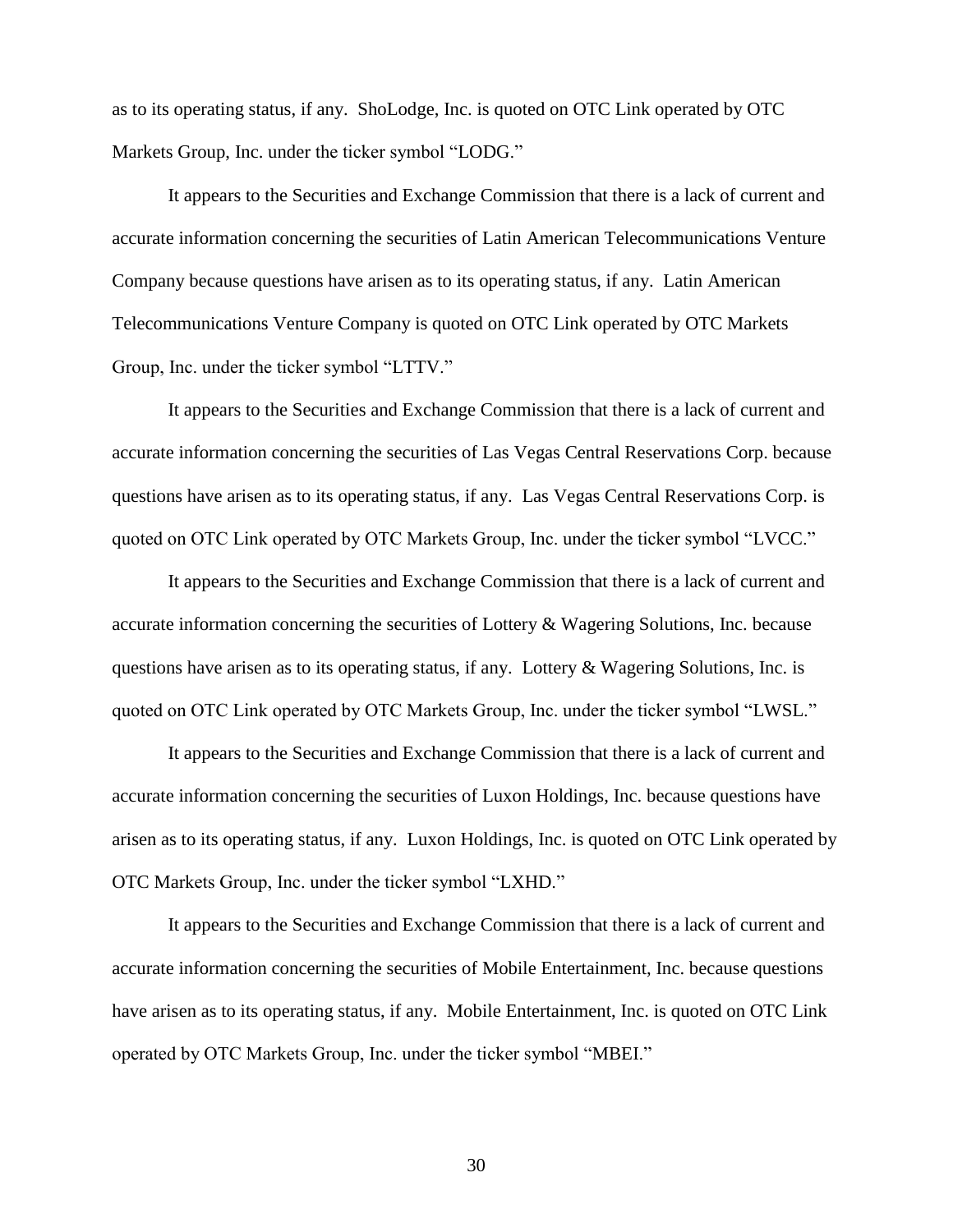as to its operating status, if any. ShoLodge, Inc. is quoted on OTC Link operated by OTC Markets Group, Inc. under the ticker symbol "LODG."

It appears to the Securities and Exchange Commission that there is a lack of current and accurate information concerning the securities of Latin American Telecommunications Venture Company because questions have arisen as to its operating status, if any. Latin American Telecommunications Venture Company is quoted on OTC Link operated by OTC Markets Group, Inc. under the ticker symbol "LTTV."

It appears to the Securities and Exchange Commission that there is a lack of current and accurate information concerning the securities of Las Vegas Central Reservations Corp. because questions have arisen as to its operating status, if any. Las Vegas Central Reservations Corp. is quoted on OTC Link operated by OTC Markets Group, Inc. under the ticker symbol "LVCC."

It appears to the Securities and Exchange Commission that there is a lack of current and accurate information concerning the securities of Lottery & Wagering Solutions, Inc. because questions have arisen as to its operating status, if any. Lottery & Wagering Solutions, Inc. is quoted on OTC Link operated by OTC Markets Group, Inc. under the ticker symbol "LWSL."

It appears to the Securities and Exchange Commission that there is a lack of current and accurate information concerning the securities of Luxon Holdings, Inc. because questions have arisen as to its operating status, if any. Luxon Holdings, Inc. is quoted on OTC Link operated by OTC Markets Group, Inc. under the ticker symbol "LXHD."

It appears to the Securities and Exchange Commission that there is a lack of current and accurate information concerning the securities of Mobile Entertainment, Inc. because questions have arisen as to its operating status, if any. Mobile Entertainment, Inc. is quoted on OTC Link operated by OTC Markets Group, Inc. under the ticker symbol "MBEI."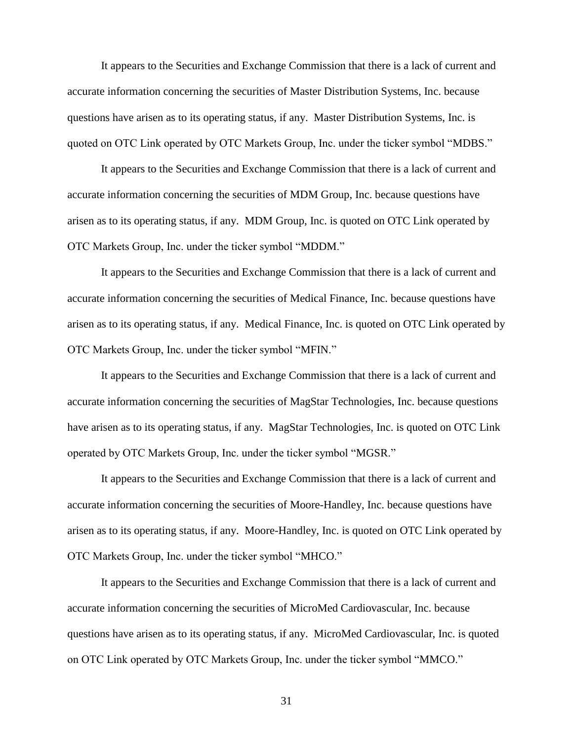It appears to the Securities and Exchange Commission that there is a lack of current and accurate information concerning the securities of Master Distribution Systems, Inc. because questions have arisen as to its operating status, if any. Master Distribution Systems, Inc. is quoted on OTC Link operated by OTC Markets Group, Inc. under the ticker symbol "MDBS."

It appears to the Securities and Exchange Commission that there is a lack of current and accurate information concerning the securities of MDM Group, Inc. because questions have arisen as to its operating status, if any. MDM Group, Inc. is quoted on OTC Link operated by OTC Markets Group, Inc. under the ticker symbol "MDDM."

It appears to the Securities and Exchange Commission that there is a lack of current and accurate information concerning the securities of Medical Finance, Inc. because questions have arisen as to its operating status, if any. Medical Finance, Inc. is quoted on OTC Link operated by OTC Markets Group, Inc. under the ticker symbol "MFIN."

It appears to the Securities and Exchange Commission that there is a lack of current and accurate information concerning the securities of MagStar Technologies, Inc. because questions have arisen as to its operating status, if any. MagStar Technologies, Inc. is quoted on OTC Link operated by OTC Markets Group, Inc. under the ticker symbol "MGSR."

It appears to the Securities and Exchange Commission that there is a lack of current and accurate information concerning the securities of Moore-Handley, Inc. because questions have arisen as to its operating status, if any. Moore-Handley, Inc. is quoted on OTC Link operated by OTC Markets Group, Inc. under the ticker symbol "MHCO."

It appears to the Securities and Exchange Commission that there is a lack of current and accurate information concerning the securities of MicroMed Cardiovascular, Inc. because questions have arisen as to its operating status, if any. MicroMed Cardiovascular, Inc. is quoted on OTC Link operated by OTC Markets Group, Inc. under the ticker symbol "MMCO."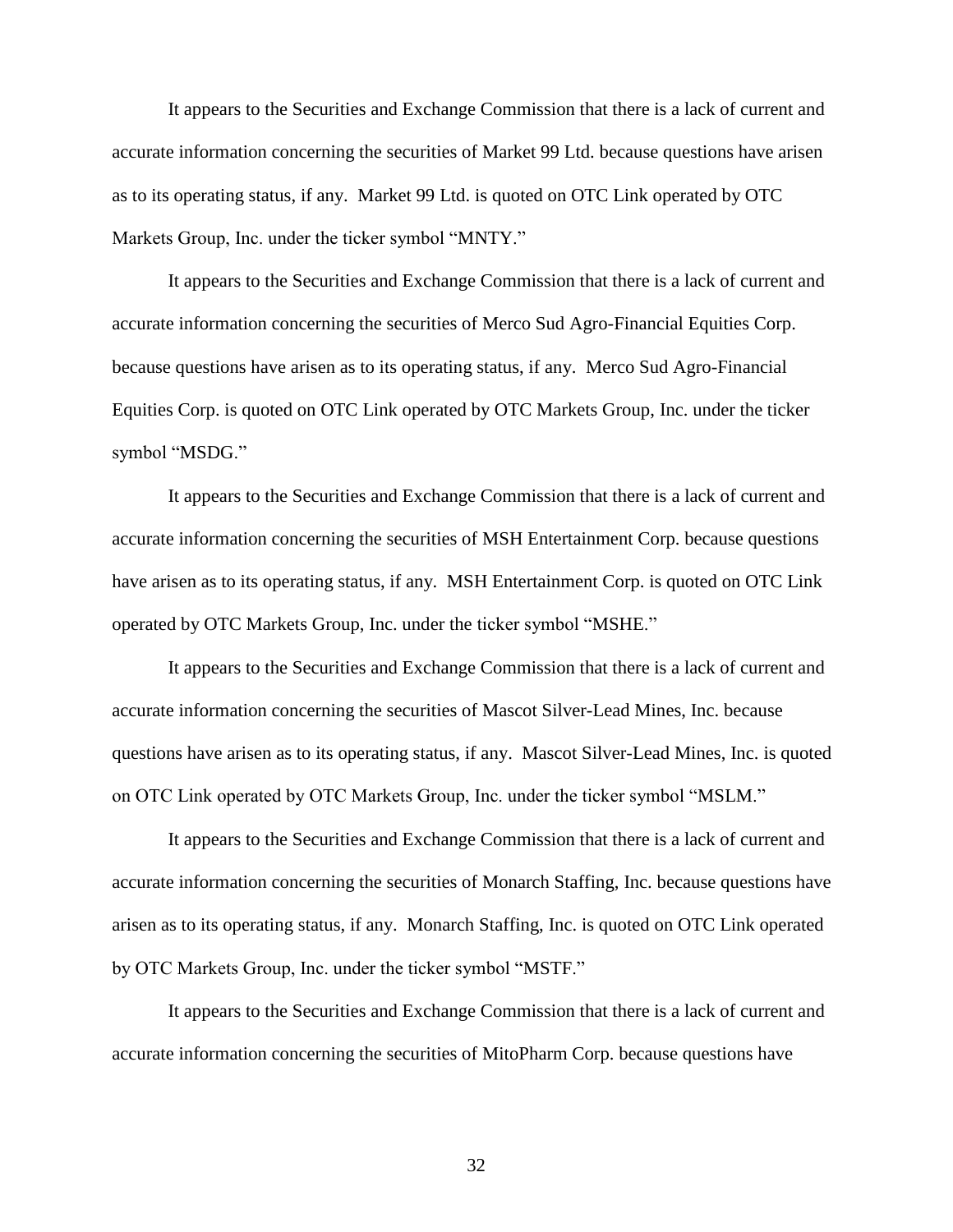It appears to the Securities and Exchange Commission that there is a lack of current and accurate information concerning the securities of Market 99 Ltd. because questions have arisen as to its operating status, if any. Market 99 Ltd. is quoted on OTC Link operated by OTC Markets Group, Inc. under the ticker symbol "MNTY."

It appears to the Securities and Exchange Commission that there is a lack of current and accurate information concerning the securities of Merco Sud Agro-Financial Equities Corp. because questions have arisen as to its operating status, if any. Merco Sud Agro-Financial Equities Corp. is quoted on OTC Link operated by OTC Markets Group, Inc. under the ticker symbol "MSDG."

It appears to the Securities and Exchange Commission that there is a lack of current and accurate information concerning the securities of MSH Entertainment Corp. because questions have arisen as to its operating status, if any. MSH Entertainment Corp. is quoted on OTC Link operated by OTC Markets Group, Inc. under the ticker symbol "MSHE."

It appears to the Securities and Exchange Commission that there is a lack of current and accurate information concerning the securities of Mascot Silver-Lead Mines, Inc. because questions have arisen as to its operating status, if any. Mascot Silver-Lead Mines, Inc. is quoted on OTC Link operated by OTC Markets Group, Inc. under the ticker symbol "MSLM."

It appears to the Securities and Exchange Commission that there is a lack of current and accurate information concerning the securities of Monarch Staffing, Inc. because questions have arisen as to its operating status, if any. Monarch Staffing, Inc. is quoted on OTC Link operated by OTC Markets Group, Inc. under the ticker symbol "MSTF."

It appears to the Securities and Exchange Commission that there is a lack of current and accurate information concerning the securities of MitoPharm Corp. because questions have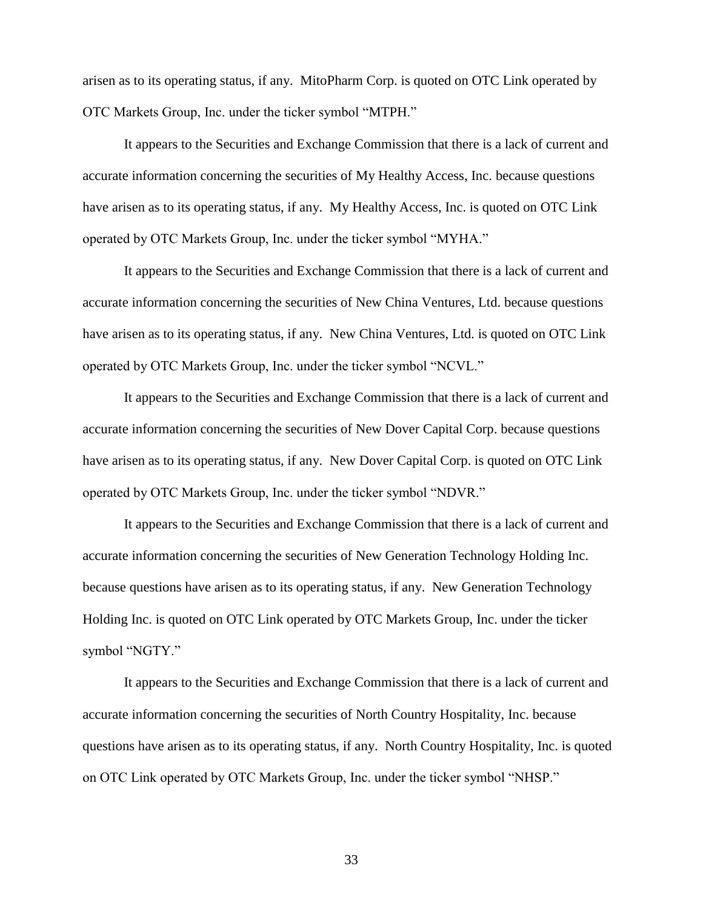arisen as to its operating status, if any. MitoPharm Corp. is quoted on OTC Link operated by OTC Markets Group, Inc. under the ticker symbol "MTPH."

It appears to the Securities and Exchange Commission that there is a lack of current and accurate information concerning the securities of My Healthy Access, Inc. because questions have arisen as to its operating status, if any. My Healthy Access, Inc. is quoted on OTC Link operated by OTC Markets Group, Inc. under the ticker symbol "MYHA."

It appears to the Securities and Exchange Commission that there is a lack of current and accurate information concerning the securities of New China Ventures, Ltd. because questions have arisen as to its operating status, if any. New China Ventures, Ltd. is quoted on OTC Link operated by OTC Markets Group, Inc. under the ticker symbol "NCVL."

It appears to the Securities and Exchange Commission that there is a lack of current and accurate information concerning the securities of New Dover Capital Corp. because questions have arisen as to its operating status, if any. New Dover Capital Corp. is quoted on OTC Link operated by OTC Markets Group, Inc. under the ticker symbol "NDVR."

It appears to the Securities and Exchange Commission that there is a lack of current and accurate information concerning the securities of New Generation Technology Holding Inc. because questions have arisen as to its operating status, if any. New Generation Technology Holding Inc. is quoted on OTC Link operated by OTC Markets Group, Inc. under the ticker symbol "NGTY."

It appears to the Securities and Exchange Commission that there is a lack of current and accurate information concerning the securities of North Country Hospitality, Inc. because questions have arisen as to its operating status, if any. North Country Hospitality, Inc. is quoted on OTC Link operated by OTC Markets Group, Inc. under the ticker symbol "NHSP."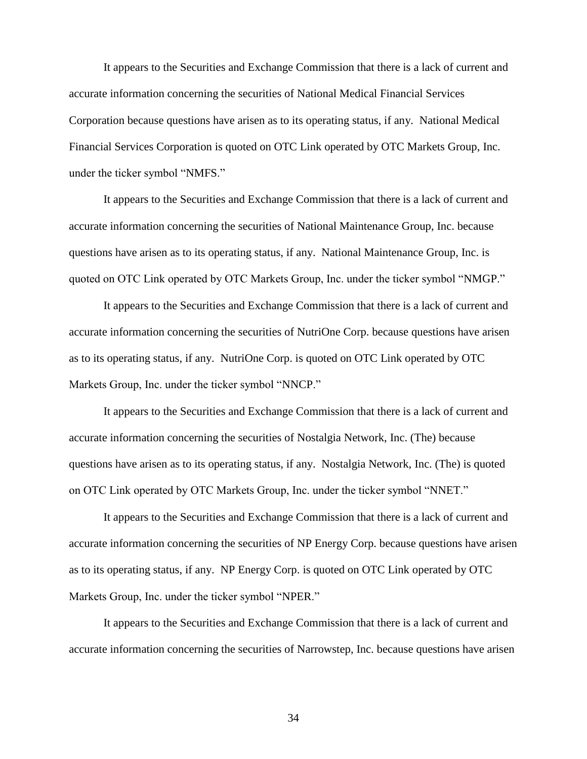It appears to the Securities and Exchange Commission that there is a lack of current and accurate information concerning the securities of National Medical Financial Services Corporation because questions have arisen as to its operating status, if any. National Medical Financial Services Corporation is quoted on OTC Link operated by OTC Markets Group, Inc. under the ticker symbol "NMFS."

It appears to the Securities and Exchange Commission that there is a lack of current and accurate information concerning the securities of National Maintenance Group, Inc. because questions have arisen as to its operating status, if any. National Maintenance Group, Inc. is quoted on OTC Link operated by OTC Markets Group, Inc. under the ticker symbol "NMGP."

It appears to the Securities and Exchange Commission that there is a lack of current and accurate information concerning the securities of NutriOne Corp. because questions have arisen as to its operating status, if any. NutriOne Corp. is quoted on OTC Link operated by OTC Markets Group, Inc. under the ticker symbol "NNCP."

It appears to the Securities and Exchange Commission that there is a lack of current and accurate information concerning the securities of Nostalgia Network, Inc. (The) because questions have arisen as to its operating status, if any. Nostalgia Network, Inc. (The) is quoted on OTC Link operated by OTC Markets Group, Inc. under the ticker symbol "NNET."

It appears to the Securities and Exchange Commission that there is a lack of current and accurate information concerning the securities of NP Energy Corp. because questions have arisen as to its operating status, if any. NP Energy Corp. is quoted on OTC Link operated by OTC Markets Group, Inc. under the ticker symbol "NPER."

It appears to the Securities and Exchange Commission that there is a lack of current and accurate information concerning the securities of Narrowstep, Inc. because questions have arisen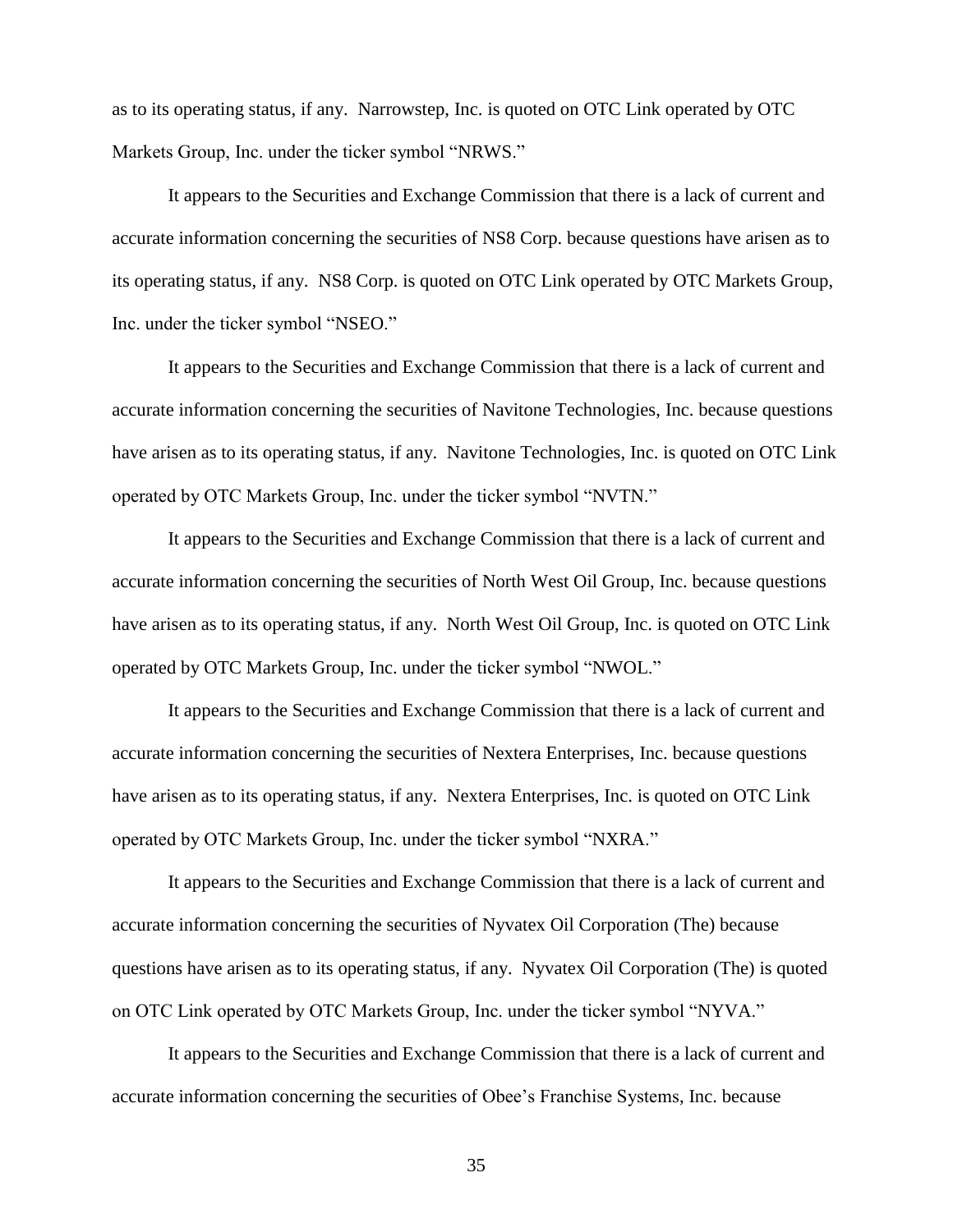as to its operating status, if any. Narrowstep, Inc. is quoted on OTC Link operated by OTC Markets Group, Inc. under the ticker symbol "NRWS."

It appears to the Securities and Exchange Commission that there is a lack of current and accurate information concerning the securities of NS8 Corp. because questions have arisen as to its operating status, if any. NS8 Corp. is quoted on OTC Link operated by OTC Markets Group, Inc. under the ticker symbol "NSEO."

It appears to the Securities and Exchange Commission that there is a lack of current and accurate information concerning the securities of Navitone Technologies, Inc. because questions have arisen as to its operating status, if any. Navitone Technologies, Inc. is quoted on OTC Link operated by OTC Markets Group, Inc. under the ticker symbol "NVTN."

It appears to the Securities and Exchange Commission that there is a lack of current and accurate information concerning the securities of North West Oil Group, Inc. because questions have arisen as to its operating status, if any. North West Oil Group, Inc. is quoted on OTC Link operated by OTC Markets Group, Inc. under the ticker symbol "NWOL."

It appears to the Securities and Exchange Commission that there is a lack of current and accurate information concerning the securities of Nextera Enterprises, Inc. because questions have arisen as to its operating status, if any. Nextera Enterprises, Inc. is quoted on OTC Link operated by OTC Markets Group, Inc. under the ticker symbol "NXRA."

It appears to the Securities and Exchange Commission that there is a lack of current and accurate information concerning the securities of Nyvatex Oil Corporation (The) because questions have arisen as to its operating status, if any. Nyvatex Oil Corporation (The) is quoted on OTC Link operated by OTC Markets Group, Inc. under the ticker symbol "NYVA."

It appears to the Securities and Exchange Commission that there is a lack of current and accurate information concerning the securities of Obee's Franchise Systems, Inc. because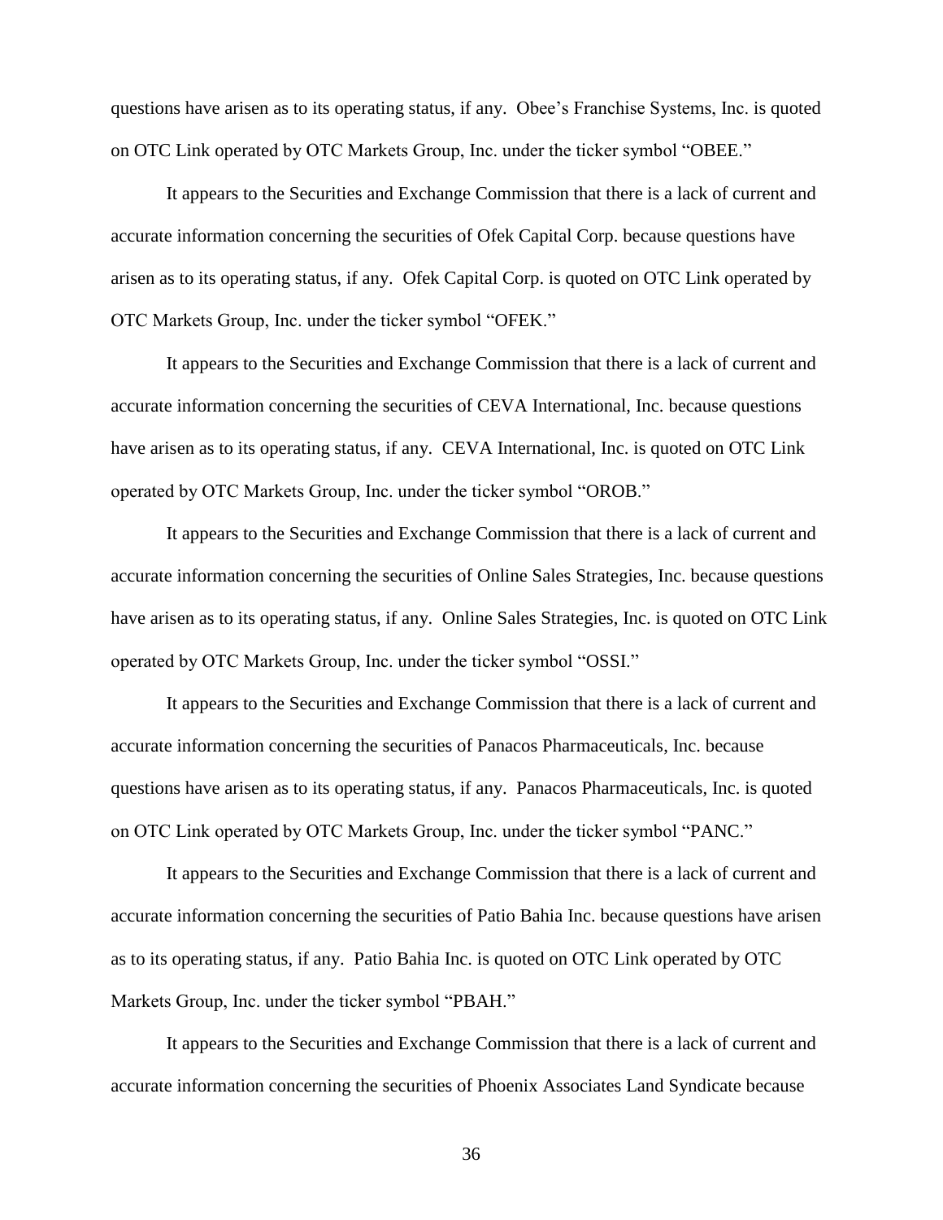questions have arisen as to its operating status, if any. Obee's Franchise Systems, Inc. is quoted on OTC Link operated by OTC Markets Group, Inc. under the ticker symbol "OBEE."

It appears to the Securities and Exchange Commission that there is a lack of current and accurate information concerning the securities of Ofek Capital Corp. because questions have arisen as to its operating status, if any. Ofek Capital Corp. is quoted on OTC Link operated by OTC Markets Group, Inc. under the ticker symbol "OFEK."

It appears to the Securities and Exchange Commission that there is a lack of current and accurate information concerning the securities of CEVA International, Inc. because questions have arisen as to its operating status, if any. CEVA International, Inc. is quoted on OTC Link operated by OTC Markets Group, Inc. under the ticker symbol "OROB."

It appears to the Securities and Exchange Commission that there is a lack of current and accurate information concerning the securities of Online Sales Strategies, Inc. because questions have arisen as to its operating status, if any. Online Sales Strategies, Inc. is quoted on OTC Link operated by OTC Markets Group, Inc. under the ticker symbol "OSSI."

It appears to the Securities and Exchange Commission that there is a lack of current and accurate information concerning the securities of Panacos Pharmaceuticals, Inc. because questions have arisen as to its operating status, if any. Panacos Pharmaceuticals, Inc. is quoted on OTC Link operated by OTC Markets Group, Inc. under the ticker symbol "PANC."

It appears to the Securities and Exchange Commission that there is a lack of current and accurate information concerning the securities of Patio Bahia Inc. because questions have arisen as to its operating status, if any. Patio Bahia Inc. is quoted on OTC Link operated by OTC Markets Group, Inc. under the ticker symbol "PBAH."

It appears to the Securities and Exchange Commission that there is a lack of current and accurate information concerning the securities of Phoenix Associates Land Syndicate because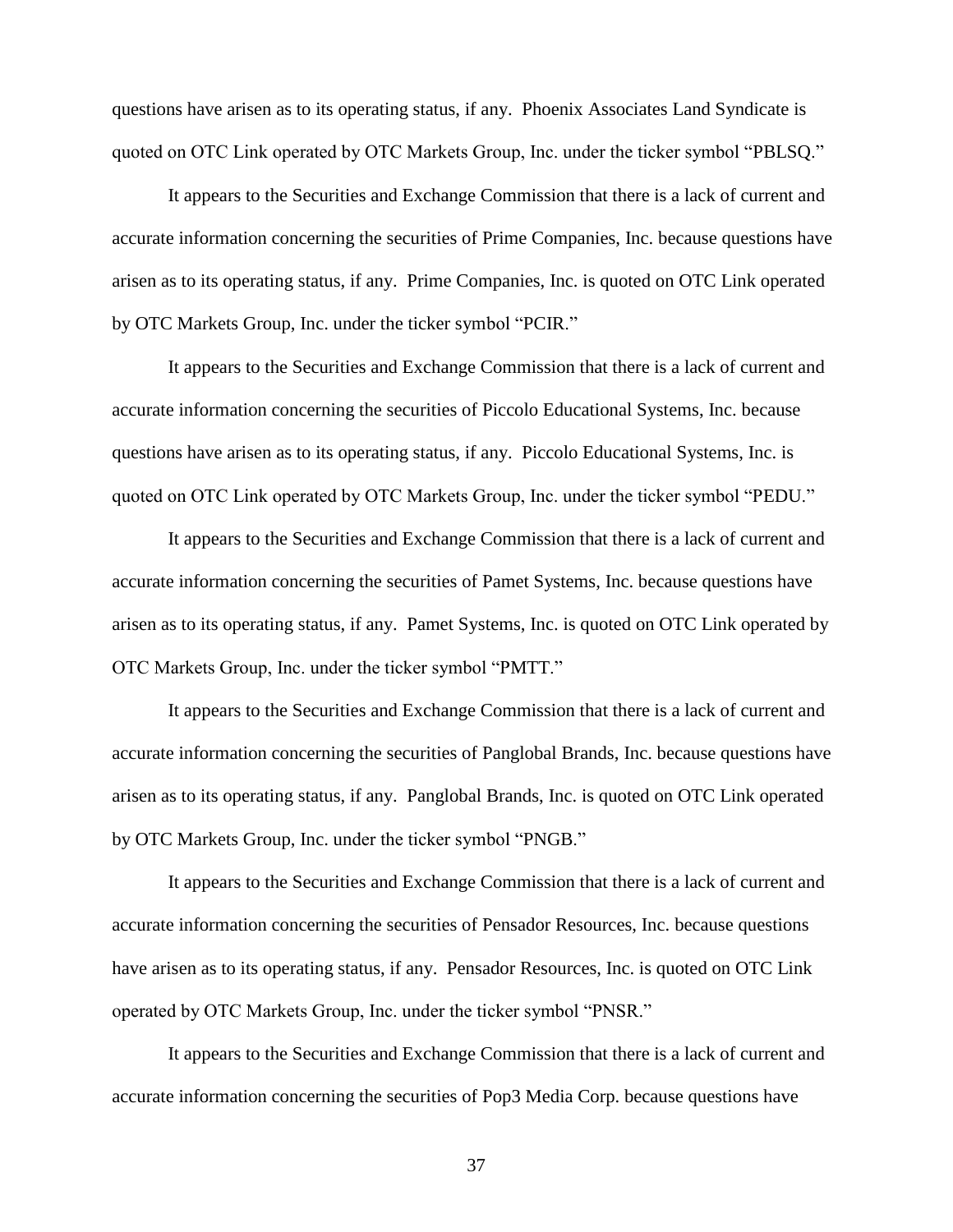questions have arisen as to its operating status, if any. Phoenix Associates Land Syndicate is quoted on OTC Link operated by OTC Markets Group, Inc. under the ticker symbol "PBLSQ."

It appears to the Securities and Exchange Commission that there is a lack of current and accurate information concerning the securities of Prime Companies, Inc. because questions have arisen as to its operating status, if any. Prime Companies, Inc. is quoted on OTC Link operated by OTC Markets Group, Inc. under the ticker symbol "PCIR."

It appears to the Securities and Exchange Commission that there is a lack of current and accurate information concerning the securities of Piccolo Educational Systems, Inc. because questions have arisen as to its operating status, if any. Piccolo Educational Systems, Inc. is quoted on OTC Link operated by OTC Markets Group, Inc. under the ticker symbol "PEDU."

It appears to the Securities and Exchange Commission that there is a lack of current and accurate information concerning the securities of Pamet Systems, Inc. because questions have arisen as to its operating status, if any. Pamet Systems, Inc. is quoted on OTC Link operated by OTC Markets Group, Inc. under the ticker symbol "PMTT."

It appears to the Securities and Exchange Commission that there is a lack of current and accurate information concerning the securities of Panglobal Brands, Inc. because questions have arisen as to its operating status, if any. Panglobal Brands, Inc. is quoted on OTC Link operated by OTC Markets Group, Inc. under the ticker symbol "PNGB."

It appears to the Securities and Exchange Commission that there is a lack of current and accurate information concerning the securities of Pensador Resources, Inc. because questions have arisen as to its operating status, if any. Pensador Resources, Inc. is quoted on OTC Link operated by OTC Markets Group, Inc. under the ticker symbol "PNSR."

It appears to the Securities and Exchange Commission that there is a lack of current and accurate information concerning the securities of Pop3 Media Corp. because questions have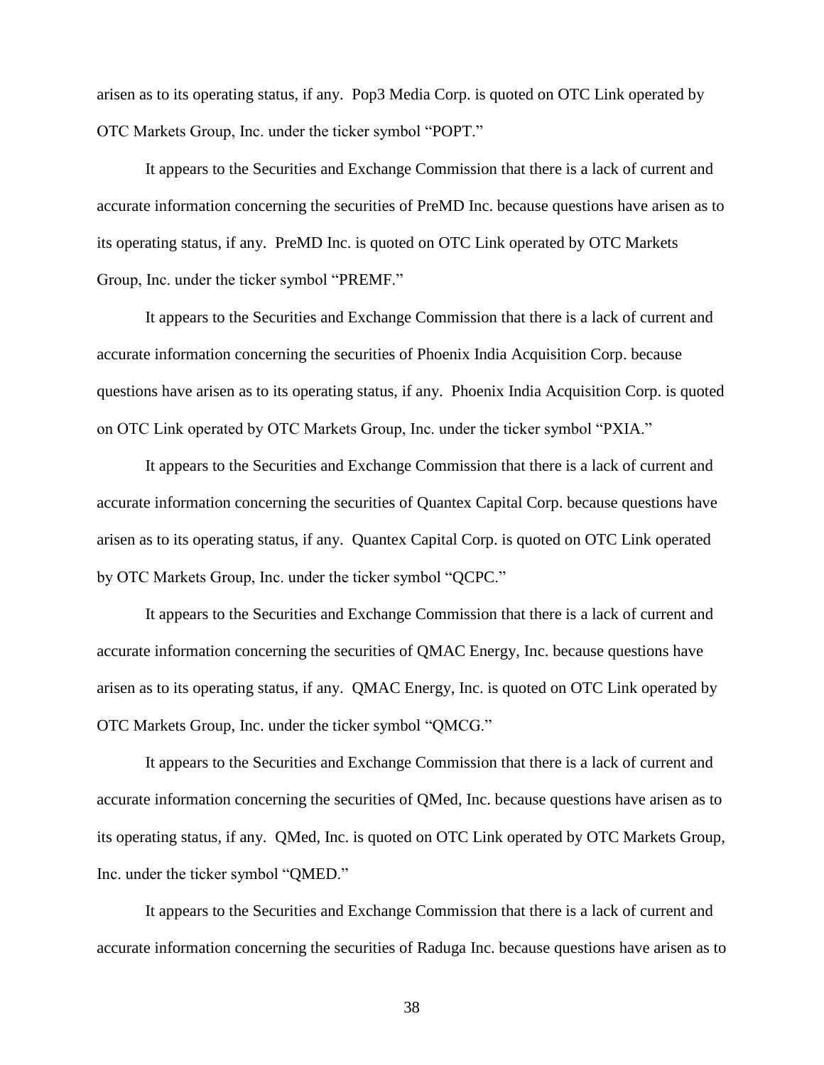arisen as to its operating status, if any. Pop3 Media Corp. is quoted on OTC Link operated by OTC Markets Group, Inc. under the ticker symbol "POPT."

It appears to the Securities and Exchange Commission that there is a lack of current and accurate information concerning the securities of PreMD Inc. because questions have arisen as to its operating status, if any. PreMD Inc. is quoted on OTC Link operated by OTC Markets Group, Inc. under the ticker symbol "PREMF."

It appears to the Securities and Exchange Commission that there is a lack of current and accurate information concerning the securities of Phoenix India Acquisition Corp. because questions have arisen as to its operating status, if any. Phoenix India Acquisition Corp. is quoted on OTC Link operated by OTC Markets Group, Inc. under the ticker symbol "PXIA."

It appears to the Securities and Exchange Commission that there is a lack of current and accurate information concerning the securities of Quantex Capital Corp. because questions have arisen as to its operating status, if any. Quantex Capital Corp. is quoted on OTC Link operated by OTC Markets Group, Inc. under the ticker symbol "QCPC."

It appears to the Securities and Exchange Commission that there is a lack of current and accurate information concerning the securities of QMAC Energy, Inc. because questions have arisen as to its operating status, if any. QMAC Energy, Inc. is quoted on OTC Link operated by OTC Markets Group, Inc. under the ticker symbol "QMCG."

It appears to the Securities and Exchange Commission that there is a lack of current and accurate information concerning the securities of QMed, Inc. because questions have arisen as to its operating status, if any. QMed, Inc. is quoted on OTC Link operated by OTC Markets Group, Inc. under the ticker symbol "QMED."

It appears to the Securities and Exchange Commission that there is a lack of current and accurate information concerning the securities of Raduga Inc. because questions have arisen as to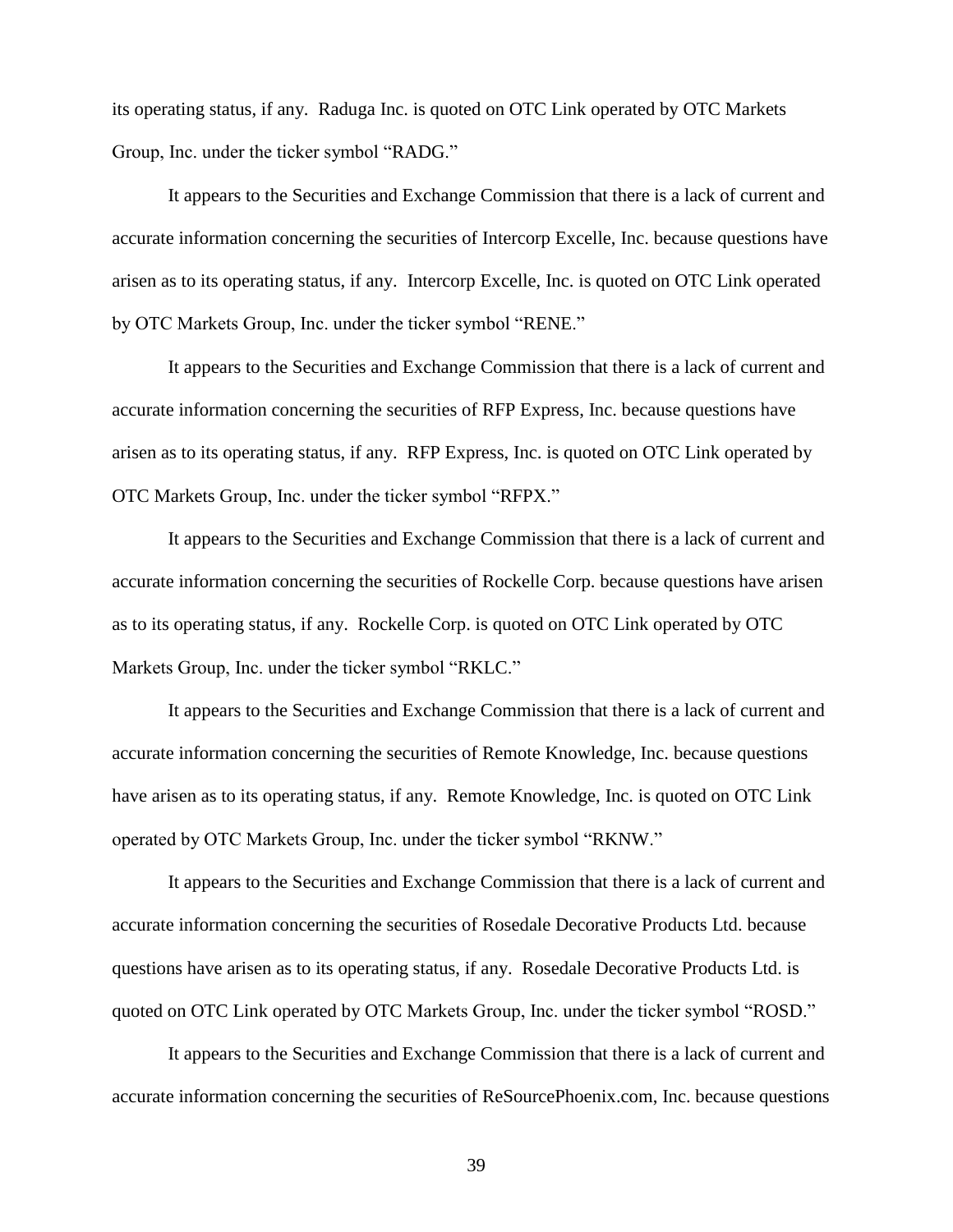its operating status, if any. Raduga Inc. is quoted on OTC Link operated by OTC Markets Group, Inc. under the ticker symbol “RADG.”

It appears to the Securities and Exchange Commission that there is a lack of current and accurate information concerning the securities of Intercorp Excelle, Inc. because questions have arisen as to its operating status, if any. Intercorp Excelle, Inc. is quoted on OTC Link operated by OTC Markets Group, Inc. under the ticker symbol “RENE.”

It appears to the Securities and Exchange Commission that there is a lack of current and accurate information concerning the securities of RFP Express, Inc. because questions have arisen as to its operating status, if any. RFP Express, Inc. is quoted on OTC Link operated by OTC Markets Group, Inc. under the ticker symbol “RFPX.”

It appears to the Securities and Exchange Commission that there is a lack of current and accurate information concerning the securities of Rockelle Corp. because questions have arisen as to its operating status, if any. Rockelle Corp. is quoted on OTC Link operated by OTC Markets Group, Inc. under the ticker symbol “RKLC.”

It appears to the Securities and Exchange Commission that there is a lack of current and accurate information concerning the securities of Remote Knowledge, Inc. because questions have arisen as to its operating status, if any. Remote Knowledge, Inc. is quoted on OTC Link operated by OTC Markets Group, Inc. under the ticker symbol “RKNW.”

It appears to the Securities and Exchange Commission that there is a lack of current and accurate information concerning the securities of Rosedale Decorative Products Ltd. because questions have arisen as to its operating status, if any. Rosedale Decorative Products Ltd. is quoted on OTC Link operated by OTC Markets Group, Inc. under the ticker symbol “ROSD.”

It appears to the Securities and Exchange Commission that there is a lack of current and accurate information concerning the securities of ReSourcePhoenix.com, Inc. because questions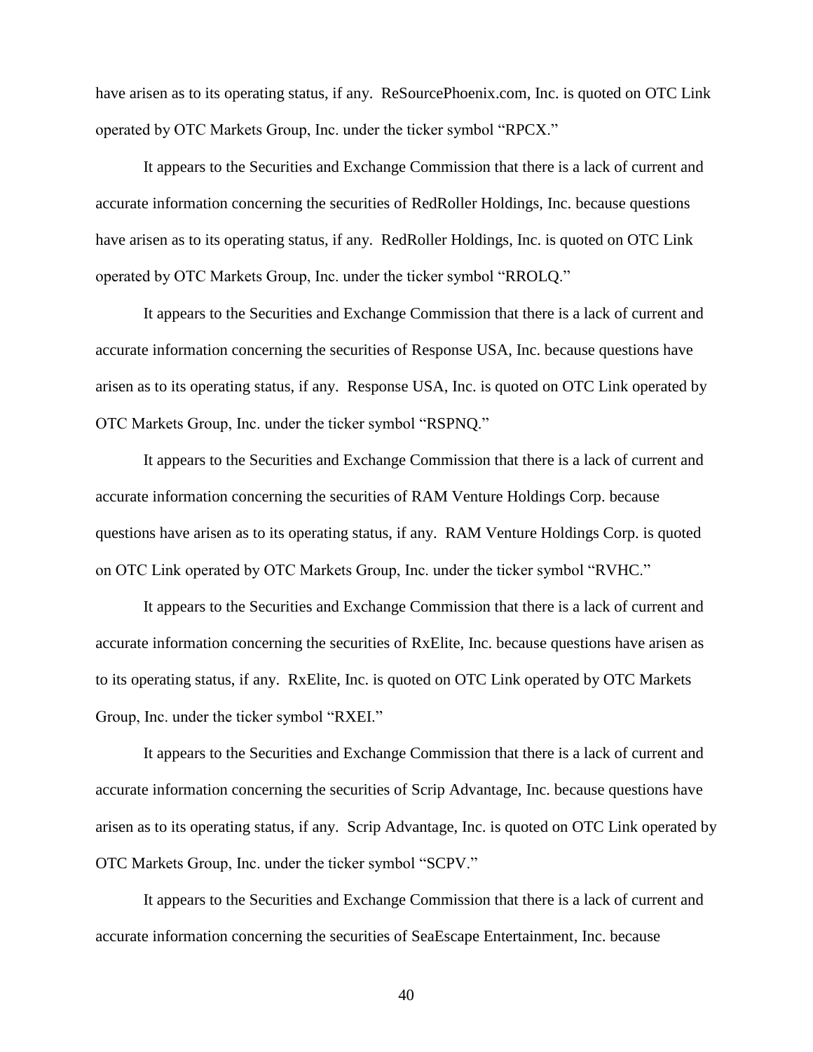have arisen as to its operating status, if any. ReSourcePhoenix.com, Inc. is quoted on OTC Link operated by OTC Markets Group, Inc. under the ticker symbol "RPCX."

It appears to the Securities and Exchange Commission that there is a lack of current and accurate information concerning the securities of RedRoller Holdings, Inc. because questions have arisen as to its operating status, if any. RedRoller Holdings, Inc. is quoted on OTC Link operated by OTC Markets Group, Inc. under the ticker symbol "RROLQ."

It appears to the Securities and Exchange Commission that there is a lack of current and accurate information concerning the securities of Response USA, Inc. because questions have arisen as to its operating status, if any. Response USA, Inc. is quoted on OTC Link operated by OTC Markets Group, Inc. under the ticker symbol "RSPNQ."

It appears to the Securities and Exchange Commission that there is a lack of current and accurate information concerning the securities of RAM Venture Holdings Corp. because questions have arisen as to its operating status, if any. RAM Venture Holdings Corp. is quoted on OTC Link operated by OTC Markets Group, Inc. under the ticker symbol "RVHC."

It appears to the Securities and Exchange Commission that there is a lack of current and accurate information concerning the securities of RxElite, Inc. because questions have arisen as to its operating status, if any. RxElite, Inc. is quoted on OTC Link operated by OTC Markets Group, Inc. under the ticker symbol "RXEI."

It appears to the Securities and Exchange Commission that there is a lack of current and accurate information concerning the securities of Scrip Advantage, Inc. because questions have arisen as to its operating status, if any. Scrip Advantage, Inc. is quoted on OTC Link operated by OTC Markets Group, Inc. under the ticker symbol "SCPV."

It appears to the Securities and Exchange Commission that there is a lack of current and accurate information concerning the securities of SeaEscape Entertainment, Inc. because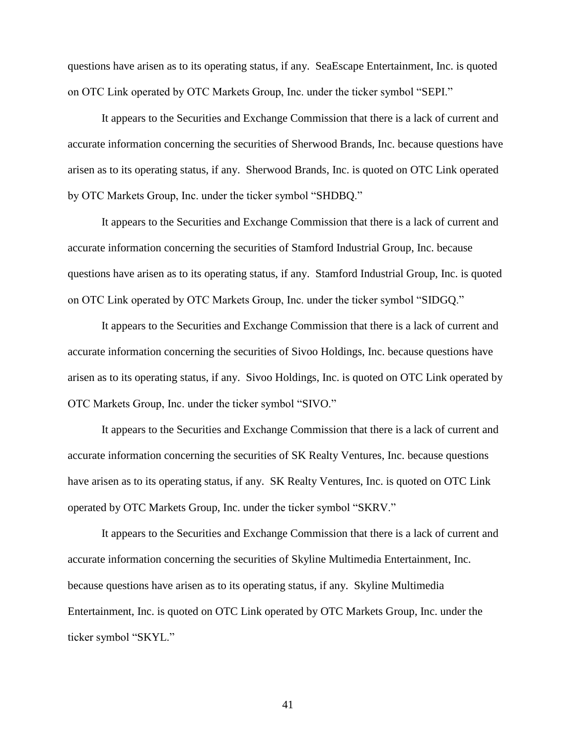questions have arisen as to its operating status, if any. SeaEscape Entertainment, Inc. is quoted on OTC Link operated by OTC Markets Group, Inc. under the ticker symbol "SEPI."

It appears to the Securities and Exchange Commission that there is a lack of current and accurate information concerning the securities of Sherwood Brands, Inc. because questions have arisen as to its operating status, if any. Sherwood Brands, Inc. is quoted on OTC Link operated by OTC Markets Group, Inc. under the ticker symbol "SHDBQ."

It appears to the Securities and Exchange Commission that there is a lack of current and accurate information concerning the securities of Stamford Industrial Group, Inc. because questions have arisen as to its operating status, if any. Stamford Industrial Group, Inc. is quoted on OTC Link operated by OTC Markets Group, Inc. under the ticker symbol "SIDGQ."

It appears to the Securities and Exchange Commission that there is a lack of current and accurate information concerning the securities of Sivoo Holdings, Inc. because questions have arisen as to its operating status, if any. Sivoo Holdings, Inc. is quoted on OTC Link operated by OTC Markets Group, Inc. under the ticker symbol "SIVO."

It appears to the Securities and Exchange Commission that there is a lack of current and accurate information concerning the securities of SK Realty Ventures, Inc. because questions have arisen as to its operating status, if any. SK Realty Ventures, Inc. is quoted on OTC Link operated by OTC Markets Group, Inc. under the ticker symbol "SKRV."

It appears to the Securities and Exchange Commission that there is a lack of current and accurate information concerning the securities of Skyline Multimedia Entertainment, Inc. because questions have arisen as to its operating status, if any. Skyline Multimedia Entertainment, Inc. is quoted on OTC Link operated by OTC Markets Group, Inc. under the ticker symbol "SKYL."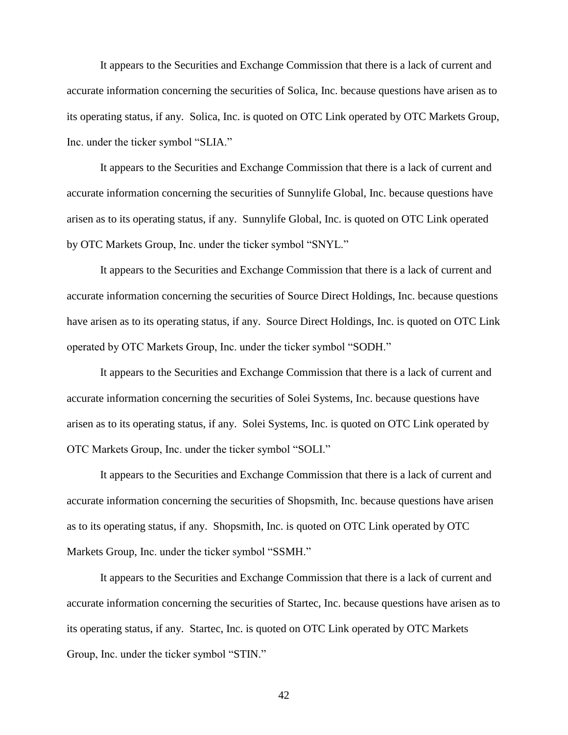It appears to the Securities and Exchange Commission that there is a lack of current and accurate information concerning the securities of Solica, Inc. because questions have arisen as to its operating status, if any. Solica, Inc. is quoted on OTC Link operated by OTC Markets Group, Inc. under the ticker symbol "SLIA."

It appears to the Securities and Exchange Commission that there is a lack of current and accurate information concerning the securities of Sunnylife Global, Inc. because questions have arisen as to its operating status, if any. Sunnylife Global, Inc. is quoted on OTC Link operated by OTC Markets Group, Inc. under the ticker symbol "SNYL."

It appears to the Securities and Exchange Commission that there is a lack of current and accurate information concerning the securities of Source Direct Holdings, Inc. because questions have arisen as to its operating status, if any. Source Direct Holdings, Inc. is quoted on OTC Link operated by OTC Markets Group, Inc. under the ticker symbol "SODH."

It appears to the Securities and Exchange Commission that there is a lack of current and accurate information concerning the securities of Solei Systems, Inc. because questions have arisen as to its operating status, if any. Solei Systems, Inc. is quoted on OTC Link operated by OTC Markets Group, Inc. under the ticker symbol "SOLI."

It appears to the Securities and Exchange Commission that there is a lack of current and accurate information concerning the securities of Shopsmith, Inc. because questions have arisen as to its operating status, if any. Shopsmith, Inc. is quoted on OTC Link operated by OTC Markets Group, Inc. under the ticker symbol "SSMH."

It appears to the Securities and Exchange Commission that there is a lack of current and accurate information concerning the securities of Startec, Inc. because questions have arisen as to its operating status, if any. Startec, Inc. is quoted on OTC Link operated by OTC Markets Group, Inc. under the ticker symbol "STIN."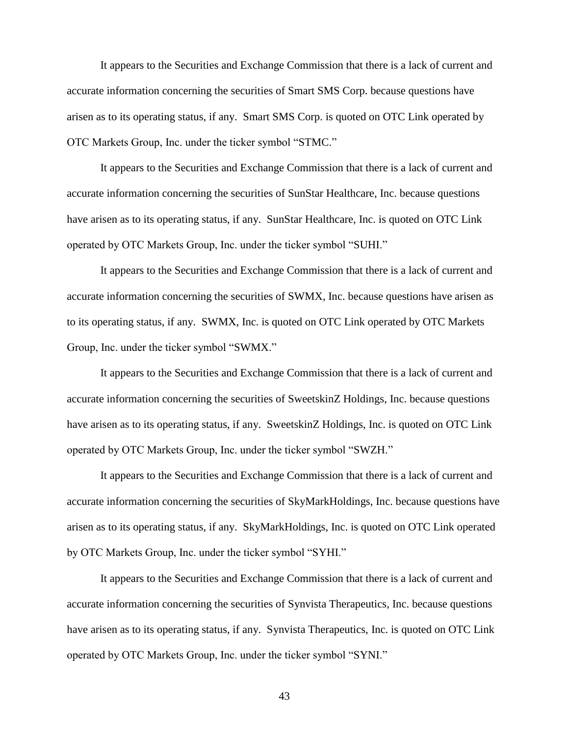It appears to the Securities and Exchange Commission that there is a lack of current and accurate information concerning the securities of Smart SMS Corp. because questions have arisen as to its operating status, if any. Smart SMS Corp. is quoted on OTC Link operated by OTC Markets Group, Inc. under the ticker symbol "STMC."

It appears to the Securities and Exchange Commission that there is a lack of current and accurate information concerning the securities of SunStar Healthcare, Inc. because questions have arisen as to its operating status, if any. SunStar Healthcare, Inc. is quoted on OTC Link operated by OTC Markets Group, Inc. under the ticker symbol "SUHI."

It appears to the Securities and Exchange Commission that there is a lack of current and accurate information concerning the securities of SWMX, Inc. because questions have arisen as to its operating status, if any. SWMX, Inc. is quoted on OTC Link operated by OTC Markets Group, Inc. under the ticker symbol "SWMX."

It appears to the Securities and Exchange Commission that there is a lack of current and accurate information concerning the securities of SweetskinZ Holdings, Inc. because questions have arisen as to its operating status, if any. SweetskinZ Holdings, Inc. is quoted on OTC Link operated by OTC Markets Group, Inc. under the ticker symbol "SWZH."

It appears to the Securities and Exchange Commission that there is a lack of current and accurate information concerning the securities of SkyMarkHoldings, Inc. because questions have arisen as to its operating status, if any. SkyMarkHoldings, Inc. is quoted on OTC Link operated by OTC Markets Group, Inc. under the ticker symbol "SYHI."

It appears to the Securities and Exchange Commission that there is a lack of current and accurate information concerning the securities of Synvista Therapeutics, Inc. because questions have arisen as to its operating status, if any. Synvista Therapeutics, Inc. is quoted on OTC Link operated by OTC Markets Group, Inc. under the ticker symbol "SYNI."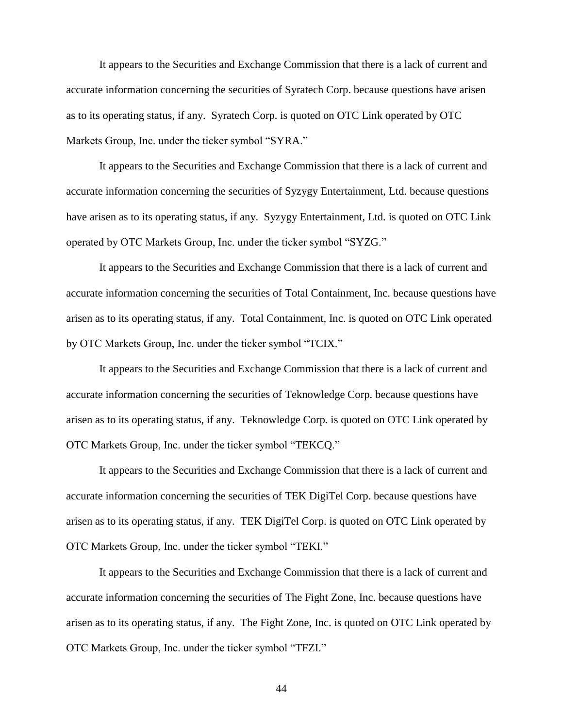It appears to the Securities and Exchange Commission that there is a lack of current and accurate information concerning the securities of Syratech Corp. because questions have arisen as to its operating status, if any. Syratech Corp. is quoted on OTC Link operated by OTC Markets Group, Inc. under the ticker symbol "SYRA."

It appears to the Securities and Exchange Commission that there is a lack of current and accurate information concerning the securities of Syzygy Entertainment, Ltd. because questions have arisen as to its operating status, if any. Syzygy Entertainment, Ltd. is quoted on OTC Link operated by OTC Markets Group, Inc. under the ticker symbol "SYZG."

It appears to the Securities and Exchange Commission that there is a lack of current and accurate information concerning the securities of Total Containment, Inc. because questions have arisen as to its operating status, if any. Total Containment, Inc. is quoted on OTC Link operated by OTC Markets Group, Inc. under the ticker symbol "TCIX."

It appears to the Securities and Exchange Commission that there is a lack of current and accurate information concerning the securities of Teknowledge Corp. because questions have arisen as to its operating status, if any. Teknowledge Corp. is quoted on OTC Link operated by OTC Markets Group, Inc. under the ticker symbol "TEKCQ."

It appears to the Securities and Exchange Commission that there is a lack of current and accurate information concerning the securities of TEK DigiTel Corp. because questions have arisen as to its operating status, if any. TEK DigiTel Corp. is quoted on OTC Link operated by OTC Markets Group, Inc. under the ticker symbol "TEKI."

It appears to the Securities and Exchange Commission that there is a lack of current and accurate information concerning the securities of The Fight Zone, Inc. because questions have arisen as to its operating status, if any. The Fight Zone, Inc. is quoted on OTC Link operated by OTC Markets Group, Inc. under the ticker symbol "TFZI."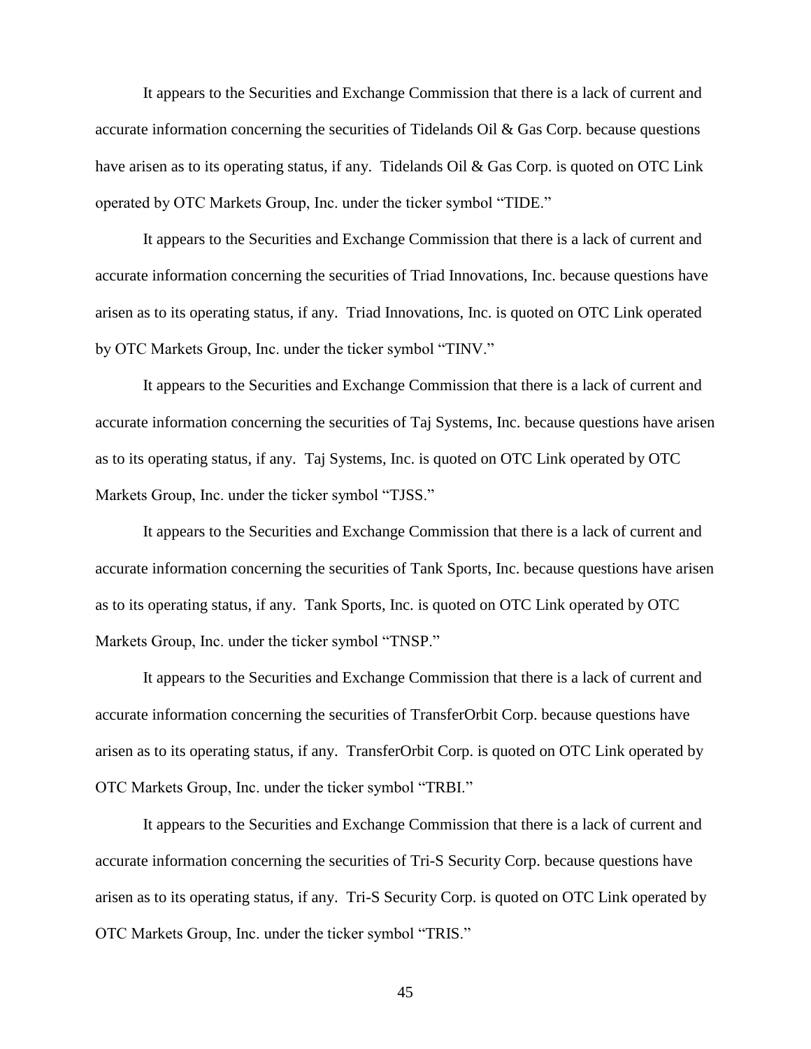It appears to the Securities and Exchange Commission that there is a lack of current and accurate information concerning the securities of Tidelands Oil & Gas Corp. because questions have arisen as to its operating status, if any. Tidelands Oil & Gas Corp. is quoted on OTC Link operated by OTC Markets Group, Inc. under the ticker symbol "TIDE."

It appears to the Securities and Exchange Commission that there is a lack of current and accurate information concerning the securities of Triad Innovations, Inc. because questions have arisen as to its operating status, if any. Triad Innovations, Inc. is quoted on OTC Link operated by OTC Markets Group, Inc. under the ticker symbol "TINV."

It appears to the Securities and Exchange Commission that there is a lack of current and accurate information concerning the securities of Taj Systems, Inc. because questions have arisen as to its operating status, if any. Taj Systems, Inc. is quoted on OTC Link operated by OTC Markets Group, Inc. under the ticker symbol "TJSS."

It appears to the Securities and Exchange Commission that there is a lack of current and accurate information concerning the securities of Tank Sports, Inc. because questions have arisen as to its operating status, if any. Tank Sports, Inc. is quoted on OTC Link operated by OTC Markets Group, Inc. under the ticker symbol "TNSP."

It appears to the Securities and Exchange Commission that there is a lack of current and accurate information concerning the securities of TransferOrbit Corp. because questions have arisen as to its operating status, if any. TransferOrbit Corp. is quoted on OTC Link operated by OTC Markets Group, Inc. under the ticker symbol "TRBI."

It appears to the Securities and Exchange Commission that there is a lack of current and accurate information concerning the securities of Tri-S Security Corp. because questions have arisen as to its operating status, if any. Tri-S Security Corp. is quoted on OTC Link operated by OTC Markets Group, Inc. under the ticker symbol "TRIS."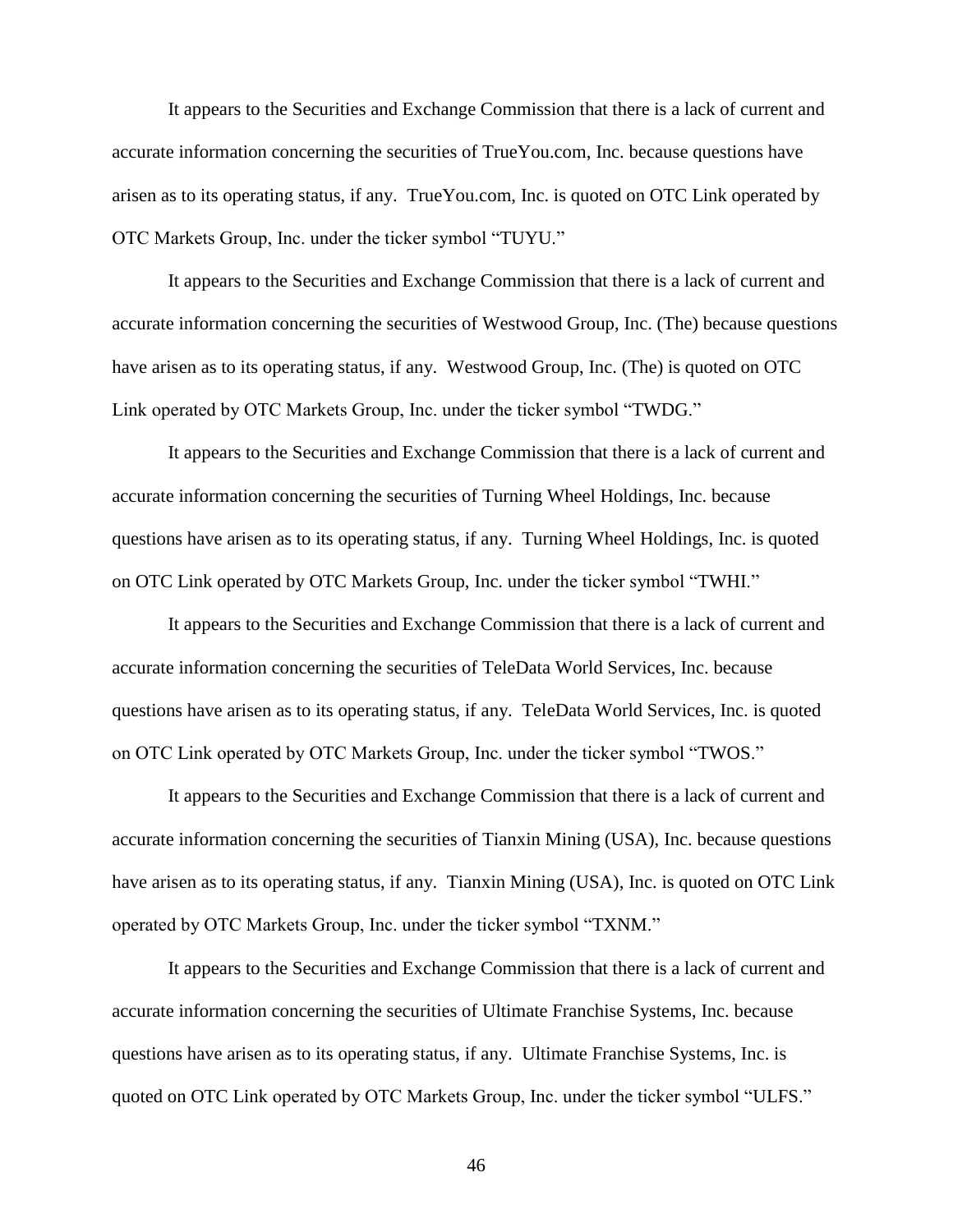It appears to the Securities and Exchange Commission that there is a lack of current and accurate information concerning the securities of TrueYou.com, Inc. because questions have arisen as to its operating status, if any. TrueYou.com, Inc. is quoted on OTC Link operated by OTC Markets Group, Inc. under the ticker symbol "TUYU."

It appears to the Securities and Exchange Commission that there is a lack of current and accurate information concerning the securities of Westwood Group, Inc. (The) because questions have arisen as to its operating status, if any. Westwood Group, Inc. (The) is quoted on OTC Link operated by OTC Markets Group, Inc. under the ticker symbol "TWDG."

It appears to the Securities and Exchange Commission that there is a lack of current and accurate information concerning the securities of Turning Wheel Holdings, Inc. because questions have arisen as to its operating status, if any. Turning Wheel Holdings, Inc. is quoted on OTC Link operated by OTC Markets Group, Inc. under the ticker symbol "TWHI."

It appears to the Securities and Exchange Commission that there is a lack of current and accurate information concerning the securities of TeleData World Services, Inc. because questions have arisen as to its operating status, if any. TeleData World Services, Inc. is quoted on OTC Link operated by OTC Markets Group, Inc. under the ticker symbol "TWOS."

It appears to the Securities and Exchange Commission that there is a lack of current and accurate information concerning the securities of Tianxin Mining (USA), Inc. because questions have arisen as to its operating status, if any. Tianxin Mining (USA), Inc. is quoted on OTC Link operated by OTC Markets Group, Inc. under the ticker symbol "TXNM."

It appears to the Securities and Exchange Commission that there is a lack of current and accurate information concerning the securities of Ultimate Franchise Systems, Inc. because questions have arisen as to its operating status, if any. Ultimate Franchise Systems, Inc. is quoted on OTC Link operated by OTC Markets Group, Inc. under the ticker symbol "ULFS."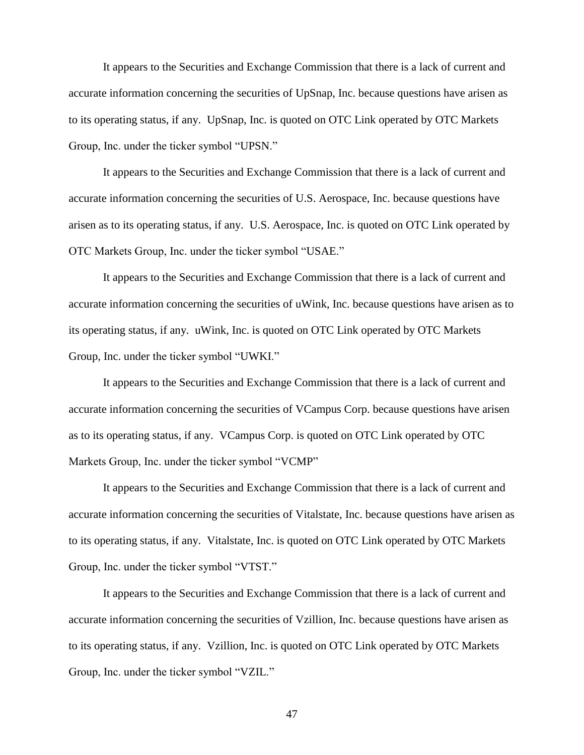It appears to the Securities and Exchange Commission that there is a lack of current and accurate information concerning the securities of UpSnap, Inc. because questions have arisen as to its operating status, if any. UpSnap, Inc. is quoted on OTC Link operated by OTC Markets Group, Inc. under the ticker symbol "UPSN."

It appears to the Securities and Exchange Commission that there is a lack of current and accurate information concerning the securities of U.S. Aerospace, Inc. because questions have arisen as to its operating status, if any. U.S. Aerospace, Inc. is quoted on OTC Link operated by OTC Markets Group, Inc. under the ticker symbol "USAE."

It appears to the Securities and Exchange Commission that there is a lack of current and accurate information concerning the securities of uWink, Inc. because questions have arisen as to its operating status, if any. uWink, Inc. is quoted on OTC Link operated by OTC Markets Group, Inc. under the ticker symbol "UWKI."

It appears to the Securities and Exchange Commission that there is a lack of current and accurate information concerning the securities of VCampus Corp. because questions have arisen as to its operating status, if any. VCampus Corp. is quoted on OTC Link operated by OTC Markets Group, Inc. under the ticker symbol "VCMP"

It appears to the Securities and Exchange Commission that there is a lack of current and accurate information concerning the securities of Vitalstate, Inc. because questions have arisen as to its operating status, if any. Vitalstate, Inc. is quoted on OTC Link operated by OTC Markets Group, Inc. under the ticker symbol "VTST."

It appears to the Securities and Exchange Commission that there is a lack of current and accurate information concerning the securities of Vzillion, Inc. because questions have arisen as to its operating status, if any. Vzillion, Inc. is quoted on OTC Link operated by OTC Markets Group, Inc. under the ticker symbol "VZIL."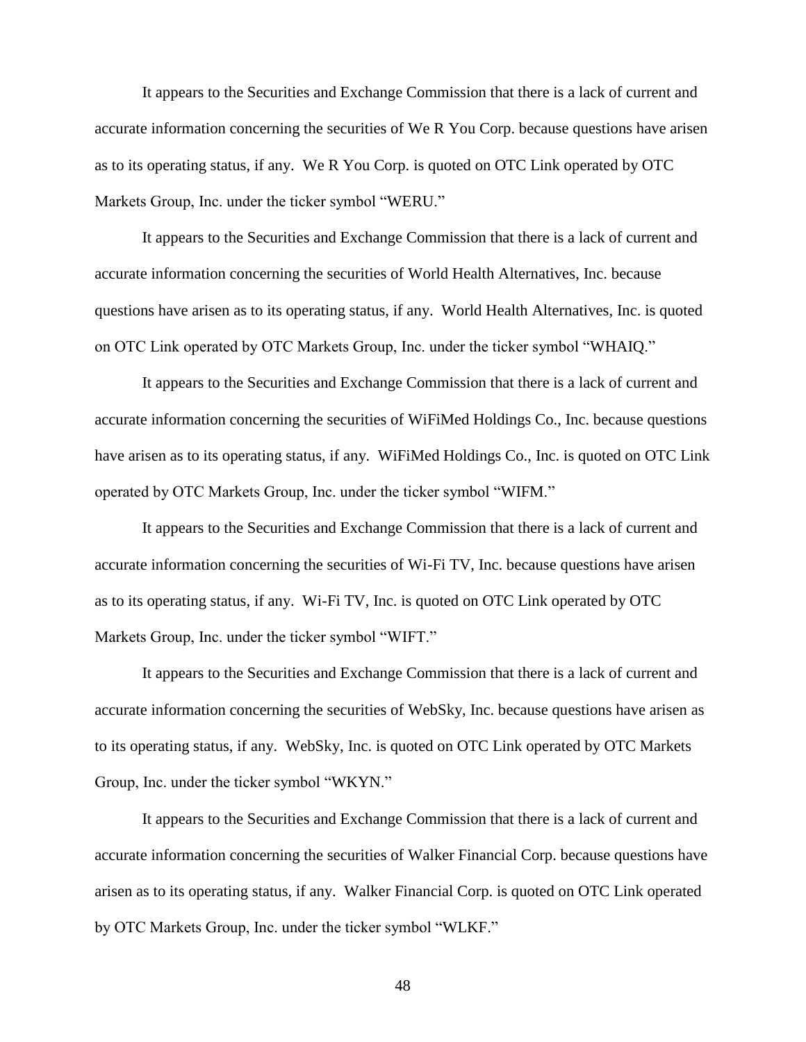It appears to the Securities and Exchange Commission that there is a lack of current and accurate information concerning the securities of We R You Corp. because questions have arisen as to its operating status, if any. We R You Corp. is quoted on OTC Link operated by OTC Markets Group, Inc. under the ticker symbol "WERU."

It appears to the Securities and Exchange Commission that there is a lack of current and accurate information concerning the securities of World Health Alternatives, Inc. because questions have arisen as to its operating status, if any. World Health Alternatives, Inc. is quoted on OTC Link operated by OTC Markets Group, Inc. under the ticker symbol "WHAIQ."

It appears to the Securities and Exchange Commission that there is a lack of current and accurate information concerning the securities of WiFiMed Holdings Co., Inc. because questions have arisen as to its operating status, if any. WiFiMed Holdings Co., Inc. is quoted on OTC Link operated by OTC Markets Group, Inc. under the ticker symbol "WIFM."

It appears to the Securities and Exchange Commission that there is a lack of current and accurate information concerning the securities of Wi-Fi TV, Inc. because questions have arisen as to its operating status, if any. Wi-Fi TV, Inc. is quoted on OTC Link operated by OTC Markets Group, Inc. under the ticker symbol "WIFT."

It appears to the Securities and Exchange Commission that there is a lack of current and accurate information concerning the securities of WebSky, Inc. because questions have arisen as to its operating status, if any. WebSky, Inc. is quoted on OTC Link operated by OTC Markets Group, Inc. under the ticker symbol "WKYN."

It appears to the Securities and Exchange Commission that there is a lack of current and accurate information concerning the securities of Walker Financial Corp. because questions have arisen as to its operating status, if any. Walker Financial Corp. is quoted on OTC Link operated by OTC Markets Group, Inc. under the ticker symbol "WLKF."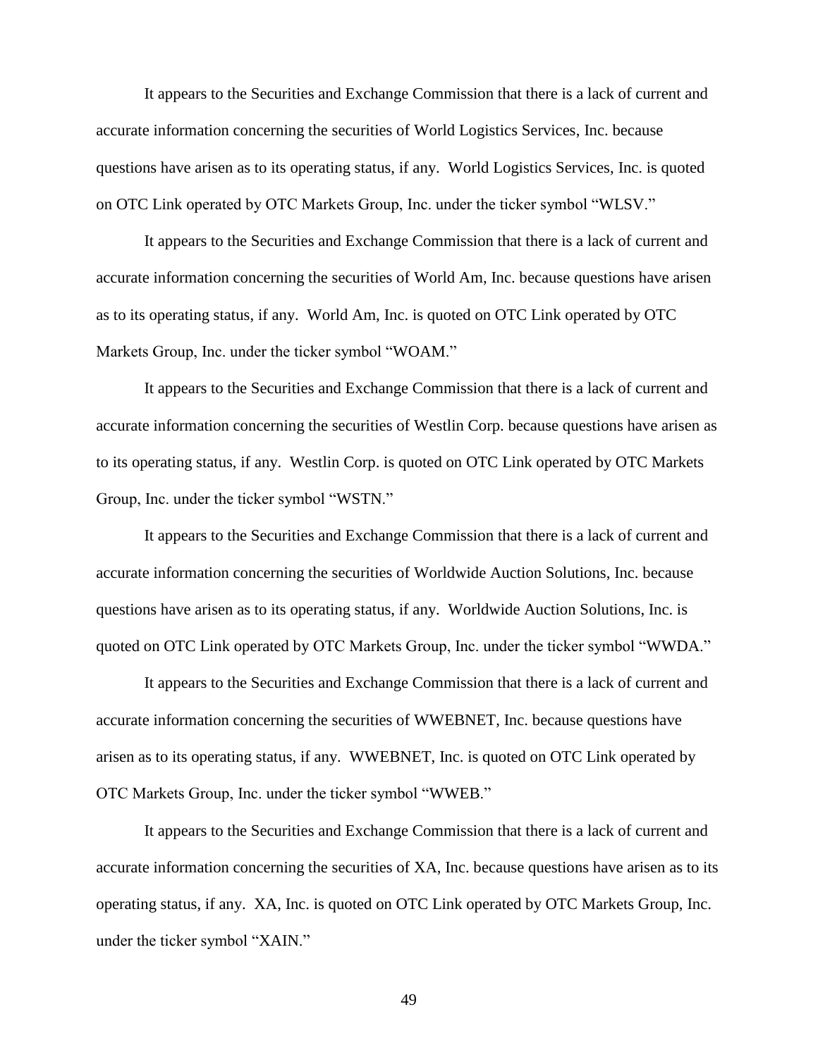It appears to the Securities and Exchange Commission that there is a lack of current and accurate information concerning the securities of World Logistics Services, Inc. because questions have arisen as to its operating status, if any. World Logistics Services, Inc. is quoted on OTC Link operated by OTC Markets Group, Inc. under the ticker symbol "WLSV."

It appears to the Securities and Exchange Commission that there is a lack of current and accurate information concerning the securities of World Am, Inc. because questions have arisen as to its operating status, if any. World Am, Inc. is quoted on OTC Link operated by OTC Markets Group, Inc. under the ticker symbol "WOAM."

It appears to the Securities and Exchange Commission that there is a lack of current and accurate information concerning the securities of Westlin Corp. because questions have arisen as to its operating status, if any. Westlin Corp. is quoted on OTC Link operated by OTC Markets Group, Inc. under the ticker symbol "WSTN."

It appears to the Securities and Exchange Commission that there is a lack of current and accurate information concerning the securities of Worldwide Auction Solutions, Inc. because questions have arisen as to its operating status, if any. Worldwide Auction Solutions, Inc. is quoted on OTC Link operated by OTC Markets Group, Inc. under the ticker symbol "WWDA."

It appears to the Securities and Exchange Commission that there is a lack of current and accurate information concerning the securities of WWEBNET, Inc. because questions have arisen as to its operating status, if any. WWEBNET, Inc. is quoted on OTC Link operated by OTC Markets Group, Inc. under the ticker symbol "WWEB."

It appears to the Securities and Exchange Commission that there is a lack of current and accurate information concerning the securities of XA, Inc. because questions have arisen as to its operating status, if any. XA, Inc. is quoted on OTC Link operated by OTC Markets Group, Inc. under the ticker symbol "XAIN."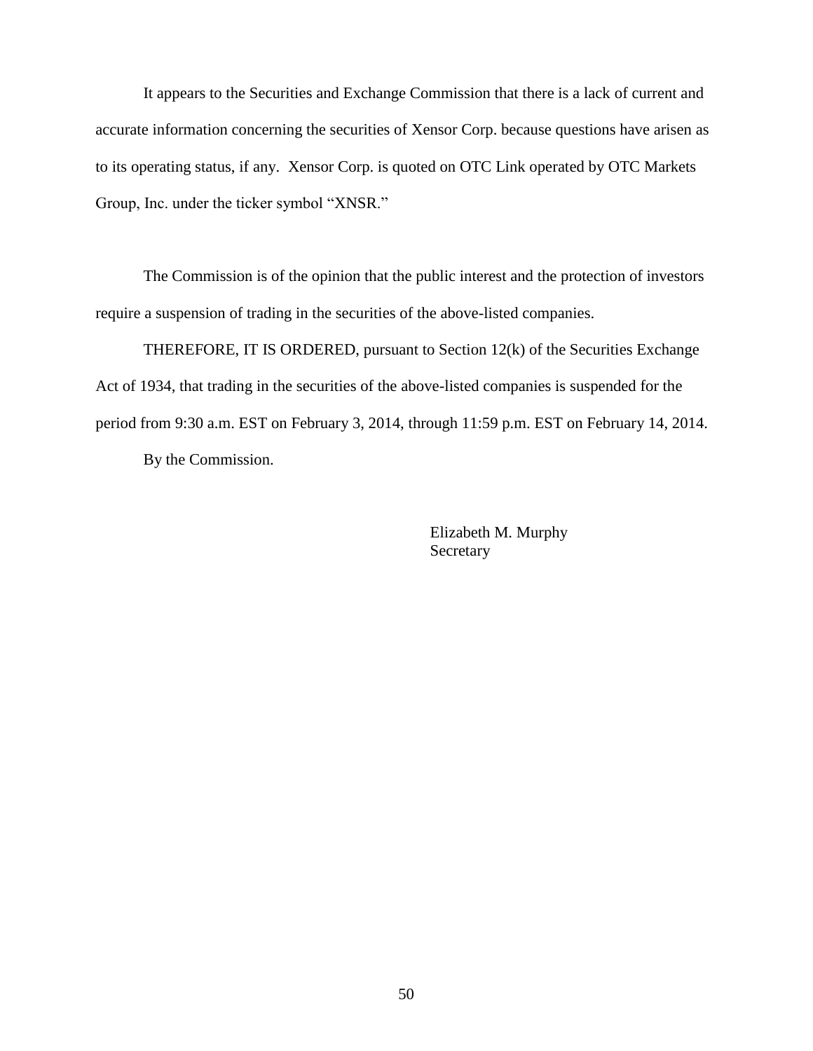It appears to the Securities and Exchange Commission that there is a lack of current and accurate information concerning the securities of Xensor Corp. because questions have arisen as to its operating status, if any. Xensor Corp. is quoted on OTC Link operated by OTC Markets Group, Inc. under the ticker symbol “XNSR.”

The Commission is of the opinion that the public interest and the protection of investors require a suspension of trading in the securities of the above-listed companies.

THEREFORE, IT IS ORDERED, pursuant to Section 12(k) of the Securities Exchange Act of 1934, that trading in the securities of the above-listed companies is suspended for the period from 9:30 a.m. EST on February 3, 2014, through 11:59 p.m. EST on February 14, 2014.

By the Commission.

Elizabeth M. Murphy
Secretary